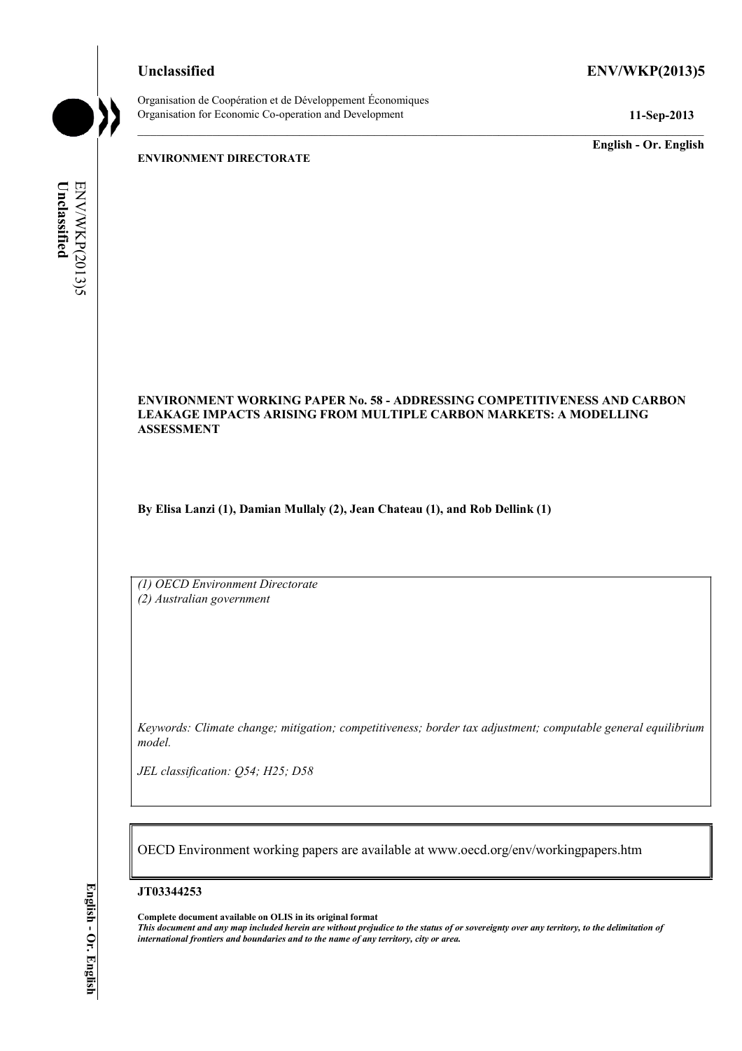Unclassified ENV/WKP(2013)5

Organisation de Coopération et de Développement Économiques
Organisation for Economic Co-operation and Development

11-Sep-2013

English - Or. English

**ENVIRONMENT DIRECTORATE**

**ENVIRONMENT WORKING PAPER No. 58 - ADDRESSING COMPETITIVENESS AND CARBON LEAKAGE IMPACTS ARISING FROM MULTIPLE CARBON MARKETS: A MODELLING ASSESSMENT**

**By Elisa Lanzi (1), Damian Mullaly (2), Jean Chateau (1), and Rob Dellink (1)**

*(1) OECD Environment Directorate*
*(2) Australian government*

*Keywords: Climate change; mitigation; competitiveness; border tax adjustment; computable general equilibrium model.*

*JEL classification: Q54; H25; D58*

OECD Environment working papers are available at www.oecd.org/env/workingpapers.htm

**JT03344253**

**Complete document available on OLIS in its original format**
***This document and any map included herein are without prejudice to the status of or sovereignty over any territory, to the delimitation of international frontiers and boundaries and to the name of any territory, city or area.***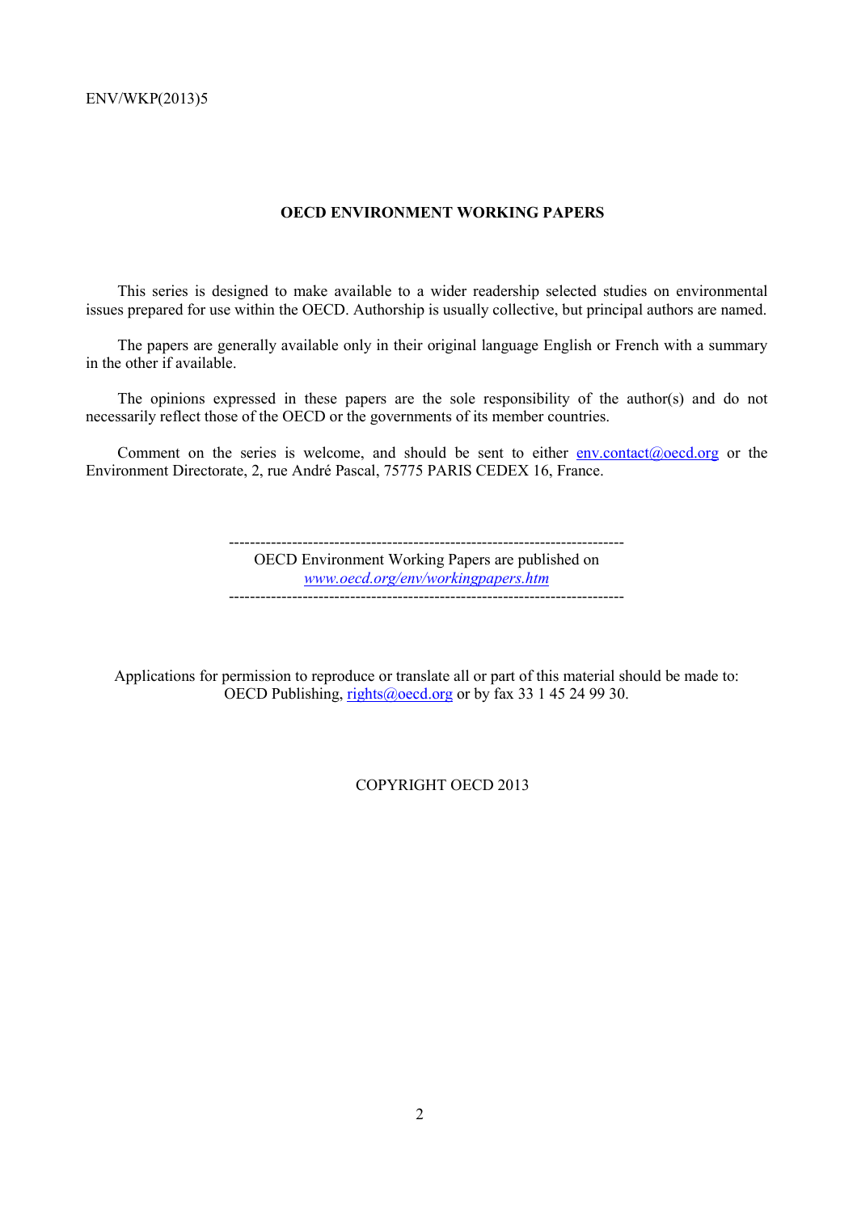ENV/WKP(2013)5

**OECD ENVIRONMENT WORKING PAPERS**

This series is designed to make available to a wider readership selected studies on environmental issues prepared for use within the OECD. Authorship is usually collective, but principal authors are named.

The papers are generally available only in their original language English or French with a summary in the other if available.

The opinions expressed in these papers are the sole responsibility of the author(s) and do not necessarily reflect those of the OECD or the governments of its member countries.

Comment on the series is welcome, and should be sent to either env.contact@oecd.org or the Environment Directorate, 2, rue André Pascal, 75775 PARIS CEDEX 16, France.

---

OECD Environment Working Papers are published on *www.oecd.org/env/workingpapers.htm*

---

Applications for permission to reproduce or translate all or part of this material should be made to: OECD Publishing, rights@oecd.org or by fax 33 1 45 24 99 30.

COPYRIGHT OECD 2013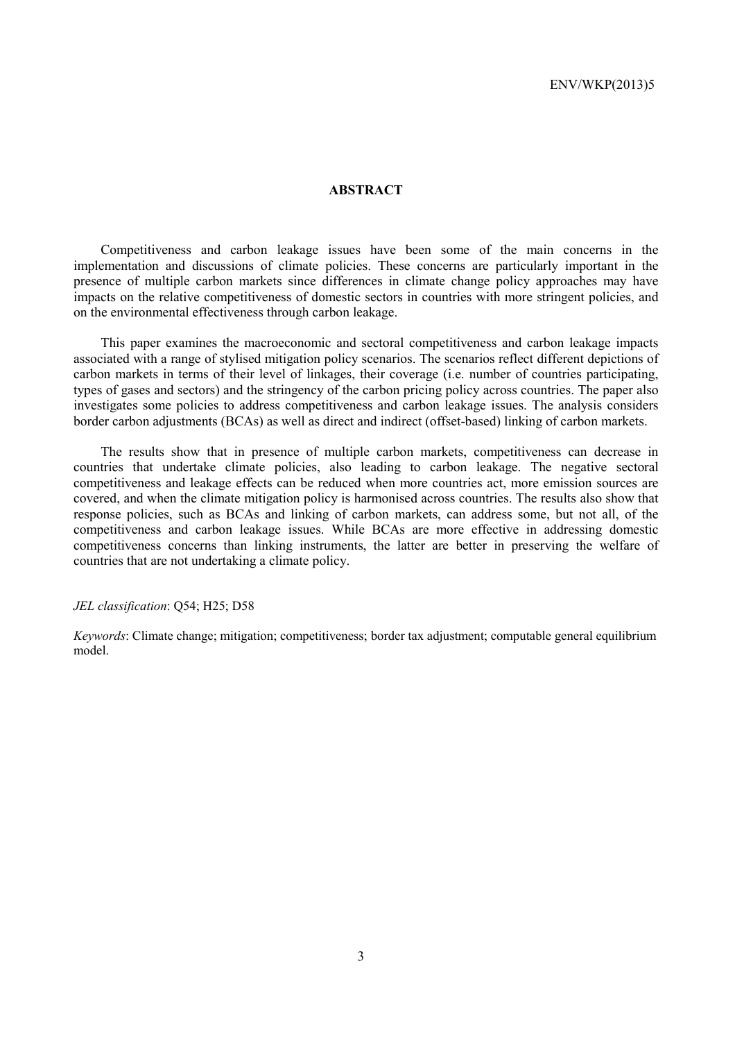## ABSTRACT

Competitiveness and carbon leakage issues have been some of the main concerns in the implementation and discussions of climate policies. These concerns are particularly important in the presence of multiple carbon markets since differences in climate change policy approaches may have impacts on the relative competitiveness of domestic sectors in countries with more stringent policies, and on the environmental effectiveness through carbon leakage.

This paper examines the macroeconomic and sectoral competitiveness and carbon leakage impacts associated with a range of stylised mitigation policy scenarios. The scenarios reflect different depictions of carbon markets in terms of their level of linkages, their coverage (i.e. number of countries participating, types of gases and sectors) and the stringency of the carbon pricing policy across countries. The paper also investigates some policies to address competitiveness and carbon leakage issues. The analysis considers border carbon adjustments (BCAs) as well as direct and indirect (offset-based) linking of carbon markets.

The results show that in presence of multiple carbon markets, competitiveness can decrease in countries that undertake climate policies, also leading to carbon leakage. The negative sectoral competitiveness and leakage effects can be reduced when more countries act, more emission sources are covered, and when the climate mitigation policy is harmonised across countries. The results also show that response policies, such as BCAs and linking of carbon markets, can address some, but not all, of the competitiveness and carbon leakage issues. While BCAs are more effective in addressing domestic competitiveness concerns than linking instruments, the latter are better in preserving the welfare of countries that are not undertaking a climate policy.

*JEL classification*: Q54; H25; D58

*Keywords*: Climate change; mitigation; competitiveness; border tax adjustment; computable general equilibrium model.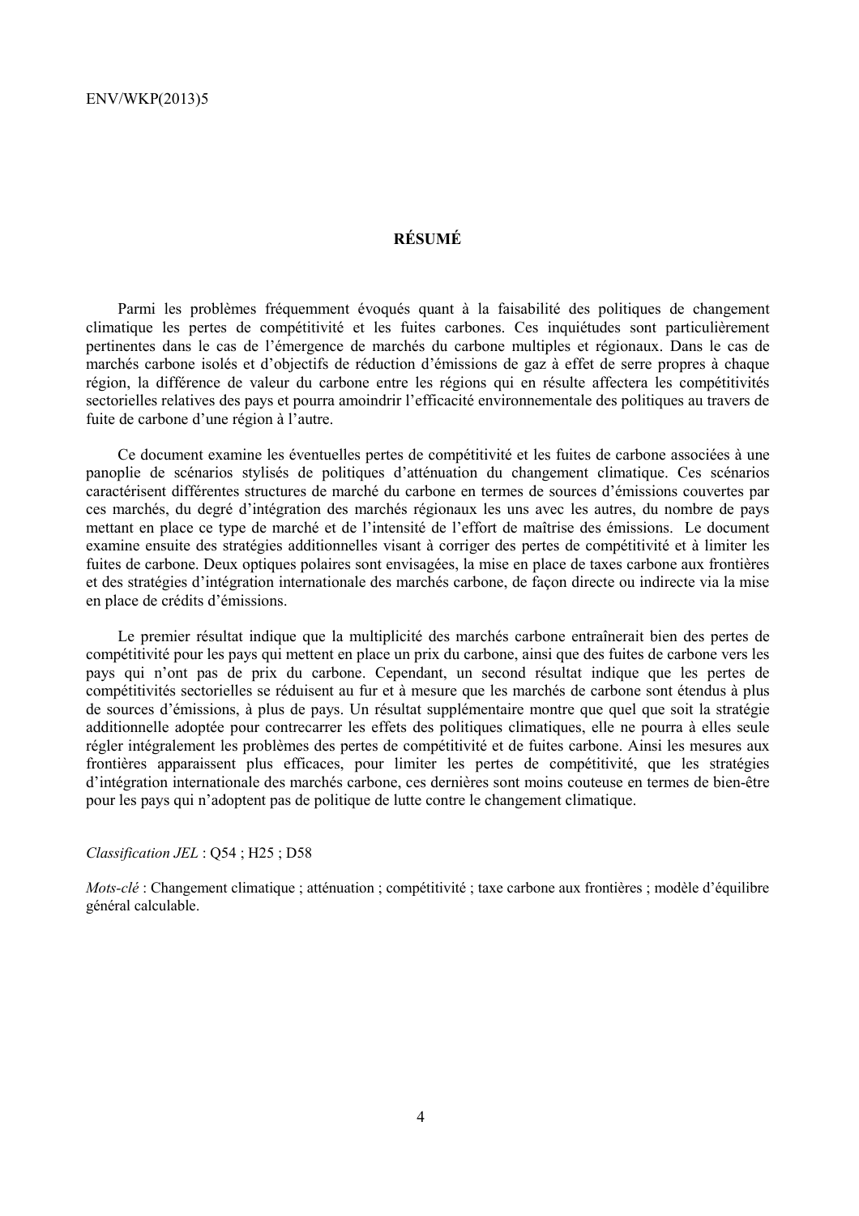## RÉSUMÉ

Parmi les problèmes fréquemment évoqués quant à la faisabilité des politiques de changement climatique les pertes de compétitivité et les fuites carbones. Ces inquiétudes sont particulièrement pertinentes dans le cas de l'émergence de marchés du carbone multiples et régionaux. Dans le cas de marchés carbone isolés et d'objectifs de réduction d'émissions de gaz à effet de serre propres à chaque région, la différence de valeur du carbone entre les régions qui en résulte affectera les compétitivités sectorielles relatives des pays et pourra amoindrir l'efficacité environnementale des politiques au travers de fuite de carbone d'une région à l'autre.

Ce document examine les éventuelles pertes de compétitivité et les fuites de carbone associées à une panoplie de scénarios stylisés de politiques d'atténuation du changement climatique. Ces scénarios caractérisent différentes structures de marché du carbone en termes de sources d'émissions couvertes par ces marchés, du degré d'intégration des marchés régionaux les uns avec les autres, du nombre de pays mettant en place ce type de marché et de l'intensité de l'effort de maîtrise des émissions. Le document examine ensuite des stratégies additionnelles visant à corriger des pertes de compétitivité et à limiter les fuites de carbone. Deux optiques polaires sont envisagées, la mise en place de taxes carbone aux frontières et des stratégies d'intégration internationale des marchés carbone, de façon directe ou indirecte via la mise en place de crédits d'émissions.

Le premier résultat indique que la multiplicité des marchés carbone entraînerait bien des pertes de compétitivité pour les pays qui mettent en place un prix du carbone, ainsi que des fuites de carbone vers les pays qui n'ont pas de prix du carbone. Cependant, un second résultat indique que les pertes de compétitivités sectorielles se réduisent au fur et à mesure que les marchés de carbone sont étendus à plus de sources d'émissions, à plus de pays. Un résultat supplémentaire montre que quel que soit la stratégie additionnelle adoptée pour contrecarrer les effets des politiques climatiques, elle ne pourra à elles seule régler intégralement les problèmes des pertes de compétitivité et de fuites carbone. Ainsi les mesures aux frontières apparaissent plus efficaces, pour limiter les pertes de compétitivité, que les stratégies d'intégration internationale des marchés carbone, ces dernières sont moins couteuse en termes de bien-être pour les pays qui n'adoptent pas de politique de lutte contre le changement climatique.

*Classification JEL* : Q54 ; H25 ; D58

*Mots-clé* : Changement climatique ; atténuation ; compétitivité ; taxe carbone aux frontières ; modèle d'équilibre général calculable.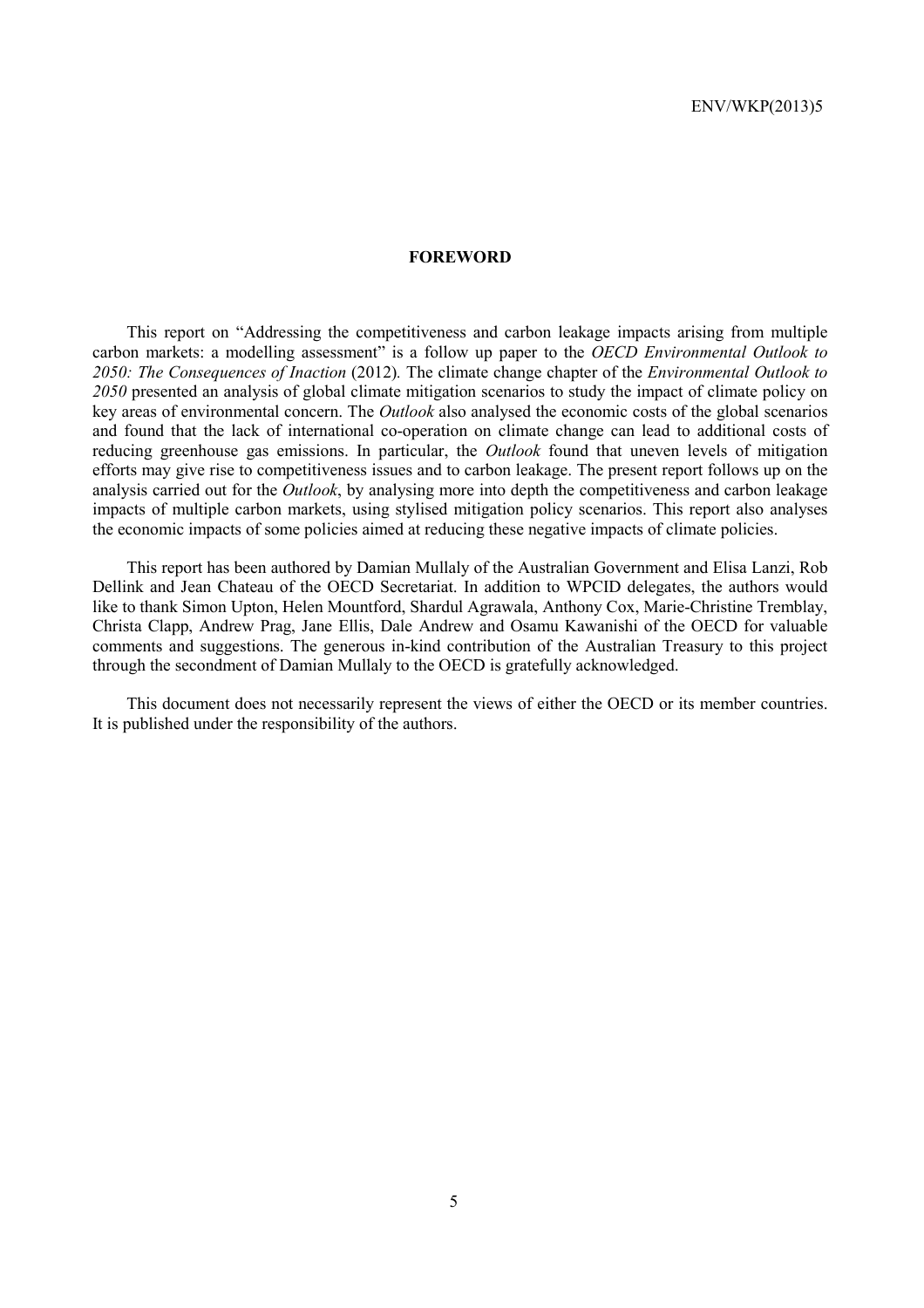# FOREWORD

This report on "Addressing the competitiveness and carbon leakage impacts arising from multiple carbon markets: a modelling assessment" is a follow up paper to the *OECD Environmental Outlook to 2050: The Consequences of Inaction* (2012). The climate change chapter of the *Environmental Outlook to 2050* presented an analysis of global climate mitigation scenarios to study the impact of climate policy on key areas of environmental concern. The *Outlook* also analysed the economic costs of the global scenarios and found that the lack of international co-operation on climate change can lead to additional costs of reducing greenhouse gas emissions. In particular, the *Outlook* found that uneven levels of mitigation efforts may give rise to competitiveness issues and to carbon leakage. The present report follows up on the analysis carried out for the *Outlook*, by analysing more into depth the competitiveness and carbon leakage impacts of multiple carbon markets, using stylised mitigation policy scenarios. This report also analyses the economic impacts of some policies aimed at reducing these negative impacts of climate policies.

This report has been authored by Damian Mullaly of the Australian Government and Elisa Lanzi, Rob Dellink and Jean Chateau of the OECD Secretariat. In addition to WPCID delegates, the authors would like to thank Simon Upton, Helen Mountford, Shardul Agrawala, Anthony Cox, Marie-Christine Tremblay, Christa Clapp, Andrew Prag, Jane Ellis, Dale Andrew and Osamu Kawanishi of the OECD for valuable comments and suggestions. The generous in-kind contribution of the Australian Treasury to this project through the secondment of Damian Mullaly to the OECD is gratefully acknowledged.

This document does not necessarily represent the views of either the OECD or its member countries. It is published under the responsibility of the authors.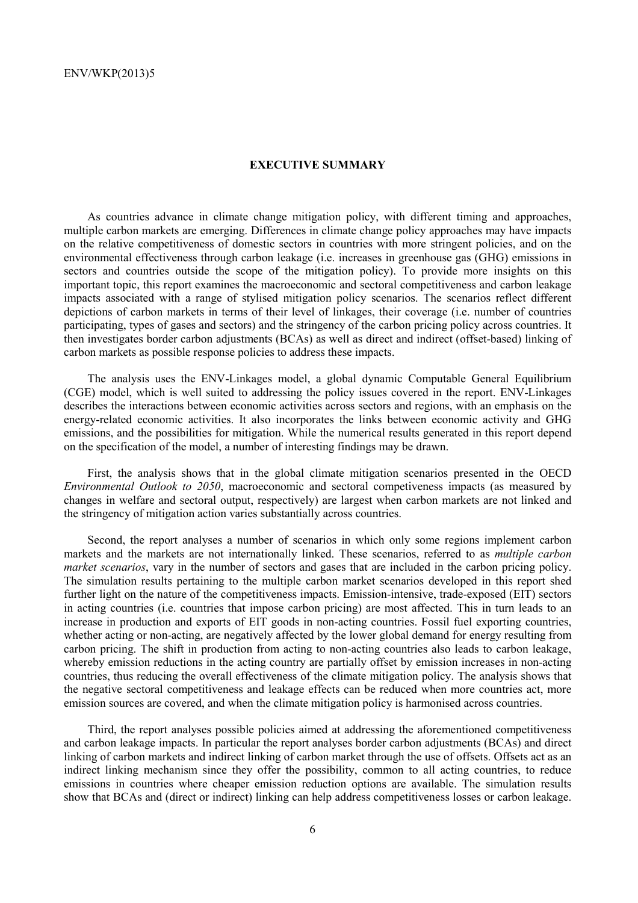## EXECUTIVE SUMMARY

As countries advance in climate change mitigation policy, with different timing and approaches, multiple carbon markets are emerging. Differences in climate change policy approaches may have impacts on the relative competitiveness of domestic sectors in countries with more stringent policies, and on the environmental effectiveness through carbon leakage (i.e. increases in greenhouse gas (GHG) emissions in sectors and countries outside the scope of the mitigation policy). To provide more insights on this important topic, this report examines the macroeconomic and sectoral competitiveness and carbon leakage impacts associated with a range of stylised mitigation policy scenarios. The scenarios reflect different depictions of carbon markets in terms of their level of linkages, their coverage (i.e. number of countries participating, types of gases and sectors) and the stringency of the carbon pricing policy across countries. It then investigates border carbon adjustments (BCAs) as well as direct and indirect (offset-based) linking of carbon markets as possible response policies to address these impacts.

The analysis uses the ENV-Linkages model, a global dynamic Computable General Equilibrium (CGE) model, which is well suited to addressing the policy issues covered in the report. ENV-Linkages describes the interactions between economic activities across sectors and regions, with an emphasis on the energy-related economic activities. It also incorporates the links between economic activity and GHG emissions, and the possibilities for mitigation. While the numerical results generated in this report depend on the specification of the model, a number of interesting findings may be drawn.

First, the analysis shows that in the global climate mitigation scenarios presented in the OECD *Environmental Outlook to 2050*, macroeconomic and sectoral competiveness impacts (as measured by changes in welfare and sectoral output, respectively) are largest when carbon markets are not linked and the stringency of mitigation action varies substantially across countries.

Second, the report analyses a number of scenarios in which only some regions implement carbon markets and the markets are not internationally linked. These scenarios, referred to as *multiple carbon market scenarios*, vary in the number of sectors and gases that are included in the carbon pricing policy. The simulation results pertaining to the multiple carbon market scenarios developed in this report shed further light on the nature of the competitiveness impacts. Emission-intensive, trade-exposed (EIT) sectors in acting countries (i.e. countries that impose carbon pricing) are most affected. This in turn leads to an increase in production and exports of EIT goods in non-acting countries. Fossil fuel exporting countries, whether acting or non-acting, are negatively affected by the lower global demand for energy resulting from carbon pricing. The shift in production from acting to non-acting countries also leads to carbon leakage, whereby emission reductions in the acting country are partially offset by emission increases in non-acting countries, thus reducing the overall effectiveness of the climate mitigation policy. The analysis shows that the negative sectoral competitiveness and leakage effects can be reduced when more countries act, more emission sources are covered, and when the climate mitigation policy is harmonised across countries.

Third, the report analyses possible policies aimed at addressing the aforementioned competitiveness and carbon leakage impacts. In particular the report analyses border carbon adjustments (BCAs) and direct linking of carbon markets and indirect linking of carbon market through the use of offsets. Offsets act as an indirect linking mechanism since they offer the possibility, common to all acting countries, to reduce emissions in countries where cheaper emission reduction options are available. The simulation results show that BCAs and (direct or indirect) linking can help address competitiveness losses or carbon leakage.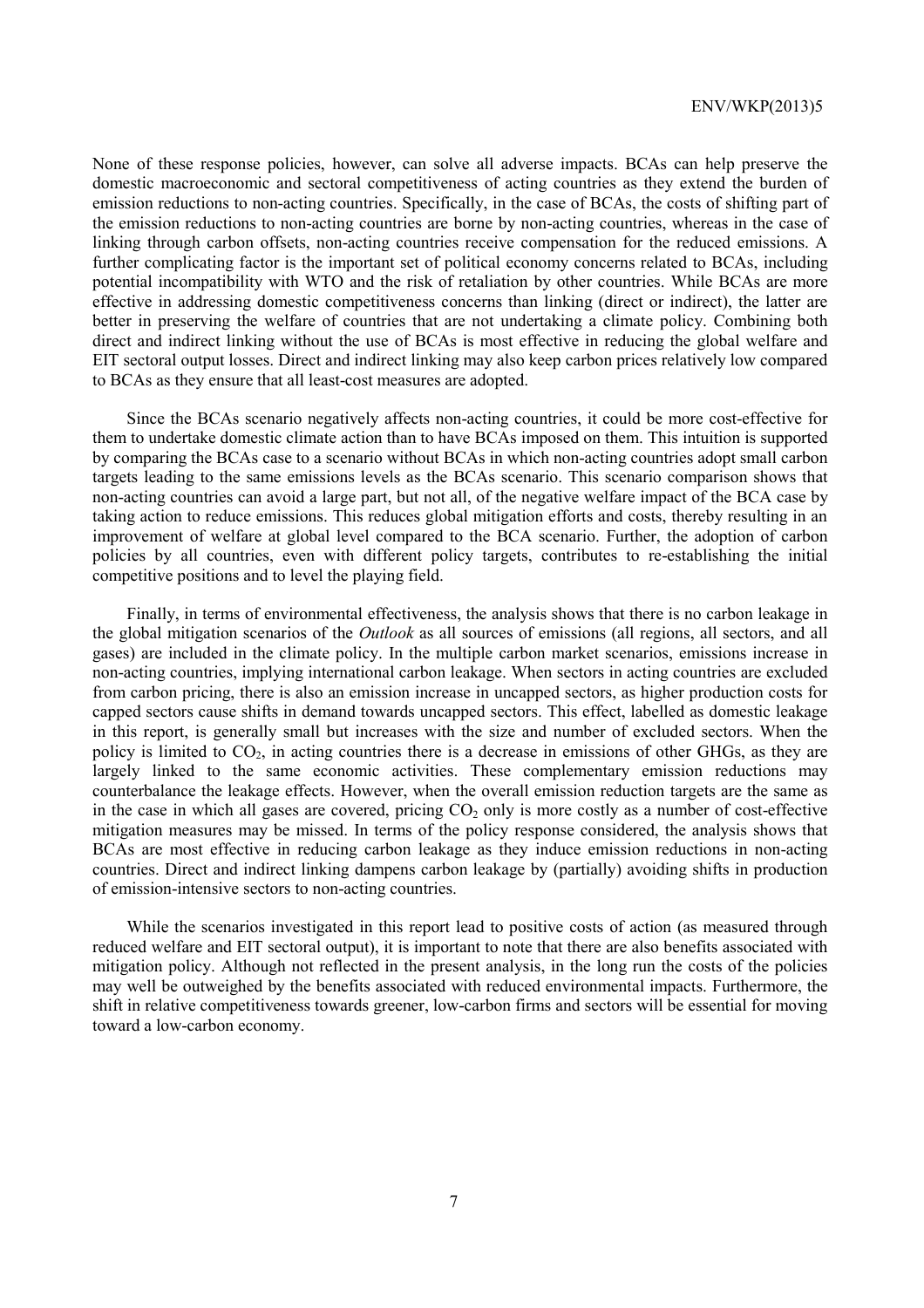None of these response policies, however, can solve all adverse impacts. BCAs can help preserve the domestic macroeconomic and sectoral competitiveness of acting countries as they extend the burden of emission reductions to non-acting countries. Specifically, in the case of BCAs, the costs of shifting part of the emission reductions to non-acting countries are borne by non-acting countries, whereas in the case of linking through carbon offsets, non-acting countries receive compensation for the reduced emissions. A further complicating factor is the important set of political economy concerns related to BCAs, including potential incompatibility with WTO and the risk of retaliation by other countries. While BCAs are more effective in addressing domestic competitiveness concerns than linking (direct or indirect), the latter are better in preserving the welfare of countries that are not undertaking a climate policy. Combining both direct and indirect linking without the use of BCAs is most effective in reducing the global welfare and EIT sectoral output losses. Direct and indirect linking may also keep carbon prices relatively low compared to BCAs as they ensure that all least-cost measures are adopted.

Since the BCAs scenario negatively affects non-acting countries, it could be more cost-effective for them to undertake domestic climate action than to have BCAs imposed on them. This intuition is supported by comparing the BCAs case to a scenario without BCAs in which non-acting countries adopt small carbon targets leading to the same emissions levels as the BCAs scenario. This scenario comparison shows that non-acting countries can avoid a large part, but not all, of the negative welfare impact of the BCA case by taking action to reduce emissions. This reduces global mitigation efforts and costs, thereby resulting in an improvement of welfare at global level compared to the BCA scenario. Further, the adoption of carbon policies by all countries, even with different policy targets, contributes to re-establishing the initial competitive positions and to level the playing field.

Finally, in terms of environmental effectiveness, the analysis shows that there is no carbon leakage in the global mitigation scenarios of the *Outlook* as all sources of emissions (all regions, all sectors, and all gases) are included in the climate policy. In the multiple carbon market scenarios, emissions increase in non-acting countries, implying international carbon leakage. When sectors in acting countries are excluded from carbon pricing, there is also an emission increase in uncapped sectors, as higher production costs for capped sectors cause shifts in demand towards uncapped sectors. This effect, labelled as domestic leakage in this report, is generally small but increases with the size and number of excluded sectors. When the policy is limited to $CO_2$, in acting countries there is a decrease in emissions of other GHGs, as they are largely linked to the same economic activities. These complementary emission reductions may counterbalance the leakage effects. However, when the overall emission reduction targets are the same as in the case in which all gases are covered, pricing $CO_2$ only is more costly as a number of cost-effective mitigation measures may be missed. In terms of the policy response considered, the analysis shows that BCAs are most effective in reducing carbon leakage as they induce emission reductions in non-acting countries. Direct and indirect linking dampens carbon leakage by (partially) avoiding shifts in production of emission-intensive sectors to non-acting countries.

While the scenarios investigated in this report lead to positive costs of action (as measured through reduced welfare and EIT sectoral output), it is important to note that there are also benefits associated with mitigation policy. Although not reflected in the present analysis, in the long run the costs of the policies may well be outweighed by the benefits associated with reduced environmental impacts. Furthermore, the shift in relative competitiveness towards greener, low-carbon firms and sectors will be essential for moving toward a low-carbon economy.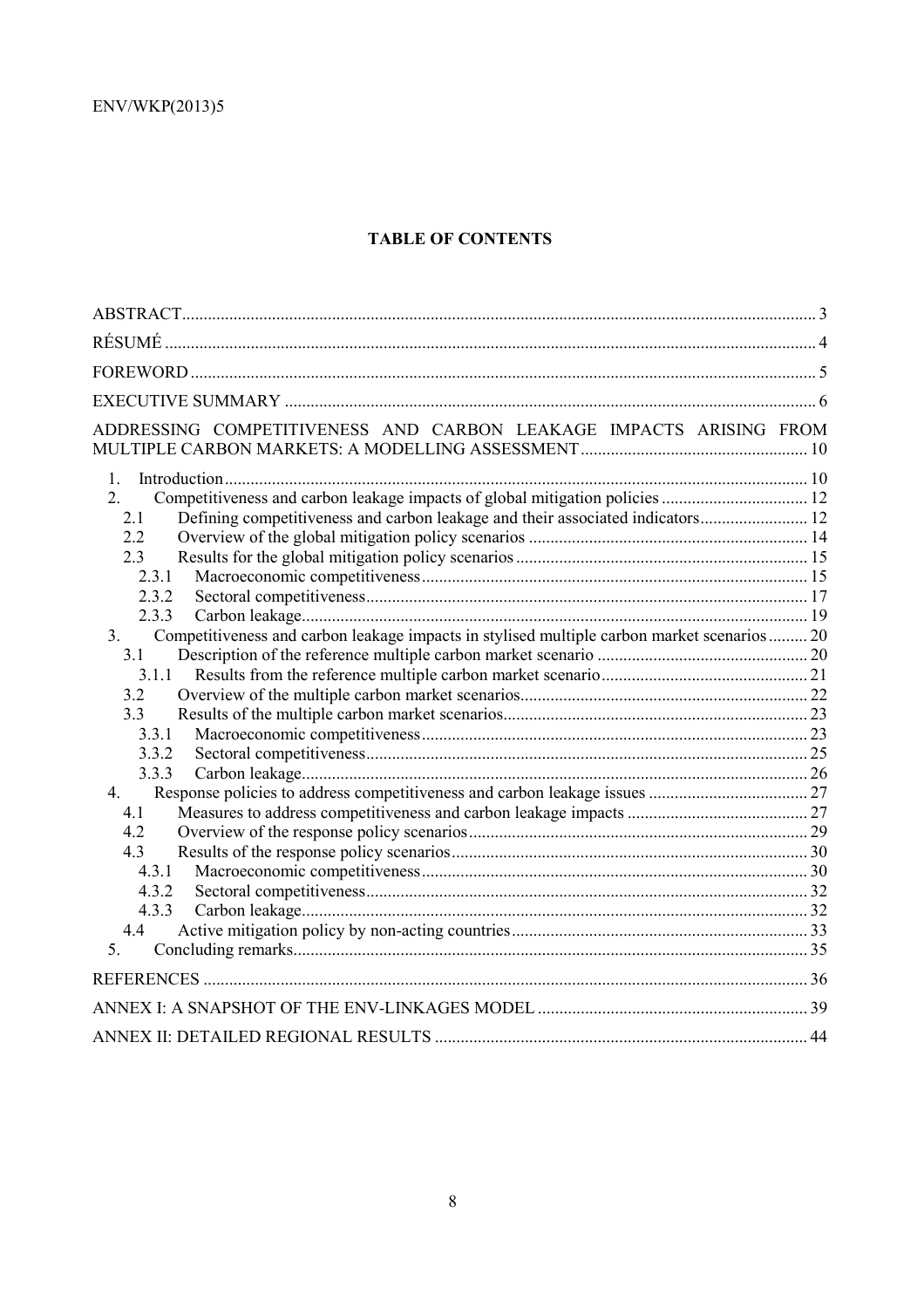## TABLE OF CONTENTS

ABSTRACT ........ 3

RÉSUMÉ ........ 4

FOREWORD ........ 5

EXECUTIVE SUMMARY ........ 6

ADDRESSING COMPETITIVENESS AND CARBON LEAKAGE IMPACTS ARISING FROM MULTIPLE CARBON MARKETS: A MODELLING ASSESSMENT ........ 10

- 1. Introduction ........ 10
- 2. Competitiveness and carbon leakage impacts of global mitigation policies ........ 12
  - 2.1 Defining competitiveness and carbon leakage and their associated indicators ........ 12
  - 2.2 Overview of the global mitigation policy scenarios ........ 14
  - 2.3 Results for the global mitigation policy scenarios ........ 15
    - 2.3.1 Macroeconomic competitiveness ........ 15
    - 2.3.2 Sectoral competitiveness ........ 17
    - 2.3.3 Carbon leakage ........ 19
- 3. Competitiveness and carbon leakage impacts in stylised multiple carbon market scenarios ........ 20
  - 3.1 Description of the reference multiple carbon market scenario ........ 20
    - 3.1.1 Results from the reference multiple carbon market scenario ........ 21
  - 3.2 Overview of the multiple carbon market scenarios ........ 22
  - 3.3 Results of the multiple carbon market scenarios ........ 23
    - 3.3.1 Macroeconomic competitiveness ........ 23
    - 3.3.2 Sectoral competitiveness ........ 25
    - 3.3.3 Carbon leakage ........ 26
- 4. Response policies to address competitiveness and carbon leakage issues ........ 27
  - 4.1 Measures to address competitiveness and carbon leakage impacts ........ 27
  - 4.2 Overview of the response policy scenarios ........ 29
  - 4.3 Results of the response policy scenarios ........ 30
    - 4.3.1 Macroeconomic competitiveness ........ 30
    - 4.3.2 Sectoral competitiveness ........ 32
    - 4.3.3 Carbon leakage ........ 32
  - 4.4 Active mitigation policy by non-acting countries ........ 33
- 5. Concluding remarks ........ 35

REFERENCES ........ 36

ANNEX I: A SNAPSHOT OF THE ENV-LINKAGES MODEL ........ 39

ANNEX II: DETAILED REGIONAL RESULTS ........ 44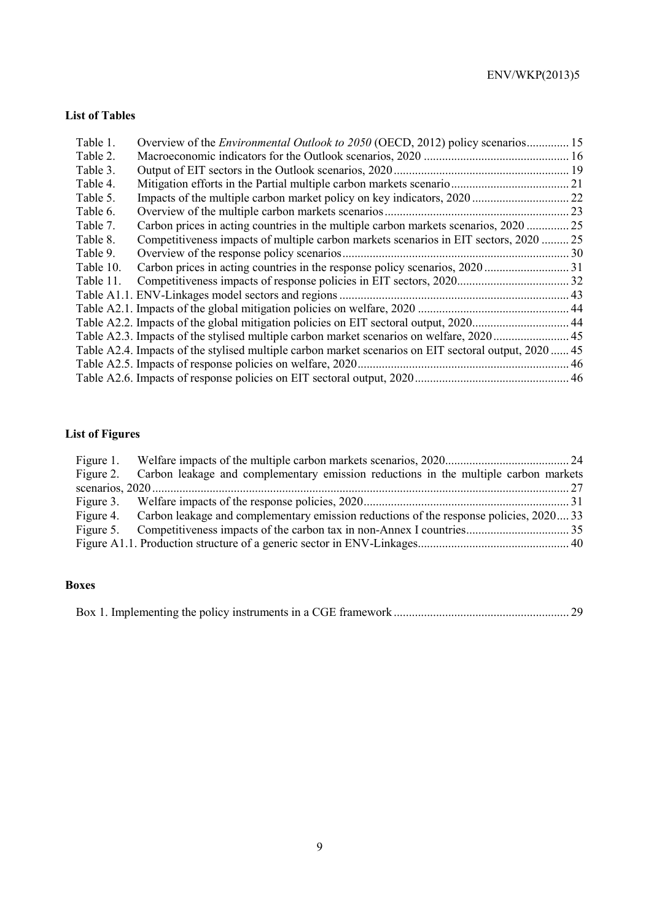## List of Tables

| | | |
|---|---|---|
| Table 1. | Overview of the *Environmental Outlook to 2050* (OECD, 2012) policy scenarios | 15 |
| Table 2. | Macroeconomic indicators for the Outlook scenarios, 2020 | 16 |
| Table 3. | Output of EIT sectors in the Outlook scenarios, 2020 | 19 |
| Table 4. | Mitigation efforts in the Partial multiple carbon markets scenario | 21 |
| Table 5. | Impacts of the multiple carbon market policy on key indicators, 2020 | 22 |
| Table 6. | Overview of the multiple carbon markets scenarios | 23 |
| Table 7. | Carbon prices in acting countries in the multiple carbon markets scenarios, 2020 | 25 |
| Table 8. | Competitiveness impacts of multiple carbon markets scenarios in EIT sectors, 2020 | 25 |
| Table 9. | Overview of the response policy scenarios | 30 |
| Table 10. | Carbon prices in acting countries in the response policy scenarios, 2020 | 31 |
| Table 11. | Competitiveness impacts of response policies in EIT sectors, 2020 | 32 |
| Table A1.1. | ENV-Linkages model sectors and regions | 43 |
| Table A2.1. | Impacts of the global mitigation policies on welfare, 2020 | 44 |
| Table A2.2. | Impacts of the global mitigation policies on EIT sectoral output, 2020 | 44 |
| Table A2.3. | Impacts of the stylised multiple carbon market scenarios on welfare, 2020 | 45 |
| Table A2.4. | Impacts of the stylised multiple carbon market scenarios on EIT sectoral output, 2020 | 45 |
| Table A2.5. | Impacts of response policies on welfare, 2020 | 46 |
| Table A2.6. | Impacts of response policies on EIT sectoral output, 2020 | 46 |

## List of Figures

| | | |
|---|---|---|
| Figure 1. | Welfare impacts of the multiple carbon markets scenarios, 2020 | 24 |
| Figure 2. | Carbon leakage and complementary emission reductions in the multiple carbon markets scenarios, 2020 | 27 |
| Figure 3. | Welfare impacts of the response policies, 2020 | 31 |
| Figure 4. | Carbon leakage and complementary emission reductions of the response policies, 2020 | 33 |
| Figure 5. | Competitiveness impacts of the carbon tax in non-Annex I countries | 35 |
| Figure A1.1. | Production structure of a generic sector in ENV-Linkages | 40 |

## Boxes

| | |
|---|---|
| Box 1. Implementing the policy instruments in a CGE framework | 29 |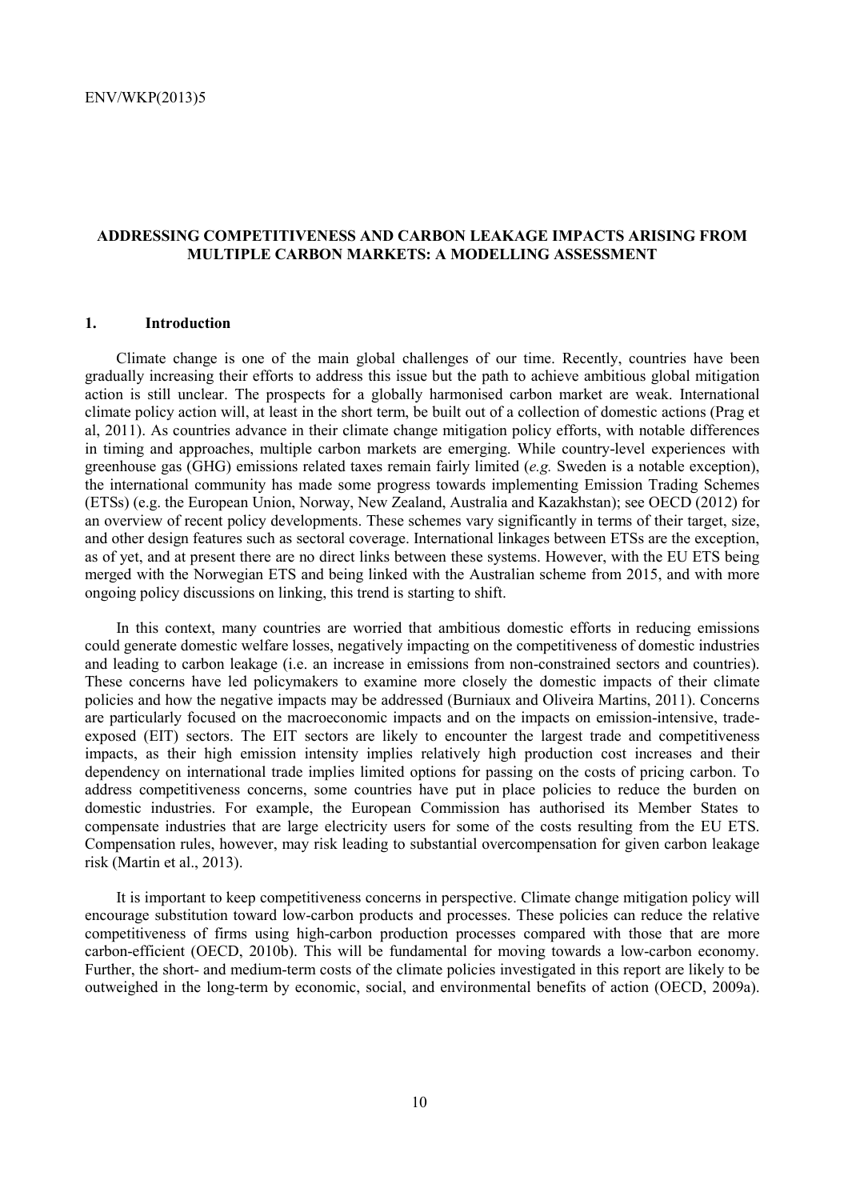## ADDRESSING COMPETITIVENESS AND CARBON LEAKAGE IMPACTS ARISING FROM MULTIPLE CARBON MARKETS: A MODELLING ASSESSMENT

### 1. Introduction

Climate change is one of the main global challenges of our time. Recently, countries have been gradually increasing their efforts to address this issue but the path to achieve ambitious global mitigation action is still unclear. The prospects for a globally harmonised carbon market are weak. International climate policy action will, at least in the short term, be built out of a collection of domestic actions (Prag et al, 2011). As countries advance in their climate change mitigation policy efforts, with notable differences in timing and approaches, multiple carbon markets are emerging. While country-level experiences with greenhouse gas (GHG) emissions related taxes remain fairly limited (*e.g.* Sweden is a notable exception), the international community has made some progress towards implementing Emission Trading Schemes (ETSs) (e.g. the European Union, Norway, New Zealand, Australia and Kazakhstan); see OECD (2012) for an overview of recent policy developments. These schemes vary significantly in terms of their target, size, and other design features such as sectoral coverage. International linkages between ETSs are the exception, as of yet, and at present there are no direct links between these systems. However, with the EU ETS being merged with the Norwegian ETS and being linked with the Australian scheme from 2015, and with more ongoing policy discussions on linking, this trend is starting to shift.

In this context, many countries are worried that ambitious domestic efforts in reducing emissions could generate domestic welfare losses, negatively impacting on the competitiveness of domestic industries and leading to carbon leakage (i.e. an increase in emissions from non-constrained sectors and countries). These concerns have led policymakers to examine more closely the domestic impacts of their climate policies and how the negative impacts may be addressed (Burniaux and Oliveira Martins, 2011). Concerns are particularly focused on the macroeconomic impacts and on the impacts on emission-intensive, trade-exposed (EIT) sectors. The EIT sectors are likely to encounter the largest trade and competitiveness impacts, as their high emission intensity implies relatively high production cost increases and their dependency on international trade implies limited options for passing on the costs of pricing carbon. To address competitiveness concerns, some countries have put in place policies to reduce the burden on domestic industries. For example, the European Commission has authorised its Member States to compensate industries that are large electricity users for some of the costs resulting from the EU ETS. Compensation rules, however, may risk leading to substantial overcompensation for given carbon leakage risk (Martin et al., 2013).

It is important to keep competitiveness concerns in perspective. Climate change mitigation policy will encourage substitution toward low-carbon products and processes. These policies can reduce the relative competitiveness of firms using high-carbon production processes compared with those that are more carbon-efficient (OECD, 2010b). This will be fundamental for moving towards a low-carbon economy. Further, the short- and medium-term costs of the climate policies investigated in this report are likely to be outweighed in the long-term by economic, social, and environmental benefits of action (OECD, 2009a).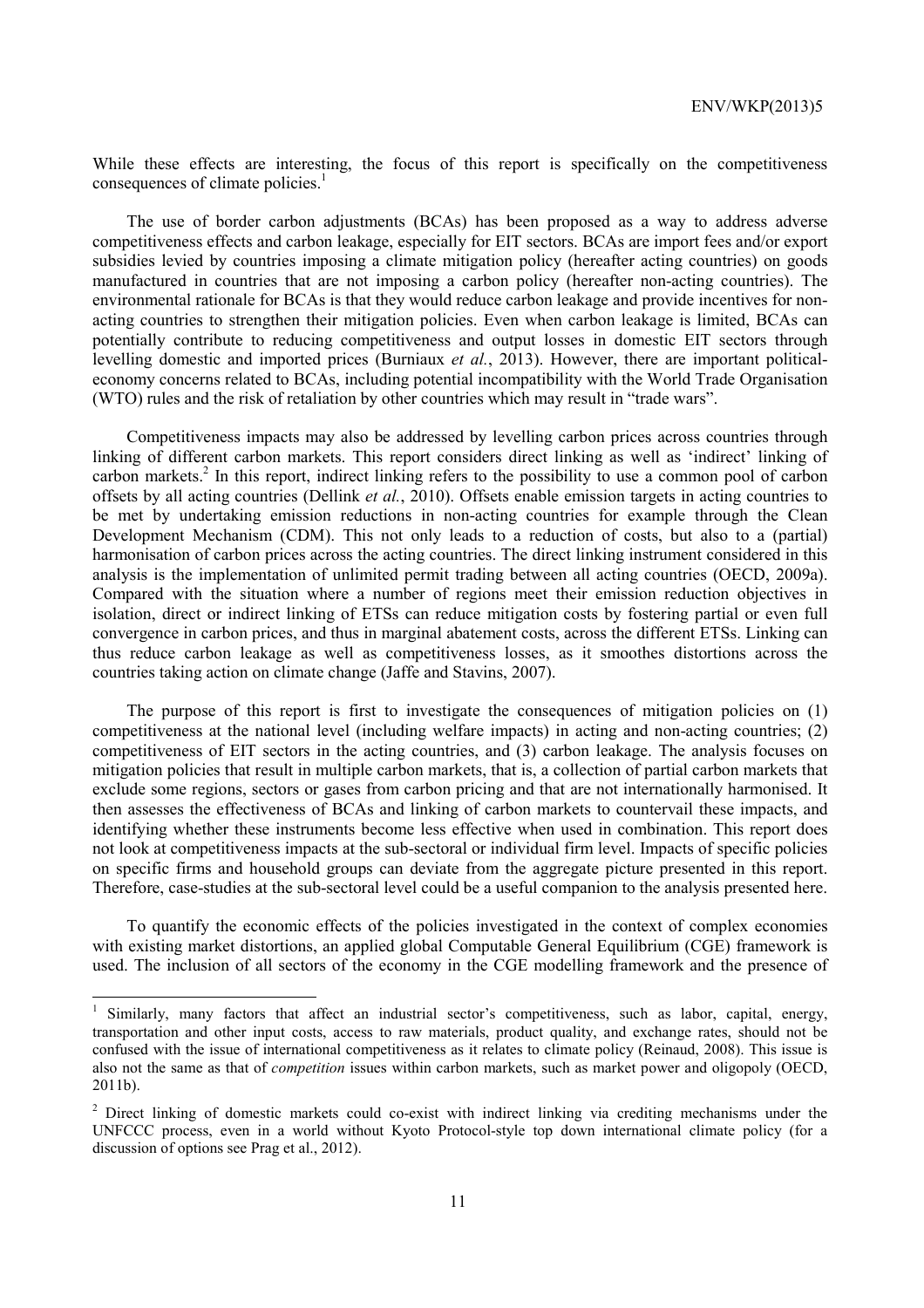While these effects are interesting, the focus of this report is specifically on the competitiveness consequences of climate policies.[1]

The use of border carbon adjustments (BCAs) has been proposed as a way to address adverse competitiveness effects and carbon leakage, especially for EIT sectors. BCAs are import fees and/or export subsidies levied by countries imposing a climate mitigation policy (hereafter acting countries) on goods manufactured in countries that are not imposing a carbon policy (hereafter non-acting countries). The environmental rationale for BCAs is that they would reduce carbon leakage and provide incentives for non-acting countries to strengthen their mitigation policies. Even when carbon leakage is limited, BCAs can potentially contribute to reducing competitiveness and output losses in domestic EIT sectors through levelling domestic and imported prices (Burniaux *et al.*, 2013). However, there are important political-economy concerns related to BCAs, including potential incompatibility with the World Trade Organisation (WTO) rules and the risk of retaliation by other countries which may result in "trade wars".

Competitiveness impacts may also be addressed by levelling carbon prices across countries through linking of different carbon markets. This report considers direct linking as well as 'indirect' linking of carbon markets.[2] In this report, indirect linking refers to the possibility to use a common pool of carbon offsets by all acting countries (Dellink *et al.*, 2010). Offsets enable emission targets in acting countries to be met by undertaking emission reductions in non-acting countries for example through the Clean Development Mechanism (CDM). This not only leads to a reduction of costs, but also to a (partial) harmonisation of carbon prices across the acting countries. The direct linking instrument considered in this analysis is the implementation of unlimited permit trading between all acting countries (OECD, 2009a). Compared with the situation where a number of regions meet their emission reduction objectives in isolation, direct or indirect linking of ETSs can reduce mitigation costs by fostering partial or even full convergence in carbon prices, and thus in marginal abatement costs, across the different ETSs. Linking can thus reduce carbon leakage as well as competitiveness losses, as it smoothes distortions across the countries taking action on climate change (Jaffe and Stavins, 2007).

The purpose of this report is first to investigate the consequences of mitigation policies on (1) competitiveness at the national level (including welfare impacts) in acting and non-acting countries; (2) competitiveness of EIT sectors in the acting countries, and (3) carbon leakage. The analysis focuses on mitigation policies that result in multiple carbon markets, that is, a collection of partial carbon markets that exclude some regions, sectors or gases from carbon pricing and that are not internationally harmonised. It then assesses the effectiveness of BCAs and linking of carbon markets to countervail these impacts, and identifying whether these instruments become less effective when used in combination. This report does not look at competitiveness impacts at the sub-sectoral or individual firm level. Impacts of specific policies on specific firms and household groups can deviate from the aggregate picture presented in this report. Therefore, case-studies at the sub-sectoral level could be a useful companion to the analysis presented here.

To quantify the economic effects of the policies investigated in the context of complex economies with existing market distortions, an applied global Computable General Equilibrium (CGE) framework is used. The inclusion of all sectors of the economy in the CGE modelling framework and the presence of

---

[1] Similarly, many factors that affect an industrial sector's competitiveness, such as labor, capital, energy, transportation and other input costs, access to raw materials, product quality, and exchange rates, should not be confused with the issue of international competitiveness as it relates to climate policy (Reinaud, 2008). This issue is also not the same as that of *competition* issues within carbon markets, such as market power and oligopoly (OECD, 2011b).

[2] Direct linking of domestic markets could co-exist with indirect linking via crediting mechanisms under the UNFCCC process, even in a world without Kyoto Protocol-style top down international climate policy (for a discussion of options see Prag et al., 2012).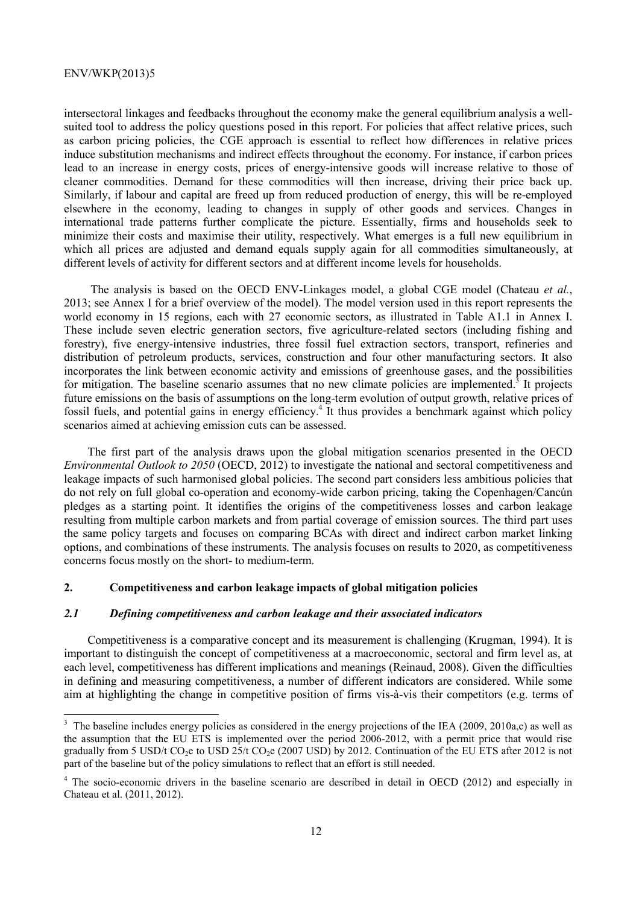intersectoral linkages and feedbacks throughout the economy make the general equilibrium analysis a well-suited tool to address the policy questions posed in this report. For policies that affect relative prices, such as carbon pricing policies, the CGE approach is essential to reflect how differences in relative prices induce substitution mechanisms and indirect effects throughout the economy. For instance, if carbon prices lead to an increase in energy costs, prices of energy-intensive goods will increase relative to those of cleaner commodities. Demand for these commodities will then increase, driving their price back up. Similarly, if labour and capital are freed up from reduced production of energy, this will be re-employed elsewhere in the economy, leading to changes in supply of other goods and services. Changes in international trade patterns further complicate the picture. Essentially, firms and households seek to minimize their costs and maximise their utility, respectively. What emerges is a full new equilibrium in which all prices are adjusted and demand equals supply again for all commodities simultaneously, at different levels of activity for different sectors and at different income levels for households.

The analysis is based on the OECD ENV-Linkages model, a global CGE model (Chateau *et al.*, 2013; see Annex I for a brief overview of the model). The model version used in this report represents the world economy in 15 regions, each with 27 economic sectors, as illustrated in Table A1.1 in Annex I. These include seven electric generation sectors, five agriculture-related sectors (including fishing and forestry), five energy-intensive industries, three fossil fuel extraction sectors, transport, refineries and distribution of petroleum products, services, construction and four other manufacturing sectors. It also incorporates the link between economic activity and emissions of greenhouse gases, and the possibilities for mitigation. The baseline scenario assumes that no new climate policies are implemented.[3] It projects future emissions on the basis of assumptions on the long-term evolution of output growth, relative prices of fossil fuels, and potential gains in energy efficiency.[4] It thus provides a benchmark against which policy scenarios aimed at achieving emission cuts can be assessed.

The first part of the analysis draws upon the global mitigation scenarios presented in the OECD *Environmental Outlook to 2050* (OECD, 2012) to investigate the national and sectoral competitiveness and leakage impacts of such harmonised global policies. The second part considers less ambitious policies that do not rely on full global co-operation and economy-wide carbon pricing, taking the Copenhagen/Cancún pledges as a starting point. It identifies the origins of the competitiveness losses and carbon leakage resulting from multiple carbon markets and from partial coverage of emission sources. The third part uses the same policy targets and focuses on comparing BCAs with direct and indirect carbon market linking options, and combinations of these instruments. The analysis focuses on results to 2020, as competitiveness concerns focus mostly on the short- to medium-term.

## 2. Competitiveness and carbon leakage impacts of global mitigation policies

### *2.1 Defining competitiveness and carbon leakage and their associated indicators*

Competitiveness is a comparative concept and its measurement is challenging (Krugman, 1994). It is important to distinguish the concept of competitiveness at a macroeconomic, sectoral and firm level as, at each level, competitiveness has different implications and meanings (Reinaud, 2008). Given the difficulties in defining and measuring competitiveness, a number of different indicators are considered. While some aim at highlighting the change in competitive position of firms vis-à-vis their competitors (e.g. terms of

---

[3] The baseline includes energy policies as considered in the energy projections of the IEA (2009, 2010a,c) as well as the assumption that the EU ETS is implemented over the period 2006-2012, with a permit price that would rise gradually from 5 USD/t $CO_2e$ to USD 25/t $CO_2e$ (2007 USD) by 2012. Continuation of the EU ETS after 2012 is not part of the baseline but of the policy simulations to reflect that an effort is still needed.

[4] The socio-economic drivers in the baseline scenario are described in detail in OECD (2012) and especially in Chateau et al. (2011, 2012).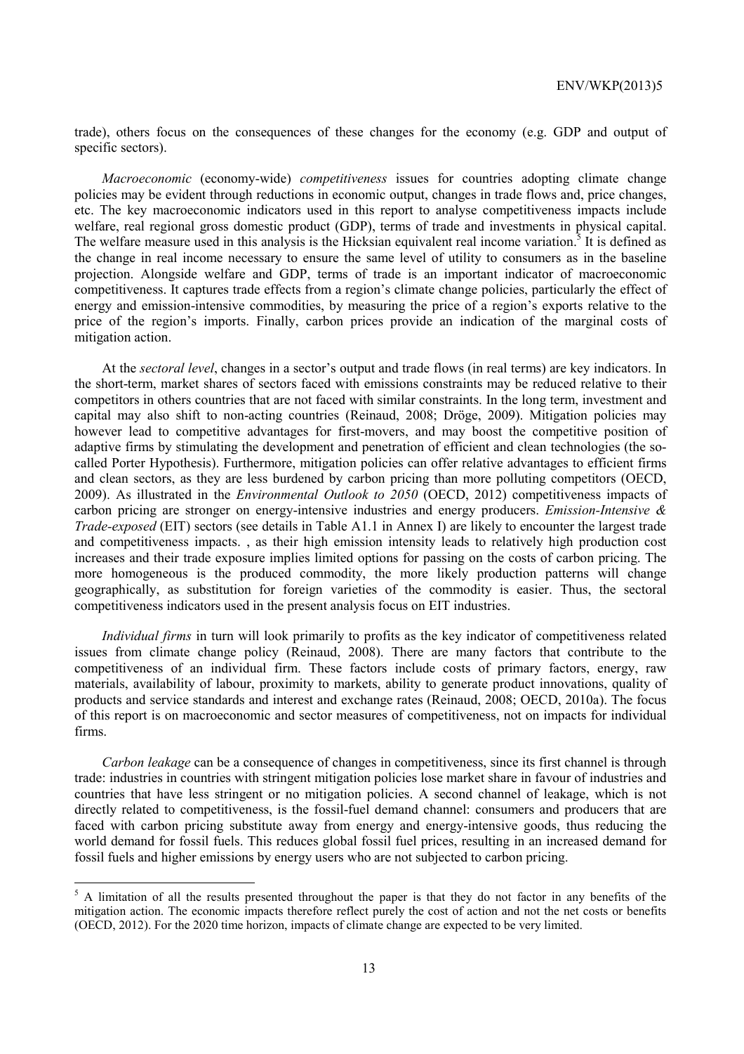trade), others focus on the consequences of these changes for the economy (e.g. GDP and output of specific sectors).

*Macroeconomic* (economy-wide) *competitiveness* issues for countries adopting climate change policies may be evident through reductions in economic output, changes in trade flows and, price changes, etc. The key macroeconomic indicators used in this report to analyse competitiveness impacts include welfare, real regional gross domestic product (GDP), terms of trade and investments in physical capital. The welfare measure used in this analysis is the Hicksian equivalent real income variation.[5] It is defined as the change in real income necessary to ensure the same level of utility to consumers as in the baseline projection. Alongside welfare and GDP, terms of trade is an important indicator of macroeconomic competitiveness. It captures trade effects from a region's climate change policies, particularly the effect of energy and emission-intensive commodities, by measuring the price of a region's exports relative to the price of the region's imports. Finally, carbon prices provide an indication of the marginal costs of mitigation action.

At the *sectoral level*, changes in a sector's output and trade flows (in real terms) are key indicators. In the short-term, market shares of sectors faced with emissions constraints may be reduced relative to their competitors in others countries that are not faced with similar constraints. In the long term, investment and capital may also shift to non-acting countries (Reinaud, 2008; Dröge, 2009). Mitigation policies may however lead to competitive advantages for first-movers, and may boost the competitive position of adaptive firms by stimulating the development and penetration of efficient and clean technologies (the so-called Porter Hypothesis). Furthermore, mitigation policies can offer relative advantages to efficient firms and clean sectors, as they are less burdened by carbon pricing than more polluting competitors (OECD, 2009). As illustrated in the *Environmental Outlook to 2050* (OECD, 2012) competitiveness impacts of carbon pricing are stronger on energy-intensive industries and energy producers. *Emission-Intensive & Trade-exposed* (EIT) sectors (see details in Table A1.1 in Annex I) are likely to encounter the largest trade and competitiveness impacts. , as their high emission intensity leads to relatively high production cost increases and their trade exposure implies limited options for passing on the costs of carbon pricing. The more homogeneous is the produced commodity, the more likely production patterns will change geographically, as substitution for foreign varieties of the commodity is easier. Thus, the sectoral competitiveness indicators used in the present analysis focus on EIT industries.

*Individual firms* in turn will look primarily to profits as the key indicator of competitiveness related issues from climate change policy (Reinaud, 2008). There are many factors that contribute to the competitiveness of an individual firm. These factors include costs of primary factors, energy, raw materials, availability of labour, proximity to markets, ability to generate product innovations, quality of products and service standards and interest and exchange rates (Reinaud, 2008; OECD, 2010a). The focus of this report is on macroeconomic and sector measures of competitiveness, not on impacts for individual firms.

*Carbon leakage* can be a consequence of changes in competitiveness, since its first channel is through trade: industries in countries with stringent mitigation policies lose market share in favour of industries and countries that have less stringent or no mitigation policies. A second channel of leakage, which is not directly related to competitiveness, is the fossil-fuel demand channel: consumers and producers that are faced with carbon pricing substitute away from energy and energy-intensive goods, thus reducing the world demand for fossil fuels. This reduces global fossil fuel prices, resulting in an increased demand for fossil fuels and higher emissions by energy users who are not subjected to carbon pricing.

[5] A limitation of all the results presented throughout the paper is that they do not factor in any benefits of the mitigation action. The economic impacts therefore reflect purely the cost of action and not the net costs or benefits (OECD, 2012). For the 2020 time horizon, impacts of climate change are expected to be very limited.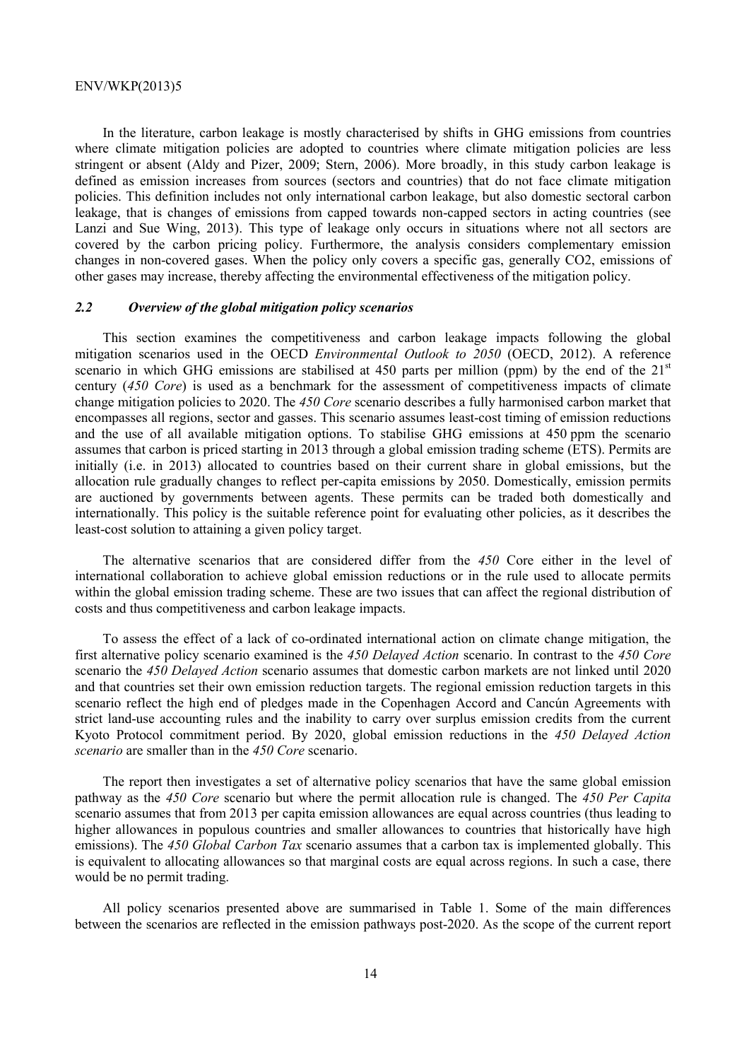In the literature, carbon leakage is mostly characterised by shifts in GHG emissions from countries where climate mitigation policies are adopted to countries where climate mitigation policies are less stringent or absent (Aldy and Pizer, 2009; Stern, 2006). More broadly, in this study carbon leakage is defined as emission increases from sources (sectors and countries) that do not face climate mitigation policies. This definition includes not only international carbon leakage, but also domestic sectoral carbon leakage, that is changes of emissions from capped towards non-capped sectors in acting countries (see Lanzi and Sue Wing, 2013). This type of leakage only occurs in situations where not all sectors are covered by the carbon pricing policy. Furthermore, the analysis considers complementary emission changes in non-covered gases. When the policy only covers a specific gas, generally CO2, emissions of other gases may increase, thereby affecting the environmental effectiveness of the mitigation policy.

### *2.2 Overview of the global mitigation policy scenarios*

This section examines the competitiveness and carbon leakage impacts following the global mitigation scenarios used in the OECD *Environmental Outlook to 2050* (OECD, 2012). A reference scenario in which GHG emissions are stabilised at 450 parts per million (ppm) by the end of the 21st century (*450 Core*) is used as a benchmark for the assessment of competitiveness impacts of climate change mitigation policies to 2020. The *450 Core* scenario describes a fully harmonised carbon market that encompasses all regions, sector and gasses. This scenario assumes least-cost timing of emission reductions and the use of all available mitigation options. To stabilise GHG emissions at 450 ppm the scenario assumes that carbon is priced starting in 2013 through a global emission trading scheme (ETS). Permits are initially (i.e. in 2013) allocated to countries based on their current share in global emissions, but the allocation rule gradually changes to reflect per-capita emissions by 2050. Domestically, emission permits are auctioned by governments between agents. These permits can be traded both domestically and internationally. This policy is the suitable reference point for evaluating other policies, as it describes the least-cost solution to attaining a given policy target.

The alternative scenarios that are considered differ from the *450* Core either in the level of international collaboration to achieve global emission reductions or in the rule used to allocate permits within the global emission trading scheme. These are two issues that can affect the regional distribution of costs and thus competitiveness and carbon leakage impacts.

To assess the effect of a lack of co-ordinated international action on climate change mitigation, the first alternative policy scenario examined is the *450 Delayed Action* scenario. In contrast to the *450 Core* scenario the *450 Delayed Action* scenario assumes that domestic carbon markets are not linked until 2020 and that countries set their own emission reduction targets. The regional emission reduction targets in this scenario reflect the high end of pledges made in the Copenhagen Accord and Cancún Agreements with strict land-use accounting rules and the inability to carry over surplus emission credits from the current Kyoto Protocol commitment period. By 2020, global emission reductions in the *450 Delayed Action scenario* are smaller than in the *450 Core* scenario.

The report then investigates a set of alternative policy scenarios that have the same global emission pathway as the *450 Core* scenario but where the permit allocation rule is changed. The *450 Per Capita* scenario assumes that from 2013 per capita emission allowances are equal across countries (thus leading to higher allowances in populous countries and smaller allowances to countries that historically have high emissions). The *450 Global Carbon Tax* scenario assumes that a carbon tax is implemented globally. This is equivalent to allocating allowances so that marginal costs are equal across regions. In such a case, there would be no permit trading.

All policy scenarios presented above are summarised in Table 1. Some of the main differences between the scenarios are reflected in the emission pathways post-2020. As the scope of the current report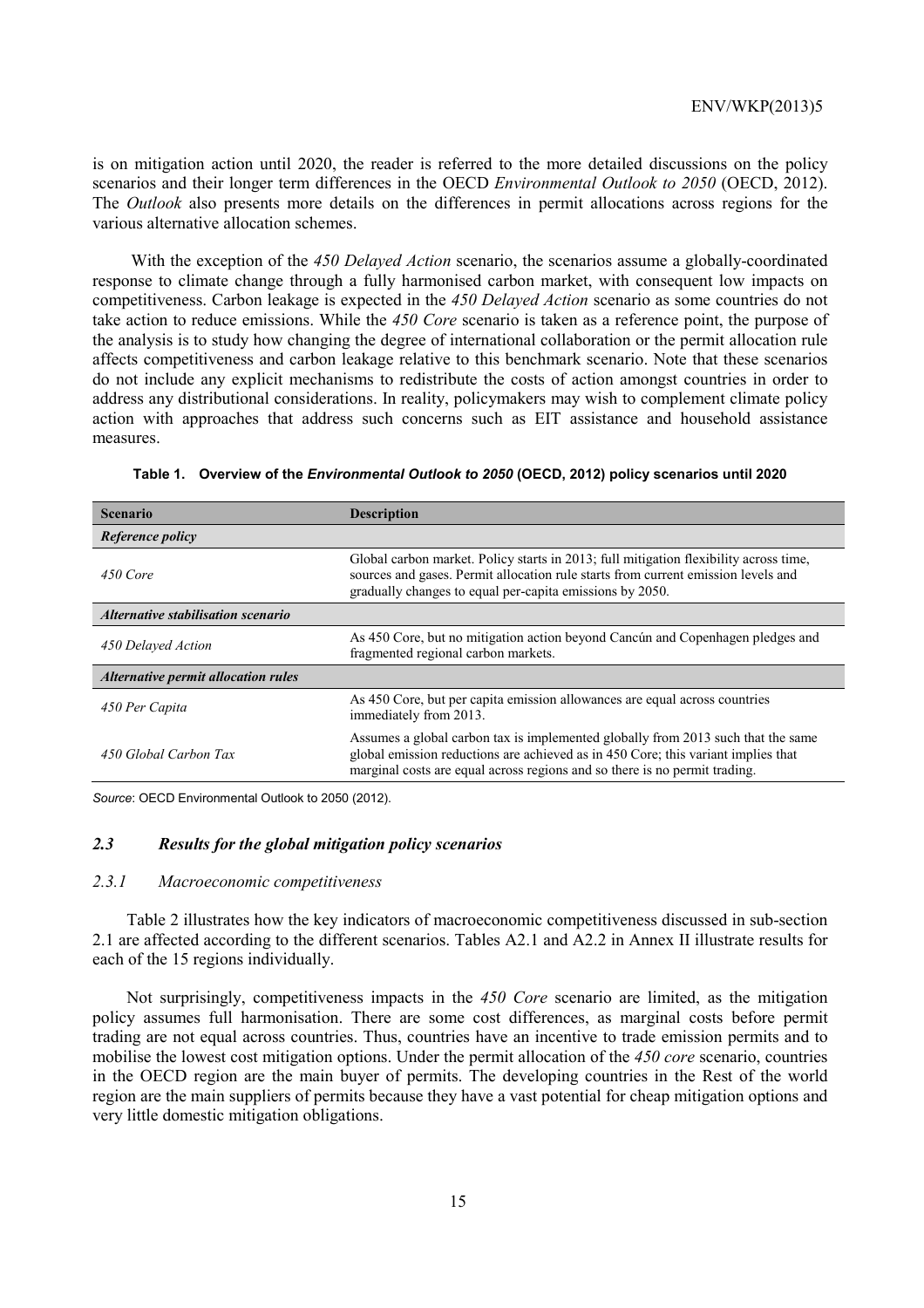is on mitigation action until 2020, the reader is referred to the more detailed discussions on the policy scenarios and their longer term differences in the OECD *Environmental Outlook to 2050* (OECD, 2012). The *Outlook* also presents more details on the differences in permit allocations across regions for the various alternative allocation schemes.

With the exception of the *450 Delayed Action* scenario, the scenarios assume a globally-coordinated response to climate change through a fully harmonised carbon market, with consequent low impacts on competitiveness. Carbon leakage is expected in the *450 Delayed Action* scenario as some countries do not take action to reduce emissions. While the *450 Core* scenario is taken as a reference point, the purpose of the analysis is to study how changing the degree of international collaboration or the permit allocation rule affects competitiveness and carbon leakage relative to this benchmark scenario. Note that these scenarios do not include any explicit mechanisms to redistribute the costs of action amongst countries in order to address any distributional considerations. In reality, policymakers may wish to complement climate policy action with approaches that address such concerns such as EIT assistance and household assistance measures.

**Table 1. Overview of the *Environmental Outlook to 2050* (OECD, 2012) policy scenarios until 2020**

| Scenario | Description |
|---|---|
| ***Reference policy*** | |
| *450 Core* | Global carbon market. Policy starts in 2013; full mitigation flexibility across time, sources and gases. Permit allocation rule starts from current emission levels and gradually changes to equal per-capita emissions by 2050. |
| ***Alternative stabilisation scenario*** | |
| *450 Delayed Action* | As 450 Core, but no mitigation action beyond Cancún and Copenhagen pledges and fragmented regional carbon markets. |
| ***Alternative permit allocation rules*** | |
| *450 Per Capita* | As 450 Core, but per capita emission allowances are equal across countries immediately from 2013. |
| *450 Global Carbon Tax* | Assumes a global carbon tax is implemented globally from 2013 such that the same global emission reductions are achieved as in 450 Core; this variant implies that marginal costs are equal across regions and so there is no permit trading. |

*Source*: OECD Environmental Outlook to 2050 (2012).

### *2.3 Results for the global mitigation policy scenarios*

#### *2.3.1 Macroeconomic competitiveness*

Table 2 illustrates how the key indicators of macroeconomic competitiveness discussed in sub-section 2.1 are affected according to the different scenarios. Tables A2.1 and A2.2 in Annex II illustrate results for each of the 15 regions individually.

Not surprisingly, competitiveness impacts in the *450 Core* scenario are limited, as the mitigation policy assumes full harmonisation. There are some cost differences, as marginal costs before permit trading are not equal across countries. Thus, countries have an incentive to trade emission permits and to mobilise the lowest cost mitigation options. Under the permit allocation of the *450 core* scenario, countries in the OECD region are the main buyer of permits. The developing countries in the Rest of the world region are the main suppliers of permits because they have a vast potential for cheap mitigation options and very little domestic mitigation obligations.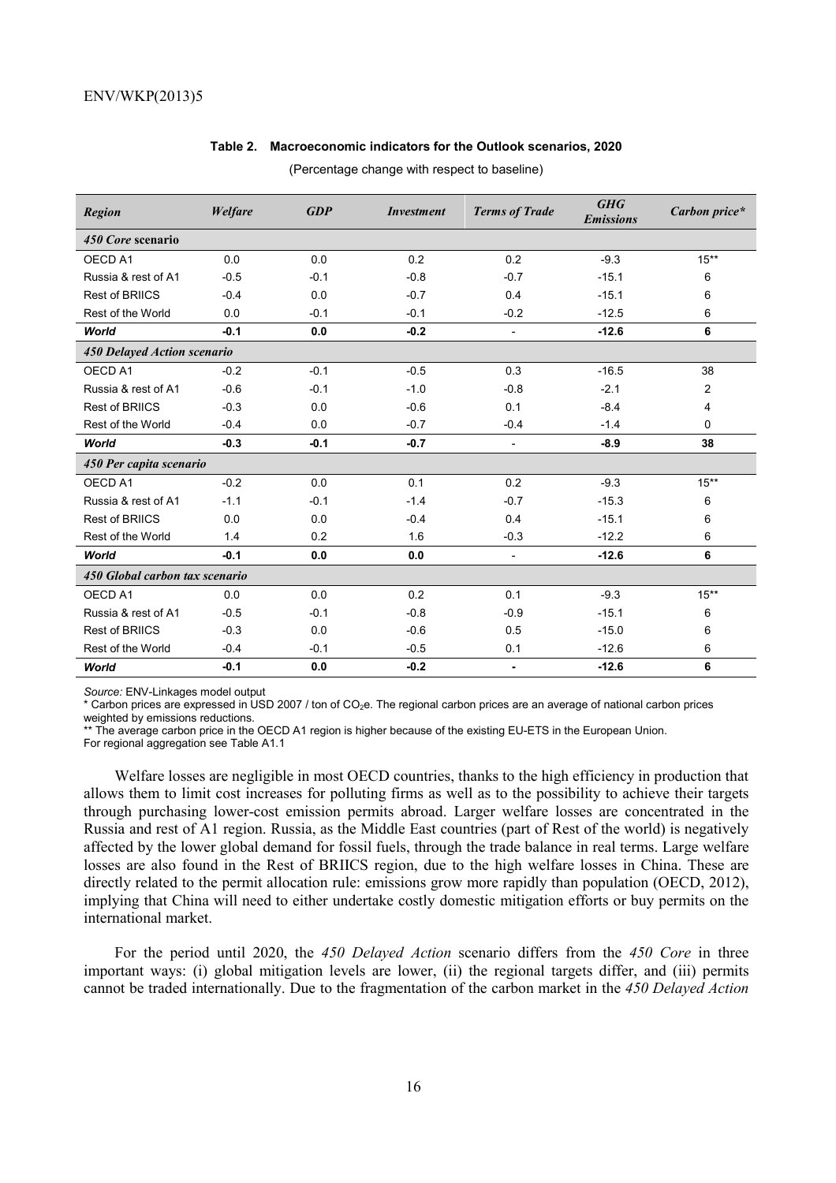**Table 2. Macroeconomic indicators for the Outlook scenarios, 2020**

(Percentage change with respect to baseline)

| *Region* | *Welfare* | *GDP* | *Investment* | *Terms of Trade* | *GHG Emissions* | *Carbon price** |
|---|---|---|---|---|---|---|
| ***450 Core* scenario** | | | | | | |
| OECD A1 | 0.0 | 0.0 | 0.2 | 0.2 | -9.3 | 15** |
| Russia & rest of A1 | -0.5 | -0.1 | -0.8 | -0.7 | -15.1 | 6 |
| Rest of BRIICS | -0.4 | 0.0 | -0.7 | 0.4 | -15.1 | 6 |
| Rest of the World | 0.0 | -0.1 | -0.1 | -0.2 | -12.5 | 6 |
| ***World*** | **-0.1** | **0.0** | **-0.2** | **-** | **-12.6** | **6** |
| ***450 Delayed Action scenario*** | | | | | | |
| OECD A1 | -0.2 | -0.1 | -0.5 | 0.3 | -16.5 | 38 |
| Russia & rest of A1 | -0.6 | -0.1 | -1.0 | -0.8 | -2.1 | 2 |
| Rest of BRIICS | -0.3 | 0.0 | -0.6 | 0.1 | -8.4 | 4 |
| Rest of the World | -0.4 | 0.0 | -0.7 | -0.4 | -1.4 | 0 |
| ***World*** | **-0.3** | **-0.1** | **-0.7** | **-** | **-8.9** | **38** |
| ***450 Per capita scenario*** | | | | | | |
| OECD A1 | -0.2 | 0.0 | 0.1 | 0.2 | -9.3 | 15** |
| Russia & rest of A1 | -1.1 | -0.1 | -1.4 | -0.7 | -15.3 | 6 |
| Rest of BRIICS | 0.0 | 0.0 | -0.4 | 0.4 | -15.1 | 6 |
| Rest of the World | 1.4 | 0.2 | 1.6 | -0.3 | -12.2 | 6 |
| ***World*** | **-0.1** | **0.0** | **0.0** | **-** | **-12.6** | **6** |
| ***450 Global carbon tax scenario*** | | | | | | |
| OECD A1 | 0.0 | 0.0 | 0.2 | 0.1 | -9.3 | 15** |
| Russia & rest of A1 | -0.5 | -0.1 | -0.8 | -0.9 | -15.1 | 6 |
| Rest of BRIICS | -0.3 | 0.0 | -0.6 | 0.5 | -15.0 | 6 |
| Rest of the World | -0.4 | -0.1 | -0.5 | 0.1 | -12.6 | 6 |
| ***World*** | **-0.1** | **0.0** | **-0.2** | **-** | **-12.6** | **6** |

*Source:* ENV-Linkages model output

\* Carbon prices are expressed in USD 2007 / ton of $CO_2$e. The regional carbon prices are an average of national carbon prices weighted by emissions reductions.

** The average carbon price in the OECD A1 region is higher because of the existing EU-ETS in the European Union.

For regional aggregation see Table A1.1

Welfare losses are negligible in most OECD countries, thanks to the high efficiency in production that allows them to limit cost increases for polluting firms as well as to the possibility to achieve their targets through purchasing lower-cost emission permits abroad. Larger welfare losses are concentrated in the Russia and rest of A1 region. Russia, as the Middle East countries (part of Rest of the world) is negatively affected by the lower global demand for fossil fuels, through the trade balance in real terms. Large welfare losses are also found in the Rest of BRIICS region, due to the high welfare losses in China. These are directly related to the permit allocation rule: emissions grow more rapidly than population (OECD, 2012), implying that China will need to either undertake costly domestic mitigation efforts or buy permits on the international market.

For the period until 2020, the *450 Delayed Action* scenario differs from the *450 Core* in three important ways: (i) global mitigation levels are lower, (ii) the regional targets differ, and (iii) permits cannot be traded internationally. Due to the fragmentation of the carbon market in the *450 Delayed Action*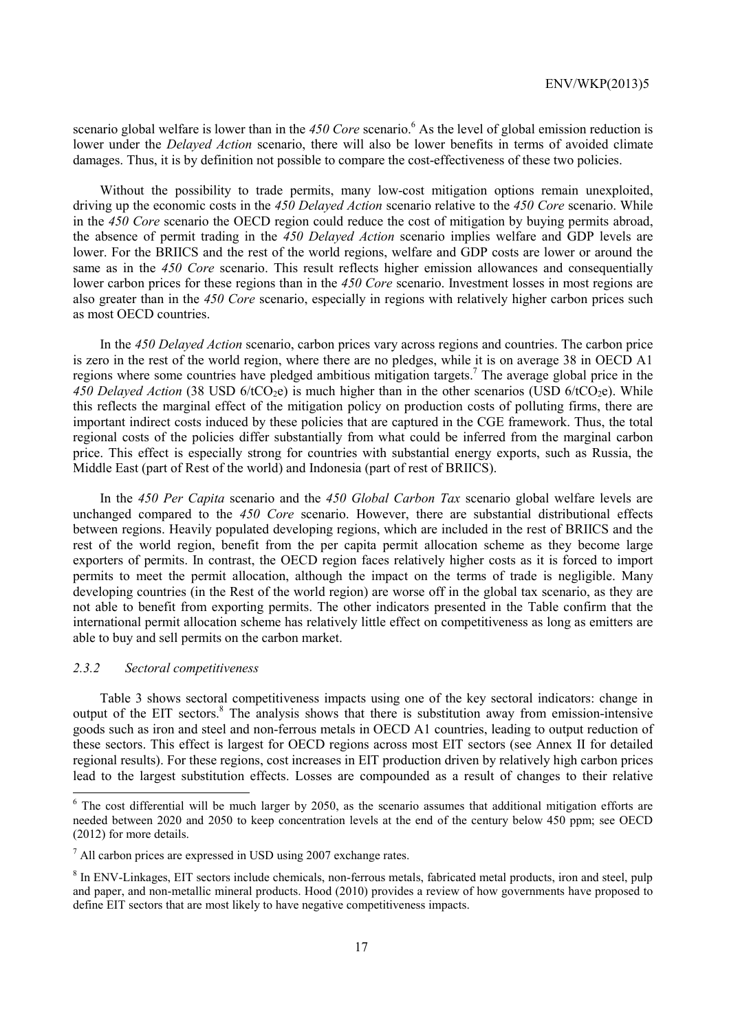scenario global welfare is lower than in the *450 Core* scenario.[6] As the level of global emission reduction is lower under the *Delayed Action* scenario, there will also be lower benefits in terms of avoided climate damages. Thus, it is by definition not possible to compare the cost-effectiveness of these two policies.

Without the possibility to trade permits, many low-cost mitigation options remain unexploited, driving up the economic costs in the *450 Delayed Action* scenario relative to the *450 Core* scenario. While in the *450 Core* scenario the OECD region could reduce the cost of mitigation by buying permits abroad, the absence of permit trading in the *450 Delayed Action* scenario implies welfare and GDP levels are lower. For the BRIICS and the rest of the world regions, welfare and GDP costs are lower or around the same as in the *450 Core* scenario. This result reflects higher emission allowances and consequentially lower carbon prices for these regions than in the *450 Core* scenario. Investment losses in most regions are also greater than in the *450 Core* scenario, especially in regions with relatively higher carbon prices such as most OECD countries.

In the *450 Delayed Action* scenario, carbon prices vary across regions and countries. The carbon price is zero in the rest of the world region, where there are no pledges, while it is on average 38 in OECD A1 regions where some countries have pledged ambitious mitigation targets.[7] The average global price in the *450 Delayed Action* (38 USD 6/t$CO_2$e) is much higher than in the other scenarios (USD 6/t$CO_2$e). While this reflects the marginal effect of the mitigation policy on production costs of polluting firms, there are important indirect costs induced by these policies that are captured in the CGE framework. Thus, the total regional costs of the policies differ substantially from what could be inferred from the marginal carbon price. This effect is especially strong for countries with substantial energy exports, such as Russia, the Middle East (part of Rest of the world) and Indonesia (part of rest of BRIICS).

In the *450 Per Capita* scenario and the *450 Global Carbon Tax* scenario global welfare levels are unchanged compared to the *450 Core* scenario. However, there are substantial distributional effects between regions. Heavily populated developing regions, which are included in the rest of BRIICS and the rest of the world region, benefit from the per capita permit allocation scheme as they become large exporters of permits. In contrast, the OECD region faces relatively higher costs as it is forced to import permits to meet the permit allocation, although the impact on the terms of trade is negligible. Many developing countries (in the Rest of the world region) are worse off in the global tax scenario, as they are not able to benefit from exporting permits. The other indicators presented in the Table confirm that the international permit allocation scheme has relatively little effect on competitiveness as long as emitters are able to buy and sell permits on the carbon market.

### *2.3.2 Sectoral competitiveness*

Table 3 shows sectoral competitiveness impacts using one of the key sectoral indicators: change in output of the EIT sectors.[8] The analysis shows that there is substitution away from emission-intensive goods such as iron and steel and non-ferrous metals in OECD A1 countries, leading to output reduction of these sectors. This effect is largest for OECD regions across most EIT sectors (see Annex II for detailed regional results). For these regions, cost increases in EIT production driven by relatively high carbon prices lead to the largest substitution effects. Losses are compounded as a result of changes to their relative

---

[6] The cost differential will be much larger by 2050, as the scenario assumes that additional mitigation efforts are needed between 2020 and 2050 to keep concentration levels at the end of the century below 450 ppm; see OECD (2012) for more details.

[7] All carbon prices are expressed in USD using 2007 exchange rates.

[8] In ENV-Linkages, EIT sectors include chemicals, non-ferrous metals, fabricated metal products, iron and steel, pulp and paper, and non-metallic mineral products. Hood (2010) provides a review of how governments have proposed to define EIT sectors that are most likely to have negative competitiveness impacts.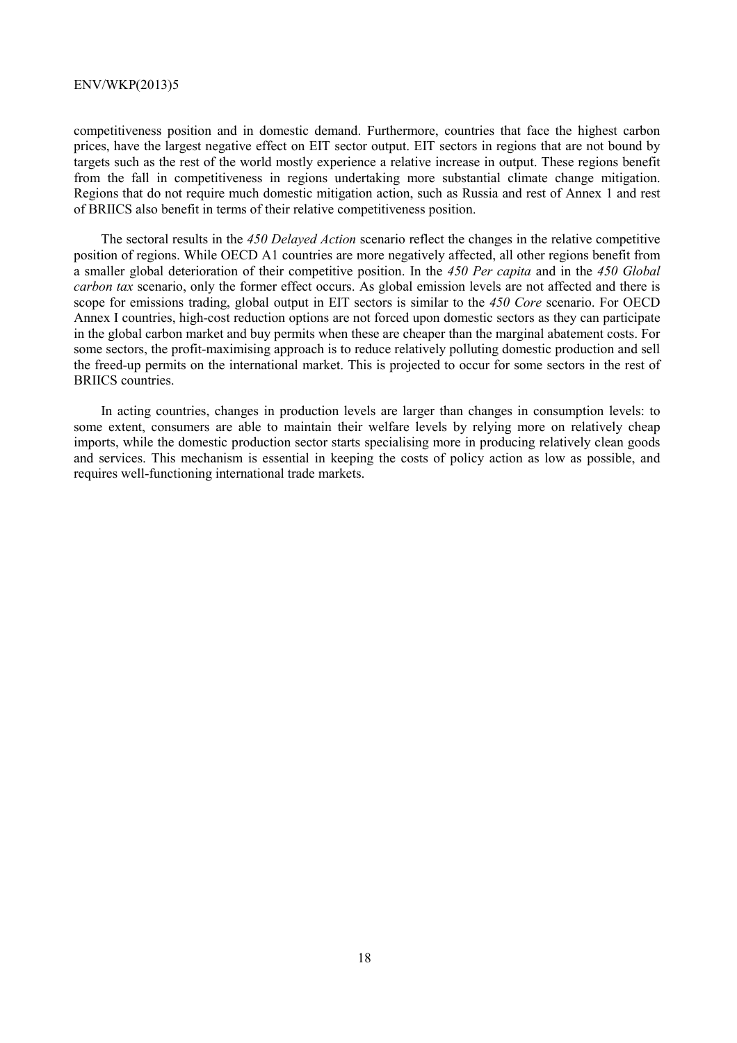competitiveness position and in domestic demand. Furthermore, countries that face the highest carbon prices, have the largest negative effect on EIT sector output. EIT sectors in regions that are not bound by targets such as the rest of the world mostly experience a relative increase in output. These regions benefit from the fall in competitiveness in regions undertaking more substantial climate change mitigation. Regions that do not require much domestic mitigation action, such as Russia and rest of Annex 1 and rest of BRIICS also benefit in terms of their relative competitiveness position.

The sectoral results in the *450 Delayed Action* scenario reflect the changes in the relative competitive position of regions. While OECD A1 countries are more negatively affected, all other regions benefit from a smaller global deterioration of their competitive position. In the *450 Per capita* and in the *450 Global carbon tax* scenario, only the former effect occurs. As global emission levels are not affected and there is scope for emissions trading, global output in EIT sectors is similar to the *450 Core* scenario. For OECD Annex I countries, high-cost reduction options are not forced upon domestic sectors as they can participate in the global carbon market and buy permits when these are cheaper than the marginal abatement costs. For some sectors, the profit-maximising approach is to reduce relatively polluting domestic production and sell the freed-up permits on the international market. This is projected to occur for some sectors in the rest of BRIICS countries.

In acting countries, changes in production levels are larger than changes in consumption levels: to some extent, consumers are able to maintain their welfare levels by relying more on relatively cheap imports, while the domestic production sector starts specialising more in producing relatively clean goods and services. This mechanism is essential in keeping the costs of policy action as low as possible, and requires well-functioning international trade markets.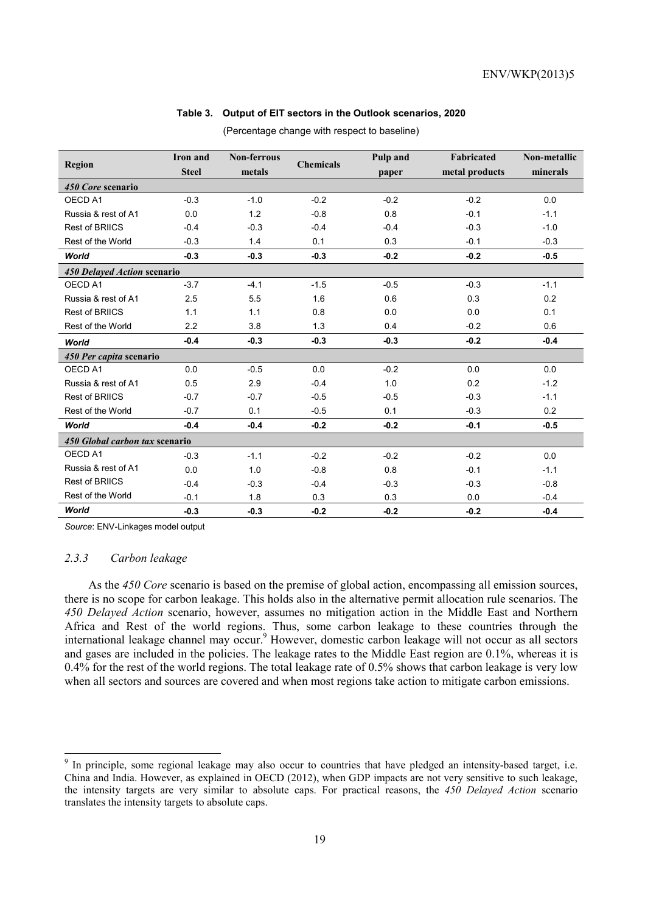**Table 3. Output of EIT sectors in the Outlook scenarios, 2020**

(Percentage change with respect to baseline)

| Region | Iron and Steel | Non-ferrous metals | Chemicals | Pulp and paper | Fabricated metal products | Non-metallic minerals |
|---|---|---|---|---|---|---|
| ***450 Core* scenario** | | | | | | |
| OECD A1 | -0.3 | -1.0 | -0.2 | -0.2 | -0.2 | 0.0 |
| Russia & rest of A1 | 0.0 | 1.2 | -0.8 | 0.8 | -0.1 | -1.1 |
| Rest of BRIICS | -0.4 | -0.3 | -0.4 | -0.4 | -0.3 | -1.0 |
| Rest of the World | -0.3 | 1.4 | 0.1 | 0.3 | -0.1 | -0.3 |
| ***World*** | **-0.3** | **-0.3** | **-0.3** | **-0.2** | **-0.2** | **-0.5** |
| ***450 Delayed Action* scenario** | | | | | | |
| OECD A1 | -3.7 | -4.1 | -1.5 | -0.5 | -0.3 | -1.1 |
| Russia & rest of A1 | 2.5 | 5.5 | 1.6 | 0.6 | 0.3 | 0.2 |
| Rest of BRIICS | 1.1 | 1.1 | 0.8 | 0.0 | 0.0 | 0.1 |
| Rest of the World | 2.2 | 3.8 | 1.3 | 0.4 | -0.2 | 0.6 |
| ***World*** | **-0.4** | **-0.3** | **-0.3** | **-0.3** | **-0.2** | **-0.4** |
| ***450 Per capita* scenario** | | | | | | |
| OECD A1 | 0.0 | -0.5 | 0.0 | -0.2 | 0.0 | 0.0 |
| Russia & rest of A1 | 0.5 | 2.9 | -0.4 | 1.0 | 0.2 | -1.2 |
| Rest of BRIICS | -0.7 | -0.7 | -0.5 | -0.5 | -0.3 | -1.1 |
| Rest of the World | -0.7 | 0.1 | -0.5 | 0.1 | -0.3 | 0.2 |
| ***World*** | **-0.4** | **-0.4** | **-0.2** | **-0.2** | **-0.1** | **-0.5** |
| ***450 Global carbon tax* scenario** | | | | | | |
| OECD A1 | -0.3 | -1.1 | -0.2 | -0.2 | -0.2 | 0.0 |
| Russia & rest of A1 | 0.0 | 1.0 | -0.8 | 0.8 | -0.1 | -1.1 |
| Rest of BRIICS | -0.4 | -0.3 | -0.4 | -0.3 | -0.3 | -0.8 |
| Rest of the World | -0.1 | 1.8 | 0.3 | 0.3 | 0.0 | -0.4 |
| ***World*** | **-0.3** | **-0.3** | **-0.2** | **-0.2** | **-0.2** | **-0.4** |

*Source*: ENV-Linkages model output

### *2.3.3 Carbon leakage*

As the *450 Core* scenario is based on the premise of global action, encompassing all emission sources, there is no scope for carbon leakage. This holds also in the alternative permit allocation rule scenarios. The *450 Delayed Action* scenario, however, assumes no mitigation action in the Middle East and Northern Africa and Rest of the world regions. Thus, some carbon leakage to these countries through the international leakage channel may occur.[9] However, domestic carbon leakage will not occur as all sectors and gases are included in the policies. The leakage rates to the Middle East region are 0.1%, whereas it is 0.4% for the rest of the world regions. The total leakage rate of 0.5% shows that carbon leakage is very low when all sectors and sources are covered and when most regions take action to mitigate carbon emissions.

[9] In principle, some regional leakage may also occur to countries that have pledged an intensity-based target, i.e. China and India. However, as explained in OECD (2012), when GDP impacts are not very sensitive to such leakage, the intensity targets are very similar to absolute caps. For practical reasons, the *450 Delayed Action* scenario translates the intensity targets to absolute caps.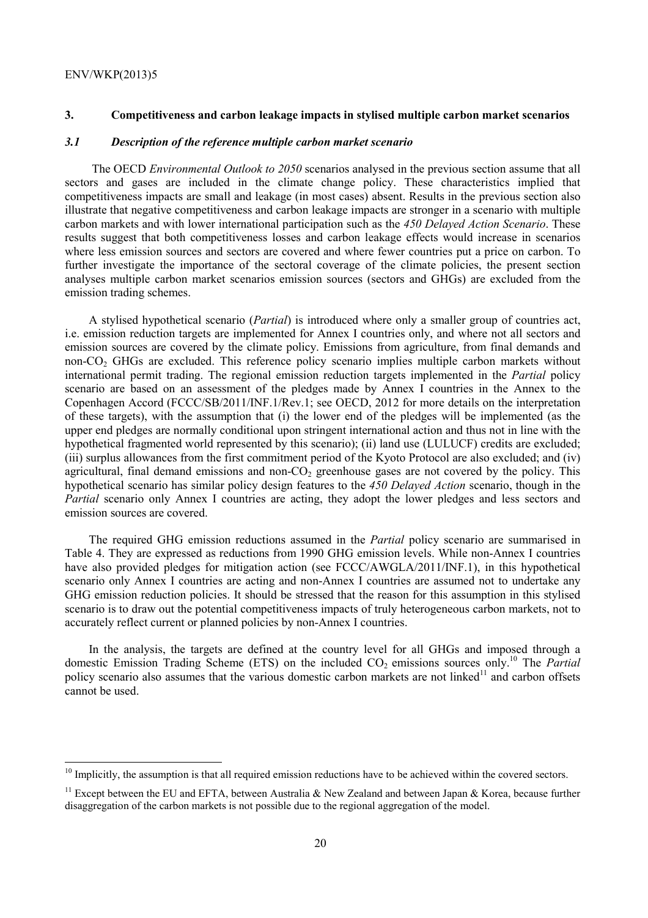## 3. Competitiveness and carbon leakage impacts in stylised multiple carbon market scenarios

### *3.1 Description of the reference multiple carbon market scenario*

The OECD *Environmental Outlook to 2050* scenarios analysed in the previous section assume that all sectors and gases are included in the climate change policy. These characteristics implied that competitiveness impacts are small and leakage (in most cases) absent. Results in the previous section also illustrate that negative competitiveness and carbon leakage impacts are stronger in a scenario with multiple carbon markets and with lower international participation such as the *450 Delayed Action Scenario*. These results suggest that both competitiveness losses and carbon leakage effects would increase in scenarios where less emission sources and sectors are covered and where fewer countries put a price on carbon. To further investigate the importance of the sectoral coverage of the climate policies, the present section analyses multiple carbon market scenarios emission sources (sectors and GHGs) are excluded from the emission trading schemes.

A stylised hypothetical scenario (*Partial*) is introduced where only a smaller group of countries act, i.e. emission reduction targets are implemented for Annex I countries only, and where not all sectors and emission sources are covered by the climate policy. Emissions from agriculture, from final demands and non-$CO_2$ GHGs are excluded. This reference policy scenario implies multiple carbon markets without international permit trading. The regional emission reduction targets implemented in the *Partial* policy scenario are based on an assessment of the pledges made by Annex I countries in the Annex to the Copenhagen Accord (FCCC/SB/2011/INF.1/Rev.1; see OECD, 2012 for more details on the interpretation of these targets), with the assumption that (i) the lower end of the pledges will be implemented (as the upper end pledges are normally conditional upon stringent international action and thus not in line with the hypothetical fragmented world represented by this scenario); (ii) land use (LULUCF) credits are excluded; (iii) surplus allowances from the first commitment period of the Kyoto Protocol are also excluded; and (iv) agricultural, final demand emissions and non-$CO_2$ greenhouse gases are not covered by the policy. This hypothetical scenario has similar policy design features to the *450 Delayed Action* scenario, though in the *Partial* scenario only Annex I countries are acting, they adopt the lower pledges and less sectors and emission sources are covered.

The required GHG emission reductions assumed in the *Partial* policy scenario are summarised in Table 4. They are expressed as reductions from 1990 GHG emission levels. While non-Annex I countries have also provided pledges for mitigation action (see FCCC/AWGLA/2011/INF.1), in this hypothetical scenario only Annex I countries are acting and non-Annex I countries are assumed not to undertake any GHG emission reduction policies. It should be stressed that the reason for this assumption in this stylised scenario is to draw out the potential competitiveness impacts of truly heterogeneous carbon markets, not to accurately reflect current or planned policies by non-Annex I countries.

In the analysis, the targets are defined at the country level for all GHGs and imposed through a domestic Emission Trading Scheme (ETS) on the included $CO_2$ emissions sources only.[10] The *Partial* policy scenario also assumes that the various domestic carbon markets are not linked[11] and carbon offsets cannot be used.

---

[10] Implicitly, the assumption is that all required emission reductions have to be achieved within the covered sectors.

[11] Except between the EU and EFTA, between Australia & New Zealand and between Japan & Korea, because further disaggregation of the carbon markets is not possible due to the regional aggregation of the model.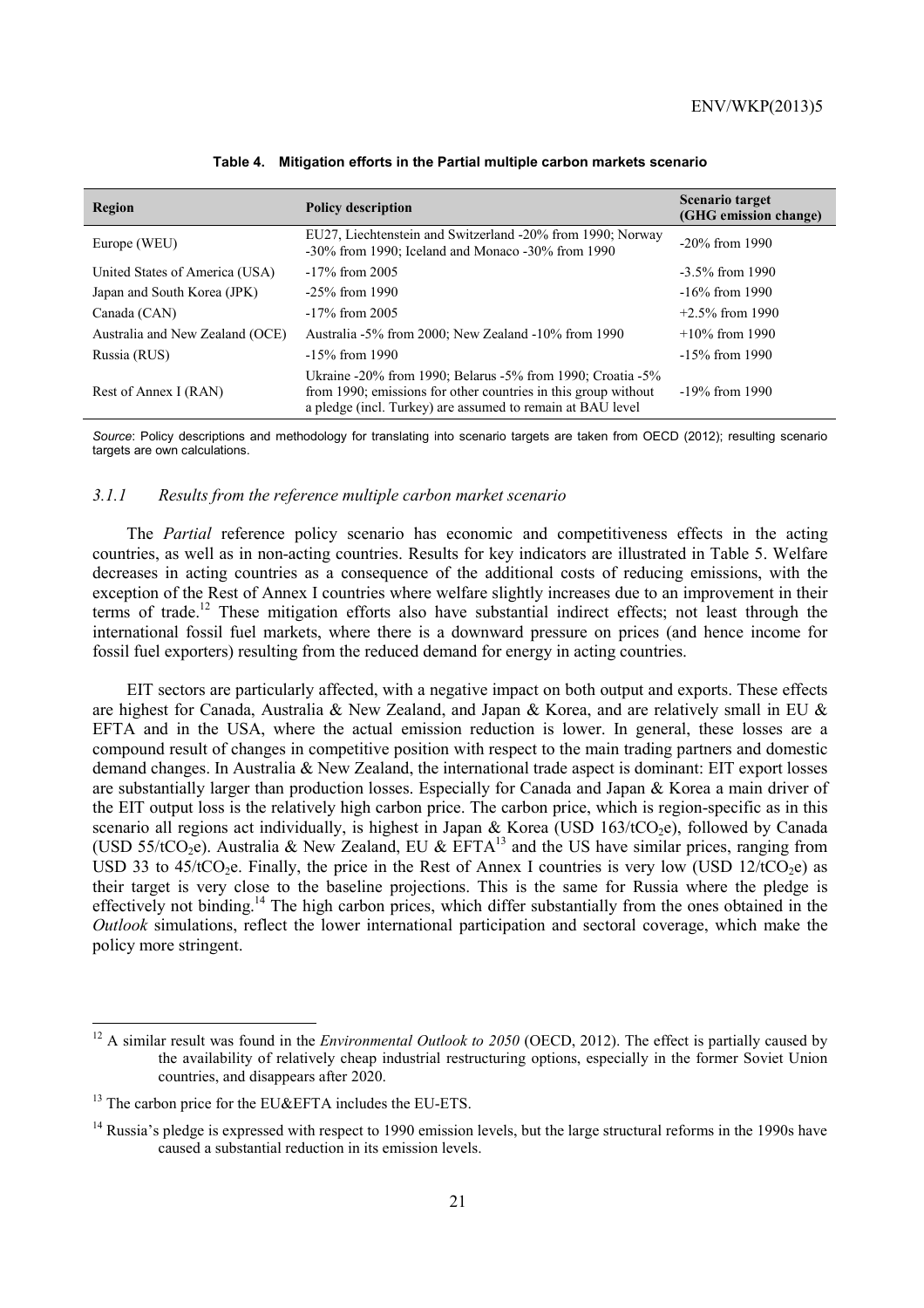**Table 4. Mitigation efforts in the Partial multiple carbon markets scenario**

| Region | Policy description | Scenario target (GHG emission change) |
|---|---|---|
| Europe (WEU) | EU27, Liechtenstein and Switzerland -20% from 1990; Norway -30% from 1990; Iceland and Monaco -30% from 1990 | -20% from 1990 |
| United States of America (USA) | -17% from 2005 | -3.5% from 1990 |
| Japan and South Korea (JPK) | -25% from 1990 | -16% from 1990 |
| Canada (CAN) | -17% from 2005 | +2.5% from 1990 |
| Australia and New Zealand (OCE) | Australia -5% from 2000; New Zealand -10% from 1990 | +10% from 1990 |
| Russia (RUS) | -15% from 1990 | -15% from 1990 |
| Rest of Annex I (RAN) | Ukraine -20% from 1990; Belarus -5% from 1990; Croatia -5% from 1990; emissions for other countries in this group without a pledge (incl. Turkey) are assumed to remain at BAU level | -19% from 1990 |

*Source*: Policy descriptions and methodology for translating into scenario targets are taken from OECD (2012); resulting scenario targets are own calculations.

### *3.1.1 Results from the reference multiple carbon market scenario*

The *Partial* reference policy scenario has economic and competitiveness effects in the acting countries, as well as in non-acting countries. Results for key indicators are illustrated in Table 5. Welfare decreases in acting countries as a consequence of the additional costs of reducing emissions, with the exception of the Rest of Annex I countries where welfare slightly increases due to an improvement in their terms of trade.[12] These mitigation efforts also have substantial indirect effects; not least through the international fossil fuel markets, where there is a downward pressure on prices (and hence income for fossil fuel exporters) resulting from the reduced demand for energy in acting countries.

EIT sectors are particularly affected, with a negative impact on both output and exports. These effects are highest for Canada, Australia & New Zealand, and Japan & Korea, and are relatively small in EU & EFTA and in the USA, where the actual emission reduction is lower. In general, these losses are a compound result of changes in competitive position with respect to the main trading partners and domestic demand changes. In Australia & New Zealand, the international trade aspect is dominant: EIT export losses are substantially larger than production losses. Especially for Canada and Japan & Korea a main driver of the EIT output loss is the relatively high carbon price. The carbon price, which is region-specific as in this scenario all regions act individually, is highest in Japan & Korea (USD 163/t$CO_2$e), followed by Canada (USD 55/t$CO_2$e). Australia & New Zealand, EU & EFTA[13] and the US have similar prices, ranging from USD 33 to 45/t$CO_2$e. Finally, the price in the Rest of Annex I countries is very low (USD 12/t$CO_2$e) as their target is very close to the baseline projections. This is the same for Russia where the pledge is effectively not binding.[14] The high carbon prices, which differ substantially from the ones obtained in the *Outlook* simulations, reflect the lower international participation and sectoral coverage, which make the policy more stringent.

---

[12] A similar result was found in the *Environmental Outlook to 2050* (OECD, 2012). The effect is partially caused by the availability of relatively cheap industrial restructuring options, especially in the former Soviet Union countries, and disappears after 2020.

[13] The carbon price for the EU&EFTA includes the EU-ETS.

[14] Russia's pledge is expressed with respect to 1990 emission levels, but the large structural reforms in the 1990s have caused a substantial reduction in its emission levels.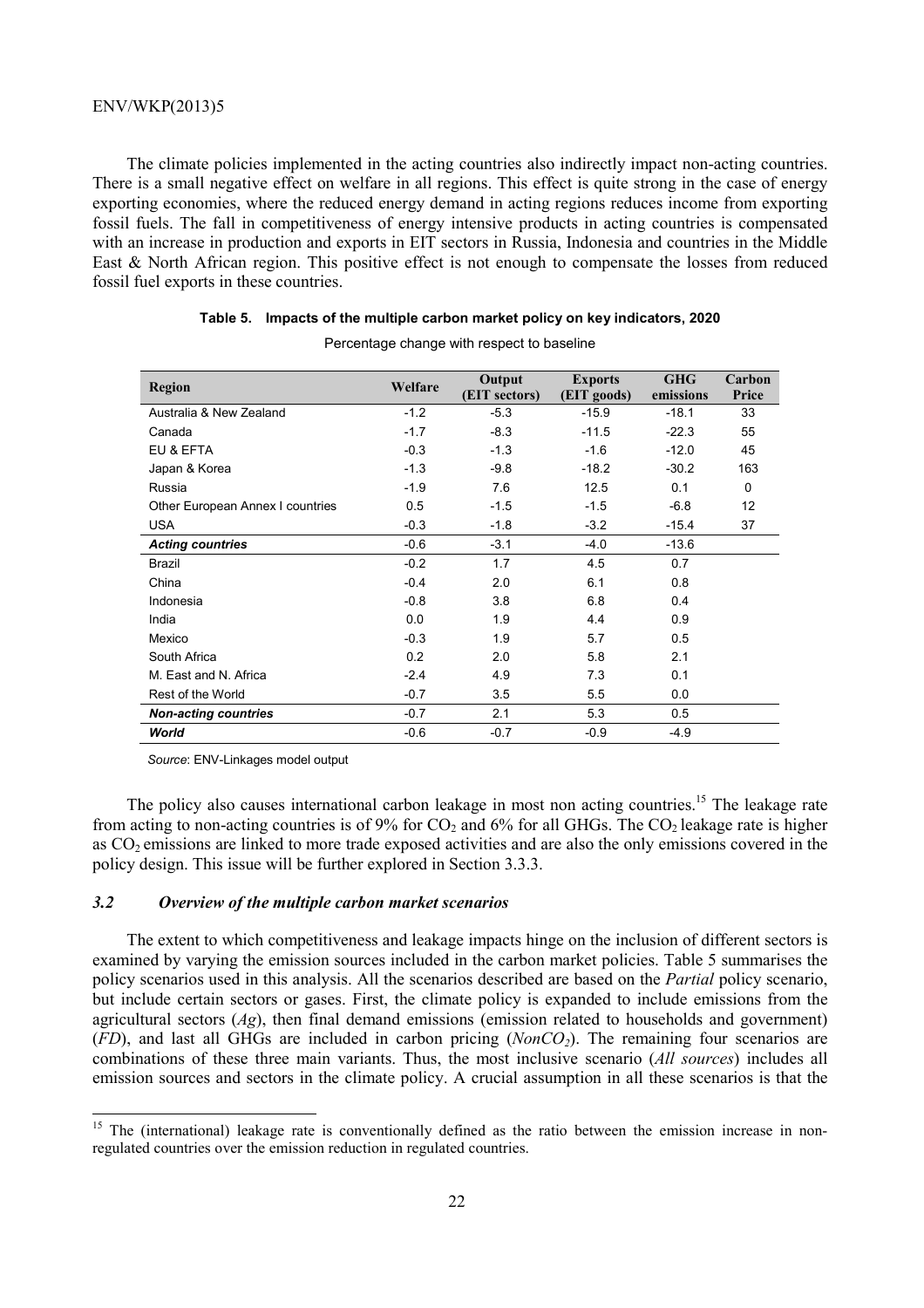The climate policies implemented in the acting countries also indirectly impact non-acting countries. There is a small negative effect on welfare in all regions. This effect is quite strong in the case of energy exporting economies, where the reduced energy demand in acting regions reduces income from exporting fossil fuels. The fall in competitiveness of energy intensive products in acting countries is compensated with an increase in production and exports in EIT sectors in Russia, Indonesia and countries in the Middle East & North African region. This positive effect is not enough to compensate the losses from reduced fossil fuel exports in these countries.

**Table 5. Impacts of the multiple carbon market policy on key indicators, 2020**

Percentage change with respect to baseline

| Region | Welfare | Output (EIT sectors) | Exports (EIT goods) | GHG emissions | Carbon Price |
|---|---|---|---|---|---|
| Australia & New Zealand | -1.2 | -5.3 | -15.9 | -18.1 | 33 |
| Canada | -1.7 | -8.3 | -11.5 | -22.3 | 55 |
| EU & EFTA | -0.3 | -1.3 | -1.6 | -12.0 | 45 |
| Japan & Korea | -1.3 | -9.8 | -18.2 | -30.2 | 163 |
| Russia | -1.9 | 7.6 | 12.5 | 0.1 | 0 |
| Other European Annex I countries | 0.5 | -1.5 | -1.5 | -6.8 | 12 |
| USA | -0.3 | -1.8 | -3.2 | -15.4 | 37 |
| ***Acting countries*** | -0.6 | -3.1 | -4.0 | -13.6 | |
| Brazil | -0.2 | 1.7 | 4.5 | 0.7 | |
| China | -0.4 | 2.0 | 6.1 | 0.8 | |
| Indonesia | -0.8 | 3.8 | 6.8 | 0.4 | |
| India | 0.0 | 1.9 | 4.4 | 0.9 | |
| Mexico | -0.3 | 1.9 | 5.7 | 0.5 | |
| South Africa | 0.2 | 2.0 | 5.8 | 2.1 | |
| M. East and N. Africa | -2.4 | 4.9 | 7.3 | 0.1 | |
| Rest of the World | -0.7 | 3.5 | 5.5 | 0.0 | |
| ***Non-acting countries*** | -0.7 | 2.1 | 5.3 | 0.5 | |
| ***World*** | -0.6 | -0.7 | -0.9 | -4.9 | |

*Source*: ENV-Linkages model output

The policy also causes international carbon leakage in most non acting countries.[15] The leakage rate from acting to non-acting countries is of 9% for $CO_2$ and 6% for all GHGs. The $CO_2$ leakage rate is higher as $CO_2$ emissions are linked to more trade exposed activities and are also the only emissions covered in the policy design. This issue will be further explored in Section 3.3.3.

### *3.2 Overview of the multiple carbon market scenarios*

The extent to which competitiveness and leakage impacts hinge on the inclusion of different sectors is examined by varying the emission sources included in the carbon market policies. Table 5 summarises the policy scenarios used in this analysis. All the scenarios described are based on the *Partial* policy scenario, but include certain sectors or gases. First, the climate policy is expanded to include emissions from the agricultural sectors (*Ag*), then final demand emissions (emission related to households and government) (*FD*), and last all GHGs are included in carbon pricing (*NonCO$_2$*). The remaining four scenarios are combinations of these three main variants. Thus, the most inclusive scenario (*All sources*) includes all emission sources and sectors in the climate policy. A crucial assumption in all these scenarios is that the

[15] The (international) leakage rate is conventionally defined as the ratio between the emission increase in non-regulated countries over the emission reduction in regulated countries.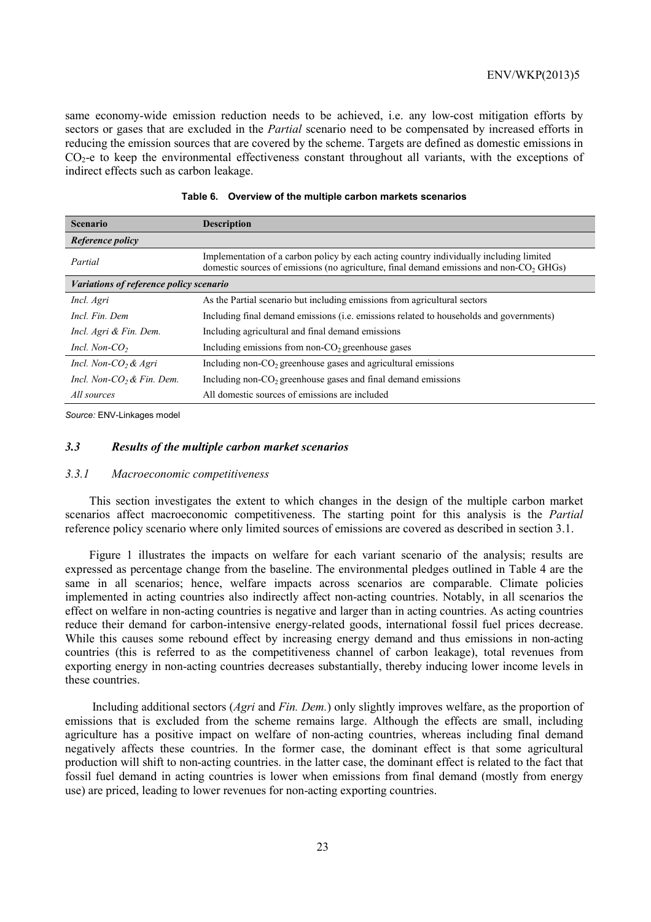same economy-wide emission reduction needs to be achieved, i.e. any low-cost mitigation efforts by sectors or gases that are excluded in the *Partial* scenario need to be compensated by increased efforts in reducing the emission sources that are covered by the scheme. Targets are defined as domestic emissions in $CO_2$-e to keep the environmental effectiveness constant throughout all variants, with the exceptions of indirect effects such as carbon leakage.

**Table 6. Overview of the multiple carbon markets scenarios**

| Scenario | Description |
|---|---|
| ***Reference policy*** | |
| *Partial* | Implementation of a carbon policy by each acting country individually including limited domestic sources of emissions (no agriculture, final demand emissions and non-$CO_2$ GHGs) |
| ***Variations of reference policy scenario*** | |
| *Incl. Agri* | As the Partial scenario but including emissions from agricultural sectors |
| *Incl. Fin. Dem* | Including final demand emissions (i.e. emissions related to households and governments) |
| *Incl. Agri & Fin. Dem.* | Including agricultural and final demand emissions |
| *Incl. Non-$CO_2$* | Including emissions from non-$CO_2$ greenhouse gases |
| *Incl. Non-$CO_2$ & Agri* | Including non-$CO_2$ greenhouse gases and agricultural emissions |
| *Incl. Non-$CO_2$ & Fin. Dem.* | Including non-$CO_2$ greenhouse gases and final demand emissions |
| *All sources* | All domestic sources of emissions are included |

*Source:* ENV-Linkages model

### *3.3 Results of the multiple carbon market scenarios*

#### *3.3.1 Macroeconomic competitiveness*

This section investigates the extent to which changes in the design of the multiple carbon market scenarios affect macroeconomic competitiveness. The starting point for this analysis is the *Partial* reference policy scenario where only limited sources of emissions are covered as described in section 3.1.

Figure 1 illustrates the impacts on welfare for each variant scenario of the analysis; results are expressed as percentage change from the baseline. The environmental pledges outlined in Table 4 are the same in all scenarios; hence, welfare impacts across scenarios are comparable. Climate policies implemented in acting countries also indirectly affect non-acting countries. Notably, in all scenarios the effect on welfare in non-acting countries is negative and larger than in acting countries. As acting countries reduce their demand for carbon-intensive energy-related goods, international fossil fuel prices decrease. While this causes some rebound effect by increasing energy demand and thus emissions in non-acting countries (this is referred to as the competitiveness channel of carbon leakage), total revenues from exporting energy in non-acting countries decreases substantially, thereby inducing lower income levels in these countries.

Including additional sectors (*Agri* and *Fin. Dem.*) only slightly improves welfare, as the proportion of emissions that is excluded from the scheme remains large. Although the effects are small, including agriculture has a positive impact on welfare of non-acting countries, whereas including final demand negatively affects these countries. In the former case, the dominant effect is that some agricultural production will shift to non-acting countries. in the latter case, the dominant effect is related to the fact that fossil fuel demand in acting countries is lower when emissions from final demand (mostly from energy use) are priced, leading to lower revenues for non-acting exporting countries.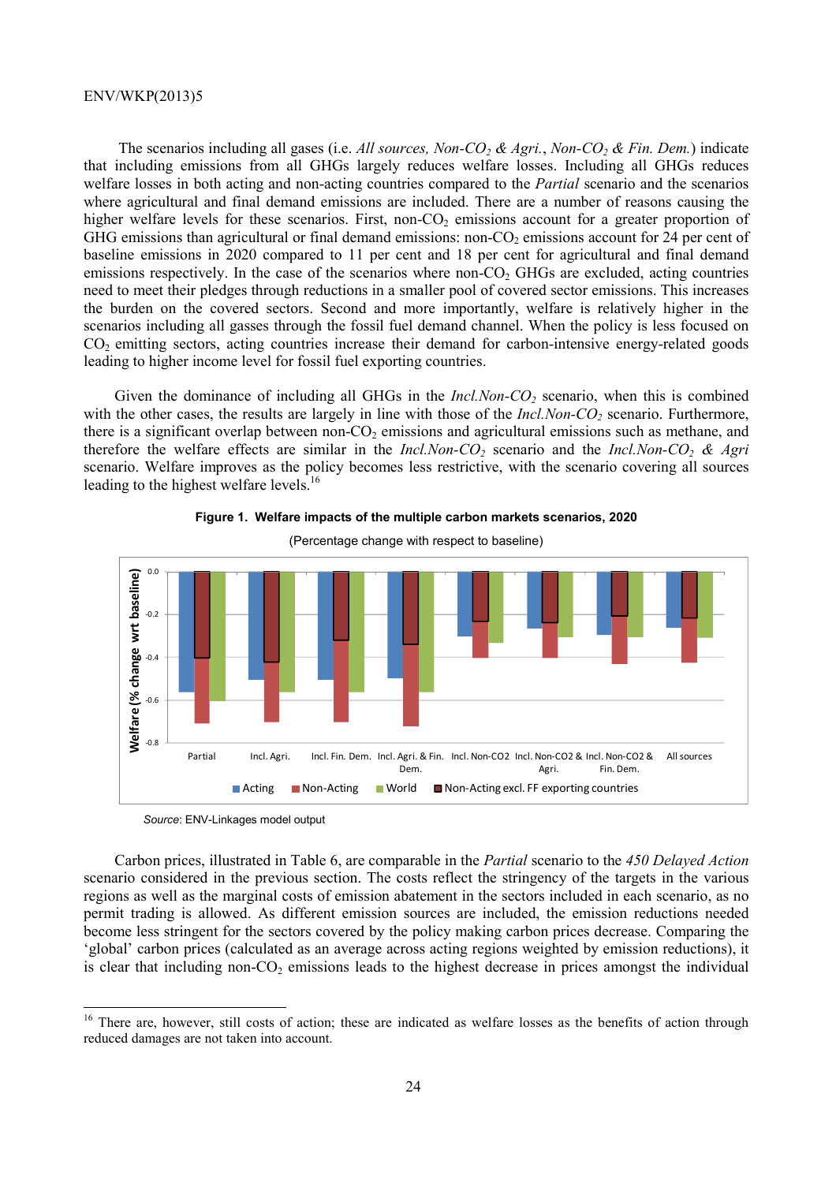The scenarios including all gases (i.e. *All sources, Non-$CO_2$ & Agri.*, *Non-$CO_2$ & Fin. Dem.*) indicate that including emissions from all GHGs largely reduces welfare losses. Including all GHGs reduces welfare losses in both acting and non-acting countries compared to the *Partial* scenario and the scenarios where agricultural and final demand emissions are included. There are a number of reasons causing the higher welfare levels for these scenarios. First, non-$CO_2$ emissions account for a greater proportion of GHG emissions than agricultural or final demand emissions: non-$CO_2$ emissions account for 24 per cent of baseline emissions in 2020 compared to 11 per cent and 18 per cent for agricultural and final demand emissions respectively. In the case of the scenarios where non-$CO_2$ GHGs are excluded, acting countries need to meet their pledges through reductions in a smaller pool of covered sector emissions. This increases the burden on the covered sectors. Second and more importantly, welfare is relatively higher in the scenarios including all gasses through the fossil fuel demand channel. When the policy is less focused on $CO_2$ emitting sectors, acting countries increase their demand for carbon-intensive energy-related goods leading to higher income level for fossil fuel exporting countries.

Given the dominance of including all GHGs in the *Incl.Non-$CO_2$* scenario, when this is combined with the other cases, the results are largely in line with those of the *Incl.Non-$CO_2$* scenario. Furthermore, there is a significant overlap between non-$CO_2$ emissions and agricultural emissions such as methane, and therefore the welfare effects are similar in the *Incl.Non-$CO_2$* scenario and the *Incl.Non-$CO_2$ & Agri* scenario. Welfare improves as the policy becomes less restrictive, with the scenario covering all sources leading to the highest welfare levels.[16]

**Figure 1. Welfare impacts of the multiple carbon markets scenarios, 2020**

(Percentage change with respect to baseline)

*Source*: ENV-Linkages model output

Carbon prices, illustrated in Table 6, are comparable in the *Partial* scenario to the *450 Delayed Action* scenario considered in the previous section. The costs reflect the stringency of the targets in the various regions as well as the marginal costs of emission abatement in the sectors included in each scenario, as no permit trading is allowed. As different emission sources are included, the emission reductions needed become less stringent for the sectors covered by the policy making carbon prices decrease. Comparing the 'global' carbon prices (calculated as an average across acting regions weighted by emission reductions), it is clear that including non-$CO_2$ emissions leads to the highest decrease in prices amongst the individual

[16] There are, however, still costs of action; these are indicated as welfare losses as the benefits of action through reduced damages are not taken into account.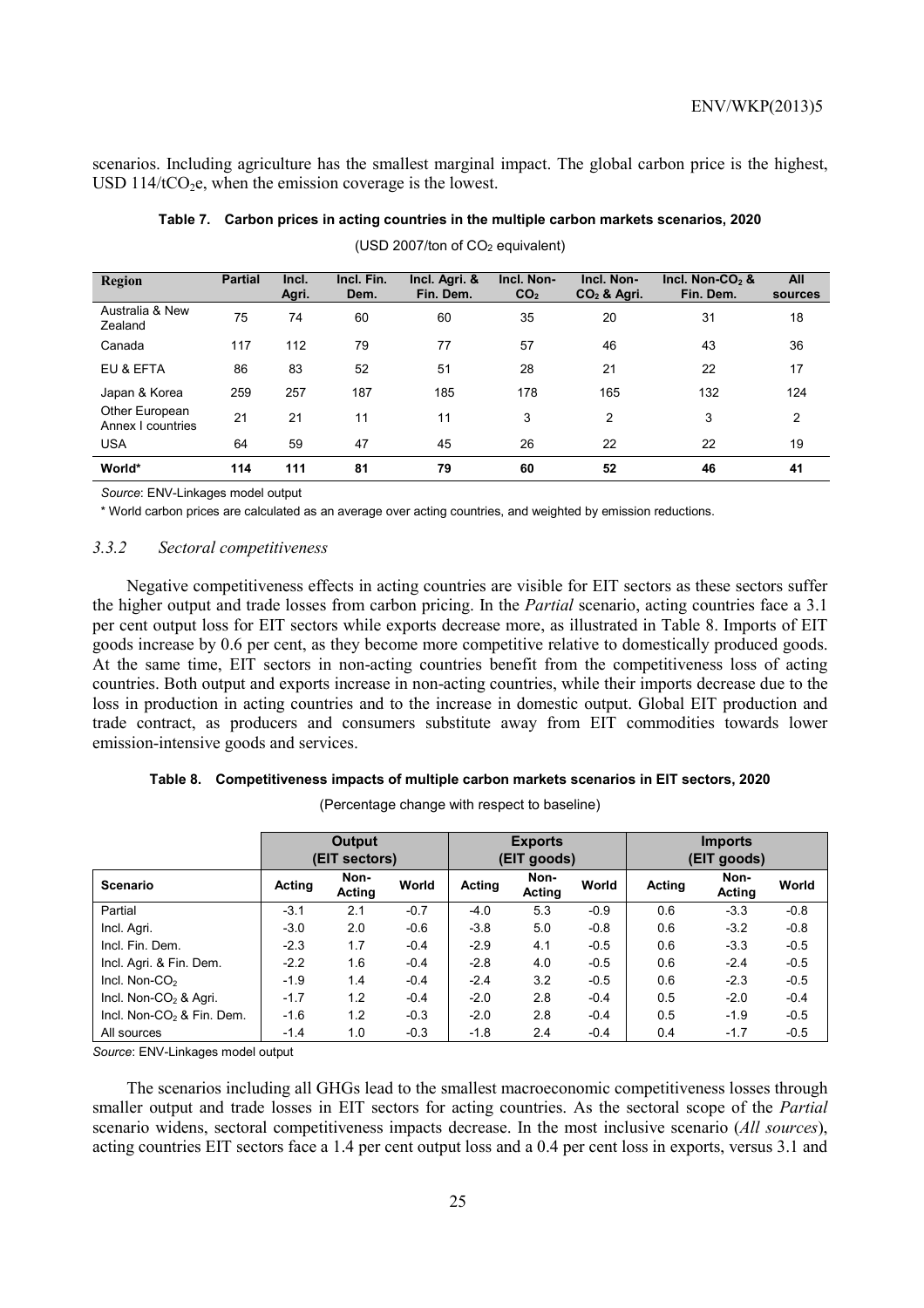scenarios. Including agriculture has the smallest marginal impact. The global carbon price is the highest, USD 114/t$CO_2$e, when the emission coverage is the lowest.

**Table 7. Carbon prices in acting countries in the multiple carbon markets scenarios, 2020**

(USD 2007/ton of $CO_2$ equivalent)

| Region | Partial | Incl. Agri. | Incl. Fin. Dem. | Incl. Agri. & Fin. Dem. | Incl. Non-$CO_2$ | Incl. Non-$CO_2$ & Agri. | Incl. Non-$CO_2$ & Fin. Dem. | All sources |
|---|---|---|---|---|---|---|---|---|
| Australia & New Zealand | 75 | 74 | 60 | 60 | 35 | 20 | 31 | 18 |
| Canada | 117 | 112 | 79 | 77 | 57 | 46 | 43 | 36 |
| EU & EFTA | 86 | 83 | 52 | 51 | 28 | 21 | 22 | 17 |
| Japan & Korea | 259 | 257 | 187 | 185 | 178 | 165 | 132 | 124 |
| Other European Annex I countries | 21 | 21 | 11 | 11 | 3 | 2 | 3 | 2 |
| USA | 64 | 59 | 47 | 45 | 26 | 22 | 22 | 19 |
| **World*** | **114** | **111** | **81** | **79** | **60** | **52** | **46** | **41** |

*Source*: ENV-Linkages model output

\* World carbon prices are calculated as an average over acting countries, and weighted by emission reductions.

### *3.3.2 Sectoral competitiveness*

Negative competitiveness effects in acting countries are visible for EIT sectors as these sectors suffer the higher output and trade losses from carbon pricing. In the *Partial* scenario, acting countries face a 3.1 per cent output loss for EIT sectors while exports decrease more, as illustrated in Table 8. Imports of EIT goods increase by 0.6 per cent, as they become more competitive relative to domestically produced goods. At the same time, EIT sectors in non-acting countries benefit from the competitiveness loss of acting countries. Both output and exports increase in non-acting countries, while their imports decrease due to the loss in production in acting countries and to the increase in domestic output. Global EIT production and trade contract, as producers and consumers substitute away from EIT commodities towards lower emission-intensive goods and services.

**Table 8. Competitiveness impacts of multiple carbon markets scenarios in EIT sectors, 2020**

(Percentage change with respect to baseline)

| | Output (EIT sectors) | | | Exports (EIT goods) | | | Imports (EIT goods) | | |
|---|---|---|---|---|---|---|---|---|---|
| **Scenario** | **Acting** | **Non-Acting** | **World** | **Acting** | **Non-Acting** | **World** | **Acting** | **Non-Acting** | **World** |
| Partial | -3.1 | 2.1 | -0.7 | -4.0 | 5.3 | -0.9 | 0.6 | -3.3 | -0.8 |
| Incl. Agri. | -3.0 | 2.0 | -0.6 | -3.8 | 5.0 | -0.8 | 0.6 | -3.2 | -0.8 |
| Incl. Fin. Dem. | -2.3 | 1.7 | -0.4 | -2.9 | 4.1 | -0.5 | 0.6 | -3.3 | -0.5 |
| Incl. Agri. & Fin. Dem. | -2.2 | 1.6 | -0.4 | -2.8 | 4.0 | -0.5 | 0.6 | -2.4 | -0.5 |
| Incl. Non-$CO_2$ | -1.9 | 1.4 | -0.4 | -2.4 | 3.2 | -0.5 | 0.6 | -2.3 | -0.5 |
| Incl. Non-$CO_2$ & Agri. | -1.7 | 1.2 | -0.4 | -2.0 | 2.8 | -0.4 | 0.5 | -2.0 | -0.4 |
| Incl. Non-$CO_2$ & Fin. Dem. | -1.6 | 1.2 | -0.3 | -2.0 | 2.8 | -0.4 | 0.5 | -1.9 | -0.5 |
| All sources | -1.4 | 1.0 | -0.3 | -1.8 | 2.4 | -0.4 | 0.4 | -1.7 | -0.5 |

*Source*: ENV-Linkages model output

The scenarios including all GHGs lead to the smallest macroeconomic competitiveness losses through smaller output and trade losses in EIT sectors for acting countries. As the sectoral scope of the *Partial* scenario widens, sectoral competitiveness impacts decrease. In the most inclusive scenario (*All sources*), acting countries EIT sectors face a 1.4 per cent output loss and a 0.4 per cent loss in exports, versus 3.1 and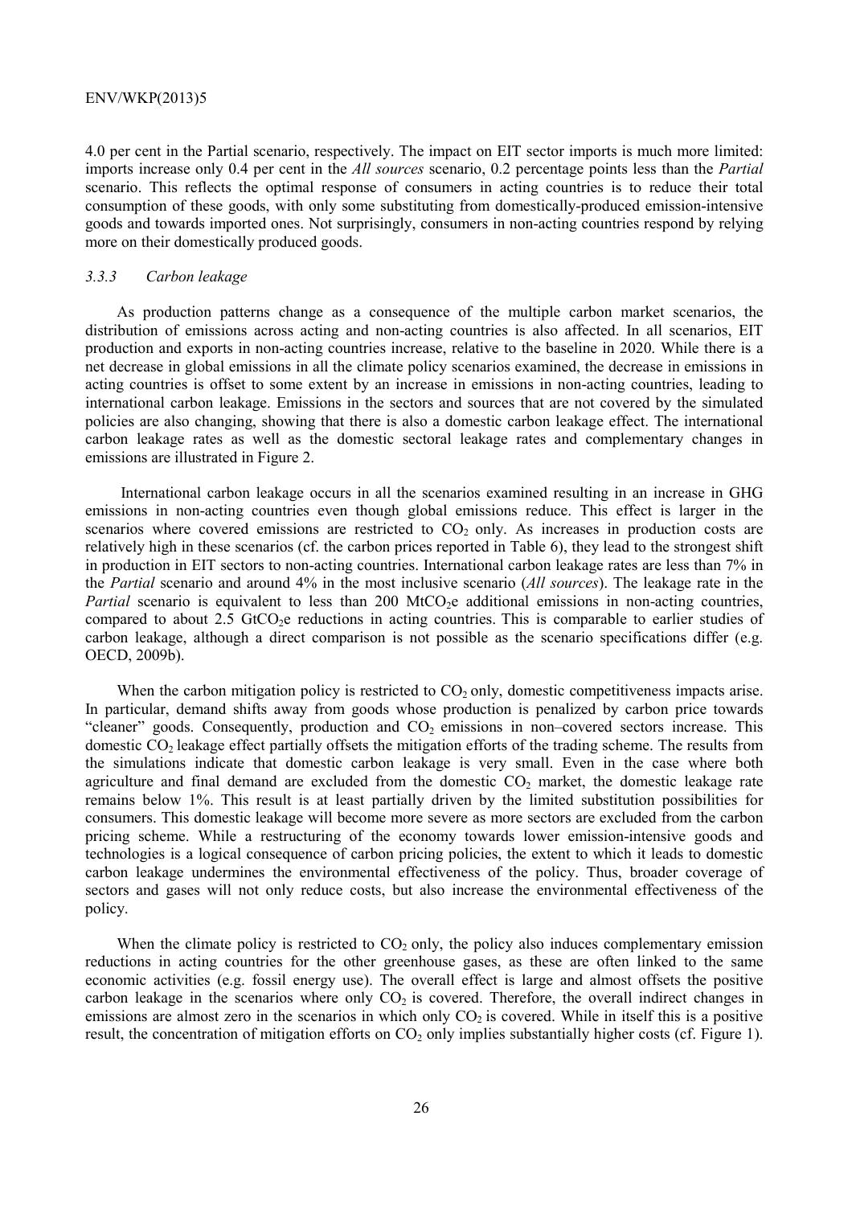4.0 per cent in the Partial scenario, respectively. The impact on EIT sector imports is much more limited: imports increase only 0.4 per cent in the *All sources* scenario, 0.2 percentage points less than the *Partial* scenario. This reflects the optimal response of consumers in acting countries is to reduce their total consumption of these goods, with only some substituting from domestically-produced emission-intensive goods and towards imported ones. Not surprisingly, consumers in non-acting countries respond by relying more on their domestically produced goods.

### *3.3.3 Carbon leakage*

As production patterns change as a consequence of the multiple carbon market scenarios, the distribution of emissions across acting and non-acting countries is also affected. In all scenarios, EIT production and exports in non-acting countries increase, relative to the baseline in 2020. While there is a net decrease in global emissions in all the climate policy scenarios examined, the decrease in emissions in acting countries is offset to some extent by an increase in emissions in non-acting countries, leading to international carbon leakage. Emissions in the sectors and sources that are not covered by the simulated policies are also changing, showing that there is also a domestic carbon leakage effect. The international carbon leakage rates as well as the domestic sectoral leakage rates and complementary changes in emissions are illustrated in Figure 2.

International carbon leakage occurs in all the scenarios examined resulting in an increase in GHG emissions in non-acting countries even though global emissions reduce. This effect is larger in the scenarios where covered emissions are restricted to $CO_2$ only. As increases in production costs are relatively high in these scenarios (cf. the carbon prices reported in Table 6), they lead to the strongest shift in production in EIT sectors to non-acting countries. International carbon leakage rates are less than 7% in the *Partial* scenario and around 4% in the most inclusive scenario (*All sources*). The leakage rate in the *Partial* scenario is equivalent to less than 200 $MtCO_2e$ additional emissions in non-acting countries, compared to about 2.5 $GtCO_2e$ reductions in acting countries. This is comparable to earlier studies of carbon leakage, although a direct comparison is not possible as the scenario specifications differ (e.g. OECD, 2009b).

When the carbon mitigation policy is restricted to $CO_2$ only, domestic competitiveness impacts arise. In particular, demand shifts away from goods whose production is penalized by carbon price towards "cleaner" goods. Consequently, production and $CO_2$ emissions in non–covered sectors increase. This domestic $CO_2$ leakage effect partially offsets the mitigation efforts of the trading scheme. The results from the simulations indicate that domestic carbon leakage is very small. Even in the case where both agriculture and final demand are excluded from the domestic $CO_2$ market, the domestic leakage rate remains below 1%. This result is at least partially driven by the limited substitution possibilities for consumers. This domestic leakage will become more severe as more sectors are excluded from the carbon pricing scheme. While a restructuring of the economy towards lower emission-intensive goods and technologies is a logical consequence of carbon pricing policies, the extent to which it leads to domestic carbon leakage undermines the environmental effectiveness of the policy. Thus, broader coverage of sectors and gases will not only reduce costs, but also increase the environmental effectiveness of the policy.

When the climate policy is restricted to $CO_2$ only, the policy also induces complementary emission reductions in acting countries for the other greenhouse gases, as these are often linked to the same economic activities (e.g. fossil energy use). The overall effect is large and almost offsets the positive carbon leakage in the scenarios where only $CO_2$ is covered. Therefore, the overall indirect changes in emissions are almost zero in the scenarios in which only $CO_2$ is covered. While in itself this is a positive result, the concentration of mitigation efforts on $CO_2$ only implies substantially higher costs (cf. Figure 1).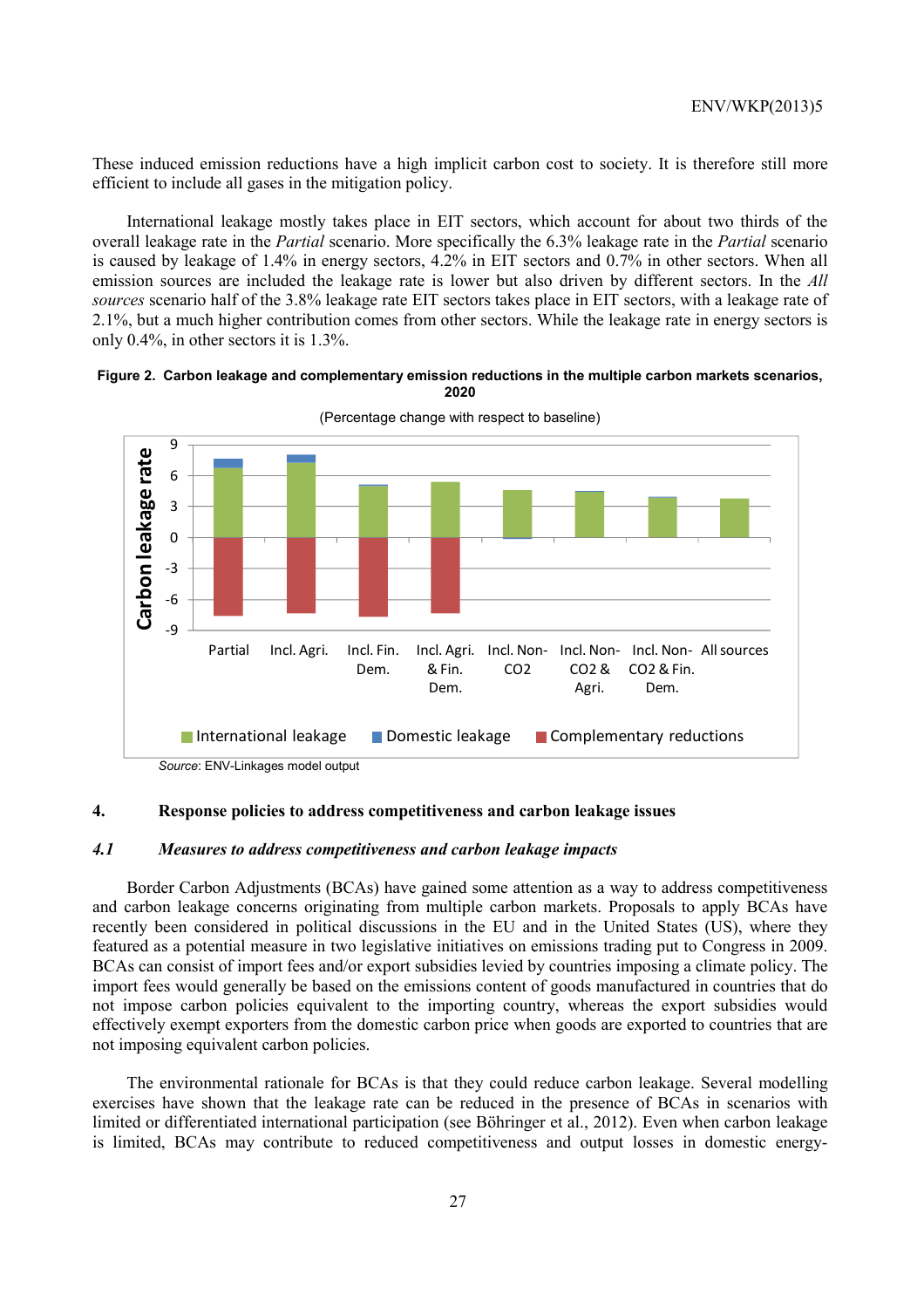These induced emission reductions have a high implicit carbon cost to society. It is therefore still more efficient to include all gases in the mitigation policy.

International leakage mostly takes place in EIT sectors, which account for about two thirds of the overall leakage rate in the *Partial* scenario. More specifically the 6.3% leakage rate in the *Partial* scenario is caused by leakage of 1.4% in energy sectors, 4.2% in EIT sectors and 0.7% in other sectors. When all emission sources are included the leakage rate is lower but also driven by different sectors. In the *All sources* scenario half of the 3.8% leakage rate EIT sectors takes place in EIT sectors, with a leakage rate of 2.1%, but a much higher contribution comes from other sectors. While the leakage rate in energy sectors is only 0.4%, in other sectors it is 1.3%.

**Figure 2. Carbon leakage and complementary emission reductions in the multiple carbon markets scenarios, 2020**

(Percentage change with respect to baseline)

*Source*: ENV-Linkages model output

## 4. Response policies to address competitiveness and carbon leakage issues

### *4.1 Measures to address competitiveness and carbon leakage impacts*

Border Carbon Adjustments (BCAs) have gained some attention as a way to address competitiveness and carbon leakage concerns originating from multiple carbon markets. Proposals to apply BCAs have recently been considered in political discussions in the EU and in the United States (US), where they featured as a potential measure in two legislative initiatives on emissions trading put to Congress in 2009. BCAs can consist of import fees and/or export subsidies levied by countries imposing a climate policy. The import fees would generally be based on the emissions content of goods manufactured in countries that do not impose carbon policies equivalent to the importing country, whereas the export subsidies would effectively exempt exporters from the domestic carbon price when goods are exported to countries that are not imposing equivalent carbon policies.

The environmental rationale for BCAs is that they could reduce carbon leakage. Several modelling exercises have shown that the leakage rate can be reduced in the presence of BCAs in scenarios with limited or differentiated international participation (see Böhringer et al., 2012). Even when carbon leakage is limited, BCAs may contribute to reduced competitiveness and output losses in domestic energy-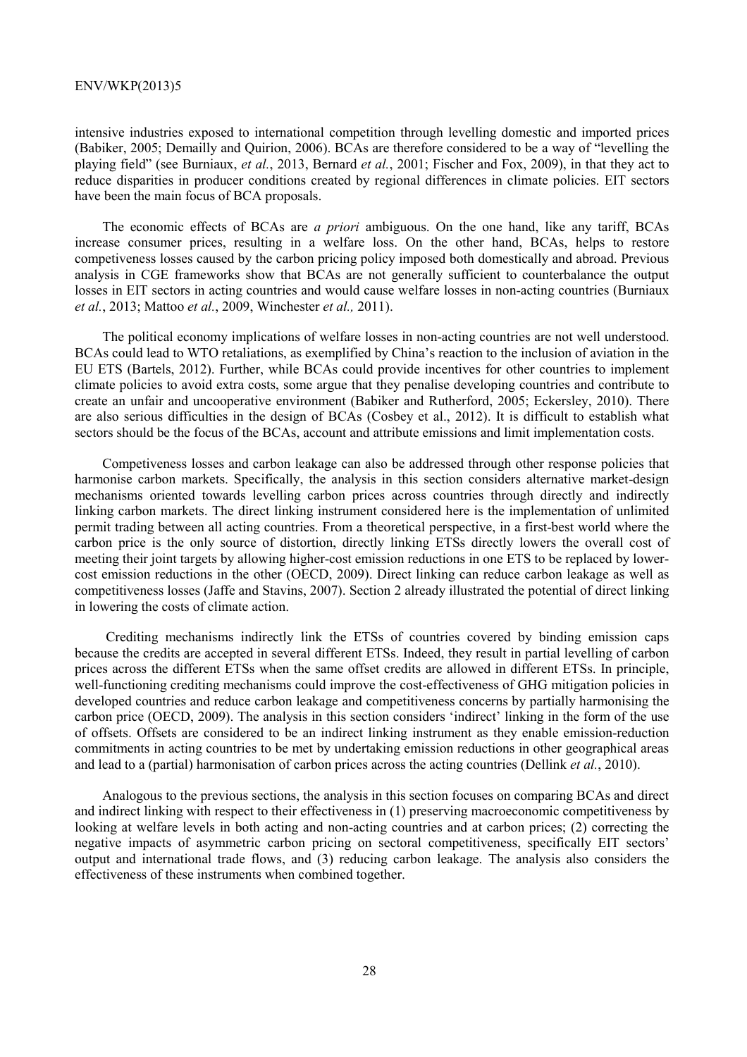intensive industries exposed to international competition through levelling domestic and imported prices (Babiker, 2005; Demailly and Quirion, 2006). BCAs are therefore considered to be a way of "levelling the playing field" (see Burniaux, *et al.*, 2013, Bernard *et al.*, 2001; Fischer and Fox, 2009), in that they act to reduce disparities in producer conditions created by regional differences in climate policies. EIT sectors have been the main focus of BCA proposals.

The economic effects of BCAs are *a priori* ambiguous. On the one hand, like any tariff, BCAs increase consumer prices, resulting in a welfare loss. On the other hand, BCAs, helps to restore competiveness losses caused by the carbon pricing policy imposed both domestically and abroad. Previous analysis in CGE frameworks show that BCAs are not generally sufficient to counterbalance the output losses in EIT sectors in acting countries and would cause welfare losses in non-acting countries (Burniaux *et al.*, 2013; Mattoo *et al.*, 2009, Winchester *et al.,* 2011).

The political economy implications of welfare losses in non-acting countries are not well understood. BCAs could lead to WTO retaliations, as exemplified by China's reaction to the inclusion of aviation in the EU ETS (Bartels, 2012). Further, while BCAs could provide incentives for other countries to implement climate policies to avoid extra costs, some argue that they penalise developing countries and contribute to create an unfair and uncooperative environment (Babiker and Rutherford, 2005; Eckersley, 2010). There are also serious difficulties in the design of BCAs (Cosbey et al., 2012). It is difficult to establish what sectors should be the focus of the BCAs, account and attribute emissions and limit implementation costs.

Competiveness losses and carbon leakage can also be addressed through other response policies that harmonise carbon markets. Specifically, the analysis in this section considers alternative market-design mechanisms oriented towards levelling carbon prices across countries through directly and indirectly linking carbon markets. The direct linking instrument considered here is the implementation of unlimited permit trading between all acting countries. From a theoretical perspective, in a first-best world where the carbon price is the only source of distortion, directly linking ETSs directly lowers the overall cost of meeting their joint targets by allowing higher-cost emission reductions in one ETS to be replaced by lower-cost emission reductions in the other (OECD, 2009). Direct linking can reduce carbon leakage as well as competitiveness losses (Jaffe and Stavins, 2007). Section 2 already illustrated the potential of direct linking in lowering the costs of climate action.

Crediting mechanisms indirectly link the ETSs of countries covered by binding emission caps because the credits are accepted in several different ETSs. Indeed, they result in partial levelling of carbon prices across the different ETSs when the same offset credits are allowed in different ETSs. In principle, well-functioning crediting mechanisms could improve the cost-effectiveness of GHG mitigation policies in developed countries and reduce carbon leakage and competitiveness concerns by partially harmonising the carbon price (OECD, 2009). The analysis in this section considers 'indirect' linking in the form of the use of offsets. Offsets are considered to be an indirect linking instrument as they enable emission-reduction commitments in acting countries to be met by undertaking emission reductions in other geographical areas and lead to a (partial) harmonisation of carbon prices across the acting countries (Dellink *et al.*, 2010).

Analogous to the previous sections, the analysis in this section focuses on comparing BCAs and direct and indirect linking with respect to their effectiveness in (1) preserving macroeconomic competitiveness by looking at welfare levels in both acting and non-acting countries and at carbon prices; (2) correcting the negative impacts of asymmetric carbon pricing on sectoral competitiveness, specifically EIT sectors' output and international trade flows, and (3) reducing carbon leakage. The analysis also considers the effectiveness of these instruments when combined together.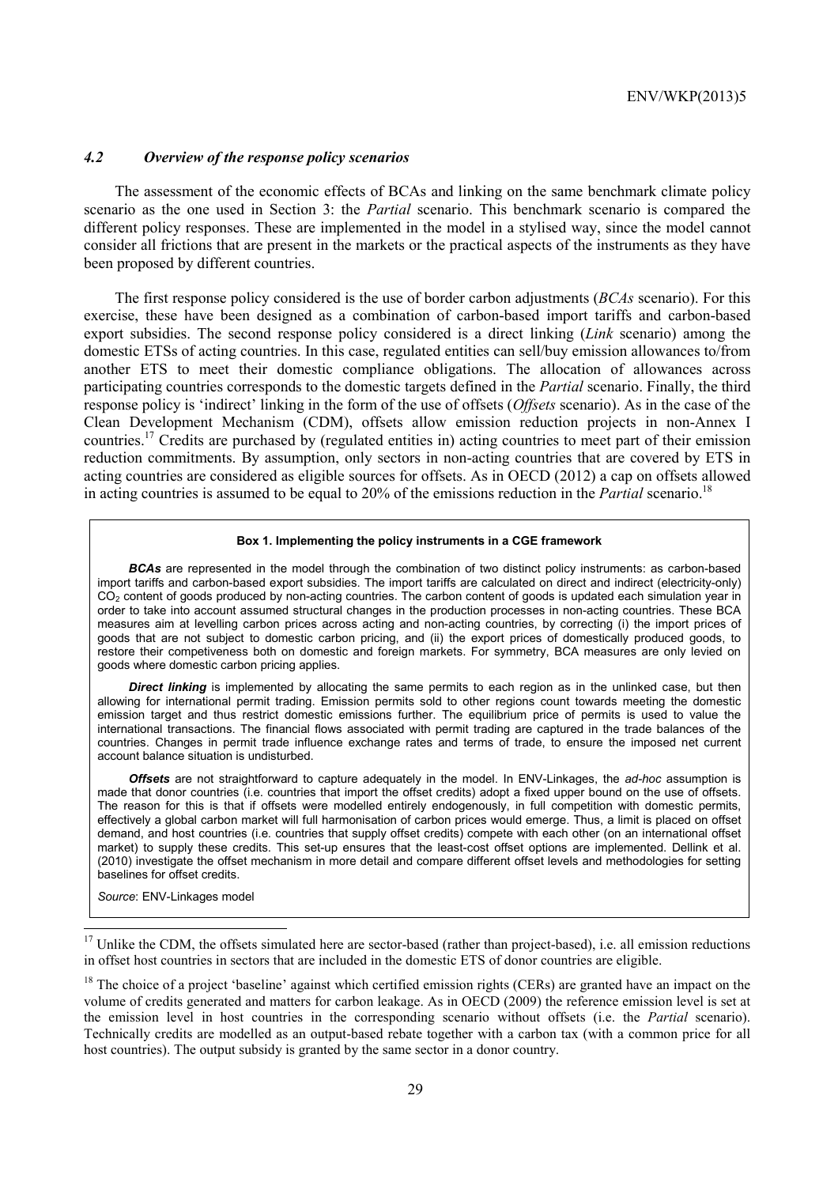### *4.2 Overview of the response policy scenarios*

The assessment of the economic effects of BCAs and linking on the same benchmark climate policy scenario as the one used in Section 3: the *Partial* scenario. This benchmark scenario is compared the different policy responses. These are implemented in the model in a stylised way, since the model cannot consider all frictions that are present in the markets or the practical aspects of the instruments as they have been proposed by different countries.

The first response policy considered is the use of border carbon adjustments (*BCAs* scenario). For this exercise, these have been designed as a combination of carbon-based import tariffs and carbon-based export subsidies. The second response policy considered is a direct linking (*Link* scenario) among the domestic ETSs of acting countries. In this case, regulated entities can sell/buy emission allowances to/from another ETS to meet their domestic compliance obligations. The allocation of allowances across participating countries corresponds to the domestic targets defined in the *Partial* scenario. Finally, the third response policy is 'indirect' linking in the form of the use of offsets (*Offsets* scenario). As in the case of the Clean Development Mechanism (CDM), offsets allow emission reduction projects in non-Annex I countries.[17] Credits are purchased by (regulated entities in) acting countries to meet part of their emission reduction commitments. By assumption, only sectors in non-acting countries that are covered by ETS in acting countries are considered as eligible sources for offsets. As in OECD (2012) a cap on offsets allowed in acting countries is assumed to be equal to 20% of the emissions reduction in the *Partial* scenario.[18]

**Box 1. Implementing the policy instruments in a CGE framework**

***BCAs*** are represented in the model through the combination of two distinct policy instruments: as carbon-based import tariffs and carbon-based export subsidies. The import tariffs are calculated on direct and indirect (electricity-only) $CO_2$ content of goods produced by non-acting countries. The carbon content of goods is updated each simulation year in order to take into account assumed structural changes in the production processes in non-acting countries. These BCA measures aim at levelling carbon prices across acting and non-acting countries, by correcting (i) the import prices of goods that are not subject to domestic carbon pricing, and (ii) the export prices of domestically produced goods, to restore their competiveness both on domestic and foreign markets. For symmetry, BCA measures are only levied on goods where domestic carbon pricing applies.

***Direct linking*** is implemented by allocating the same permits to each region as in the unlinked case, but then allowing for international permit trading. Emission permits sold to other regions count towards meeting the domestic emission target and thus restrict domestic emissions further. The equilibrium price of permits is used to value the international transactions. The financial flows associated with permit trading are captured in the trade balances of the countries. Changes in permit trade influence exchange rates and terms of trade, to ensure the imposed net current account balance situation is undisturbed.

***Offsets*** are not straightforward to capture adequately in the model. In ENV-Linkages, the *ad-hoc* assumption is made that donor countries (i.e. countries that import the offset credits) adopt a fixed upper bound on the use of offsets. The reason for this is that if offsets were modelled entirely endogenously, in full competition with domestic permits, effectively a global carbon market will full harmonisation of carbon prices would emerge. Thus, a limit is placed on offset demand, and host countries (i.e. countries that supply offset credits) compete with each other (on an international offset market) to supply these credits. This set-up ensures that the least-cost offset options are implemented. Dellink et al. (2010) investigate the offset mechanism in more detail and compare different offset levels and methodologies for setting baselines for offset credits.

*Source*: ENV-Linkages model

---

[17] Unlike the CDM, the offsets simulated here are sector-based (rather than project-based), i.e. all emission reductions in offset host countries in sectors that are included in the domestic ETS of donor countries are eligible.

[18] The choice of a project 'baseline' against which certified emission rights (CERs) are granted have an impact on the volume of credits generated and matters for carbon leakage. As in OECD (2009) the reference emission level is set at the emission level in host countries in the corresponding scenario without offsets (i.e. the *Partial* scenario). Technically credits are modelled as an output-based rebate together with a carbon tax (with a common price for all host countries). The output subsidy is granted by the same sector in a donor country.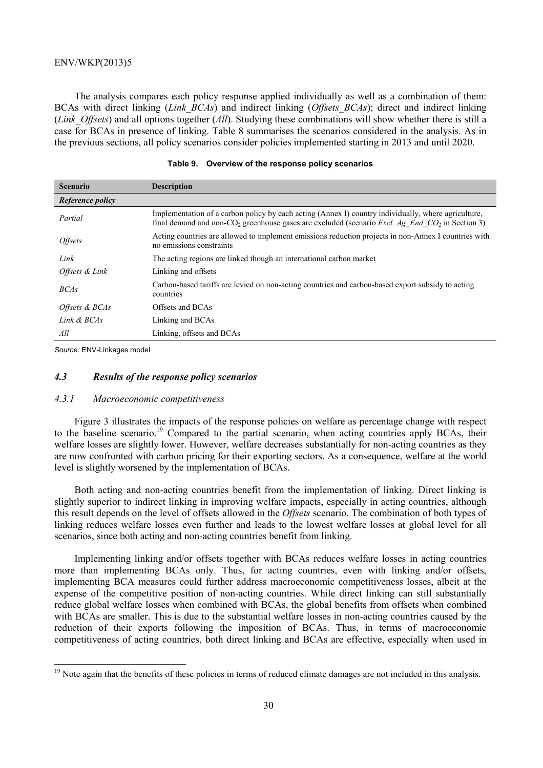The analysis compares each policy response applied individually as well as a combination of them: BCAs with direct linking (*Link_BCAs*) and indirect linking (*Offsets_BCAs*); direct and indirect linking (*Link_Offsets*) and all options together (*All*). Studying these combinations will show whether there is still a case for BCAs in presence of linking. Table 8 summarises the scenarios considered in the analysis. As in the previous sections, all policy scenarios consider policies implemented starting in 2013 and until 2020.

**Table 9. Overview of the response policy scenarios**

| Scenario | Description |
|---|---|
| ***Reference policy*** | |
| *Partial* | Implementation of a carbon policy by each acting (Annex I) country individually, where agriculture, final demand and non-$CO_2$ greenhouse gases are excluded (scenario *Excl. Ag_End_$CO_2$* in Section 3) |
| *Offsets* | Acting countries are allowed to implement emissions reduction projects in non-Annex I countries with no emissions constraints |
| *Link* | The acting regions are linked though an international carbon market |
| *Offsets & Link* | Linking and offsets |
| *BCAs* | Carbon-based tariffs are levied on non-acting countries and carbon-based export subsidy to acting countries |
| *Offsets & BCAs* | Offsets and BCAs |
| *Link & BCAs* | Linking and BCAs |
| *All* | Linking, offsets and BCAs |

*Source:* ENV-Linkages model

### *4.3 Results of the response policy scenarios*

#### *4.3.1 Macroeconomic competitiveness*

Figure 3 illustrates the impacts of the response policies on welfare as percentage change with respect to the baseline scenario.[19] Compared to the partial scenario, when acting countries apply BCAs, their welfare losses are slightly lower. However, welfare decreases substantially for non-acting countries as they are now confronted with carbon pricing for their exporting sectors. As a consequence, welfare at the world level is slightly worsened by the implementation of BCAs.

Both acting and non-acting countries benefit from the implementation of linking. Direct linking is slightly superior to indirect linking in improving welfare impacts, especially in acting countries, although this result depends on the level of offsets allowed in the *Offsets* scenario. The combination of both types of linking reduces welfare losses even further and leads to the lowest welfare losses at global level for all scenarios, since both acting and non-acting countries benefit from linking.

Implementing linking and/or offsets together with BCAs reduces welfare losses in acting countries more than implementing BCAs only. Thus, for acting countries, even with linking and/or offsets, implementing BCA measures could further address macroeconomic competitiveness losses, albeit at the expense of the competitive position of non-acting countries. While direct linking can still substantially reduce global welfare losses when combined with BCAs, the global benefits from offsets when combined with BCAs are smaller. This is due to the substantial welfare losses in non-acting countries caused by the reduction of their exports following the imposition of BCAs. Thus, in terms of macroeconomic competitiveness of acting countries, both direct linking and BCAs are effective, especially when used in

[19] Note again that the benefits of these policies in terms of reduced climate damages are not included in this analysis.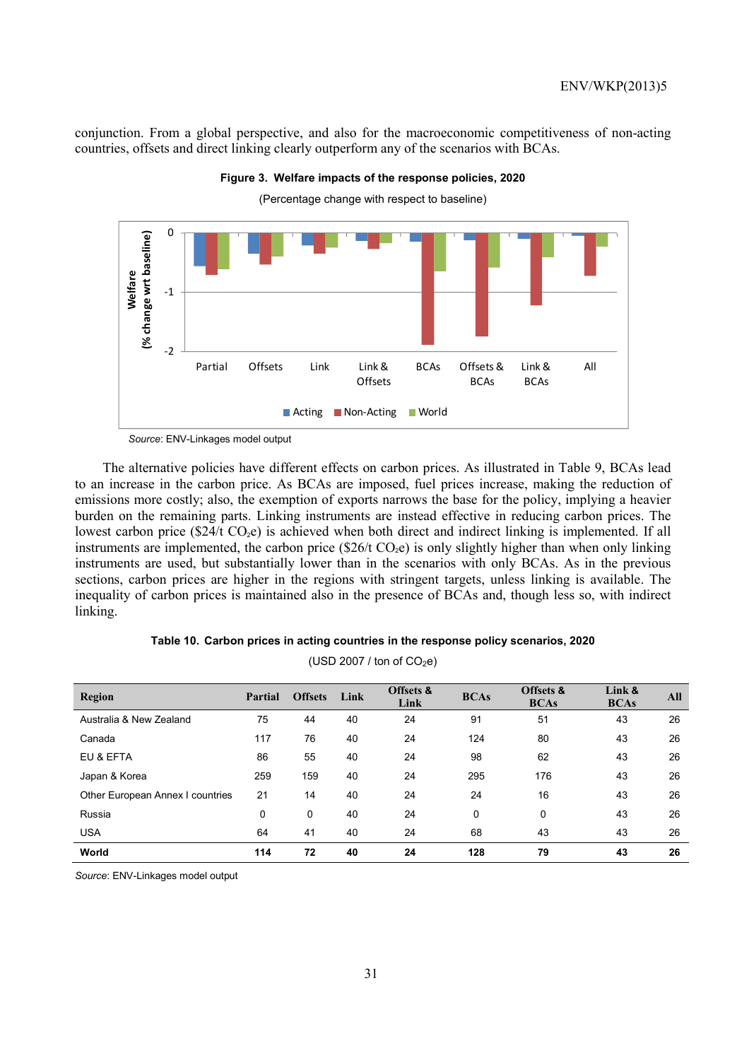conjunction. From a global perspective, and also for the macroeconomic competitiveness of non-acting countries, offsets and direct linking clearly outperform any of the scenarios with BCAs.

**Figure 3. Welfare impacts of the response policies, 2020**

(Percentage change with respect to baseline)

*Source*: ENV-Linkages model output

The alternative policies have different effects on carbon prices. As illustrated in Table 9, BCAs lead to an increase in the carbon price. As BCAs are imposed, fuel prices increase, making the reduction of emissions more costly; also, the exemption of exports narrows the base for the policy, implying a heavier burden on the remaining parts. Linking instruments are instead effective in reducing carbon prices. The lowest carbon price (\$24/t $CO_2e$) is achieved when both direct and indirect linking is implemented. If all instruments are implemented, the carbon price (\$26/t $CO_2e$) is only slightly higher than when only linking instruments are used, but substantially lower than in the scenarios with only BCAs. As in the previous sections, carbon prices are higher in the regions with stringent targets, unless linking is available. The inequality of carbon prices is maintained also in the presence of BCAs and, though less so, with indirect linking.

**Table 10. Carbon prices in acting countries in the response policy scenarios, 2020**

(USD 2007 / ton of $CO_2e$)

| Region | Partial | Offsets | Link | Offsets & Link | BCAs | Offsets & BCAs | Link & BCAs | All |
|---|---|---|---|---|---|---|---|---|
| Australia & New Zealand | 75 | 44 | 40 | 24 | 91 | 51 | 43 | 26 |
| Canada | 117 | 76 | 40 | 24 | 124 | 80 | 43 | 26 |
| EU & EFTA | 86 | 55 | 40 | 24 | 98 | 62 | 43 | 26 |
| Japan & Korea | 259 | 159 | 40 | 24 | 295 | 176 | 43 | 26 |
| Other European Annex I countries | 21 | 14 | 40 | 24 | 24 | 16 | 43 | 26 |
| Russia | 0 | 0 | 40 | 24 | 0 | 0 | 43 | 26 |
| USA | 64 | 41 | 40 | 24 | 68 | 43 | 43 | 26 |
| **World** | **114** | **72** | **40** | **24** | **128** | **79** | **43** | **26** |

*Source*: ENV-Linkages model output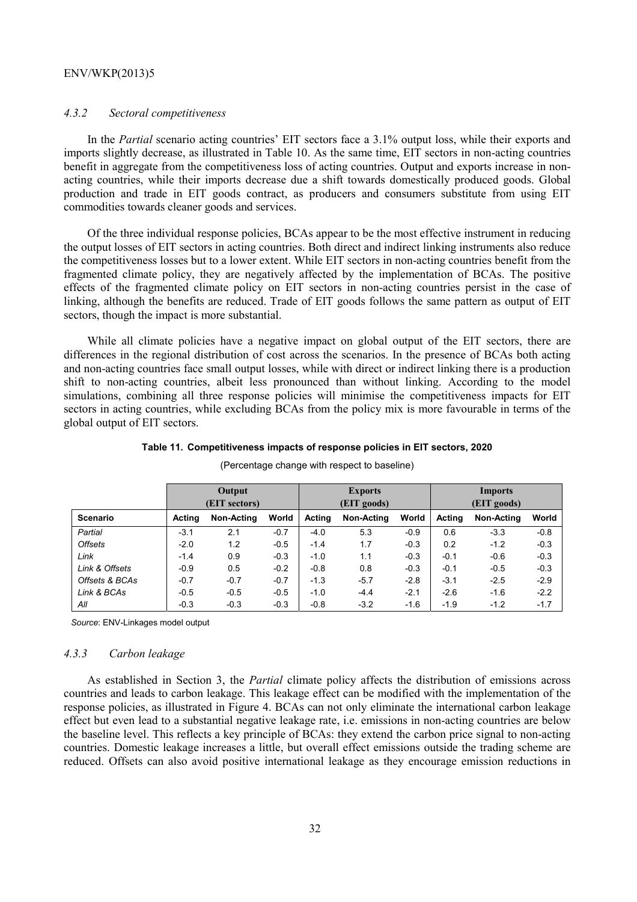#### *4.3.2 Sectoral competitiveness*

In the *Partial* scenario acting countries' EIT sectors face a 3.1% output loss, while their exports and imports slightly decrease, as illustrated in Table 10. As the same time, EIT sectors in non-acting countries benefit in aggregate from the competitiveness loss of acting countries. Output and exports increase in non-acting countries, while their imports decrease due a shift towards domestically produced goods. Global production and trade in EIT goods contract, as producers and consumers substitute from using EIT commodities towards cleaner goods and services.

Of the three individual response policies, BCAs appear to be the most effective instrument in reducing the output losses of EIT sectors in acting countries. Both direct and indirect linking instruments also reduce the competitiveness losses but to a lower extent. While EIT sectors in non-acting countries benefit from the fragmented climate policy, they are negatively affected by the implementation of BCAs. The positive effects of the fragmented climate policy on EIT sectors in non-acting countries persist in the case of linking, although the benefits are reduced. Trade of EIT goods follows the same pattern as output of EIT sectors, though the impact is more substantial.

While all climate policies have a negative impact on global output of the EIT sectors, there are differences in the regional distribution of cost across the scenarios. In the presence of BCAs both acting and non-acting countries face small output losses, while with direct or indirect linking there is a production shift to non-acting countries, albeit less pronounced than without linking. According to the model simulations, combining all three response policies will minimise the competitiveness impacts for EIT sectors in acting countries, while excluding BCAs from the policy mix is more favourable in terms of the global output of EIT sectors.

**Table 11. Competitiveness impacts of response policies in EIT sectors, 2020**

(Percentage change with respect to baseline)

| | Output (EIT sectors) | | | Exports (EIT goods) | | | Imports (EIT goods) | | |
|---|---|---|---|---|---|---|---|---|---|
| **Scenario** | **Acting** | **Non-Acting** | **World** | **Acting** | **Non-Acting** | **World** | **Acting** | **Non-Acting** | **World** |
| *Partial* | -3.1 | 2.1 | -0.7 | -4.0 | 5.3 | -0.9 | 0.6 | -3.3 | -0.8 |
| *Offsets* | -2.0 | 1.2 | -0.5 | -1.4 | 1.7 | -0.3 | 0.2 | -1.2 | -0.3 |
| *Link* | -1.4 | 0.9 | -0.3 | -1.0 | 1.1 | -0.3 | -0.1 | -0.6 | -0.3 |
| *Link & Offsets* | -0.9 | 0.5 | -0.2 | -0.8 | 0.8 | -0.3 | -0.1 | -0.5 | -0.3 |
| *Offsets & BCAs* | -0.7 | -0.7 | -0.7 | -1.3 | -5.7 | -2.8 | -3.1 | -2.5 | -2.9 |
| *Link & BCAs* | -0.5 | -0.5 | -0.5 | -1.0 | -4.4 | -2.1 | -2.6 | -1.6 | -2.2 |
| *All* | -0.3 | -0.3 | -0.3 | -0.8 | -3.2 | -1.6 | -1.9 | -1.2 | -1.7 |

*Source*: ENV-Linkages model output

#### *4.3.3 Carbon leakage*

As established in Section 3, the *Partial* climate policy affects the distribution of emissions across countries and leads to carbon leakage. This leakage effect can be modified with the implementation of the response policies, as illustrated in Figure 4. BCAs can not only eliminate the international carbon leakage effect but even lead to a substantial negative leakage rate, i.e. emissions in non-acting countries are below the baseline level. This reflects a key principle of BCAs: they extend the carbon price signal to non-acting countries. Domestic leakage increases a little, but overall effect emissions outside the trading scheme are reduced. Offsets can also avoid positive international leakage as they encourage emission reductions in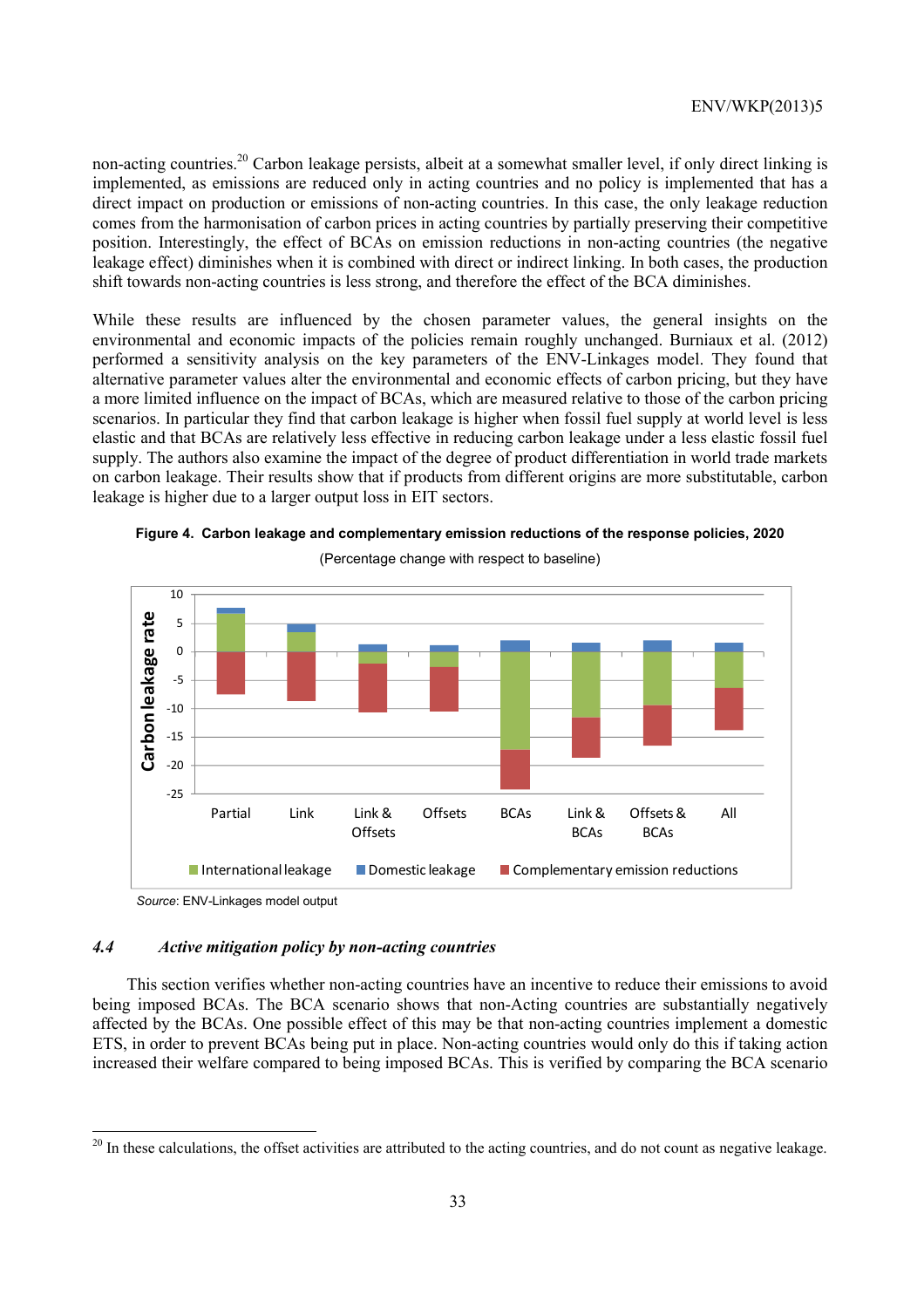non-acting countries.[20] Carbon leakage persists, albeit at a somewhat smaller level, if only direct linking is implemented, as emissions are reduced only in acting countries and no policy is implemented that has a direct impact on production or emissions of non-acting countries. In this case, the only leakage reduction comes from the harmonisation of carbon prices in acting countries by partially preserving their competitive position. Interestingly, the effect of BCAs on emission reductions in non-acting countries (the negative leakage effect) diminishes when it is combined with direct or indirect linking. In both cases, the production shift towards non-acting countries is less strong, and therefore the effect of the BCA diminishes.

While these results are influenced by the chosen parameter values, the general insights on the environmental and economic impacts of the policies remain roughly unchanged. Burniaux et al. (2012) performed a sensitivity analysis on the key parameters of the ENV-Linkages model. They found that alternative parameter values alter the environmental and economic effects of carbon pricing, but they have a more limited influence on the impact of BCAs, which are measured relative to those of the carbon pricing scenarios. In particular they find that carbon leakage is higher when fossil fuel supply at world level is less elastic and that BCAs are relatively less effective in reducing carbon leakage under a less elastic fossil fuel supply. The authors also examine the impact of the degree of product differentiation in world trade markets on carbon leakage. Their results show that if products from different origins are more substitutable, carbon leakage is higher due to a larger output loss in EIT sectors.

**Figure 4. Carbon leakage and complementary emission reductions of the response policies, 2020**

(Percentage change with respect to baseline)

*Source*: ENV-Linkages model output

### *4.4 Active mitigation policy by non-acting countries*

This section verifies whether non-acting countries have an incentive to reduce their emissions to avoid being imposed BCAs. The BCA scenario shows that non-Acting countries are substantially negatively affected by the BCAs. One possible effect of this may be that non-acting countries implement a domestic ETS, in order to prevent BCAs being put in place. Non-acting countries would only do this if taking action increased their welfare compared to being imposed BCAs. This is verified by comparing the BCA scenario

[20] In these calculations, the offset activities are attributed to the acting countries, and do not count as negative leakage.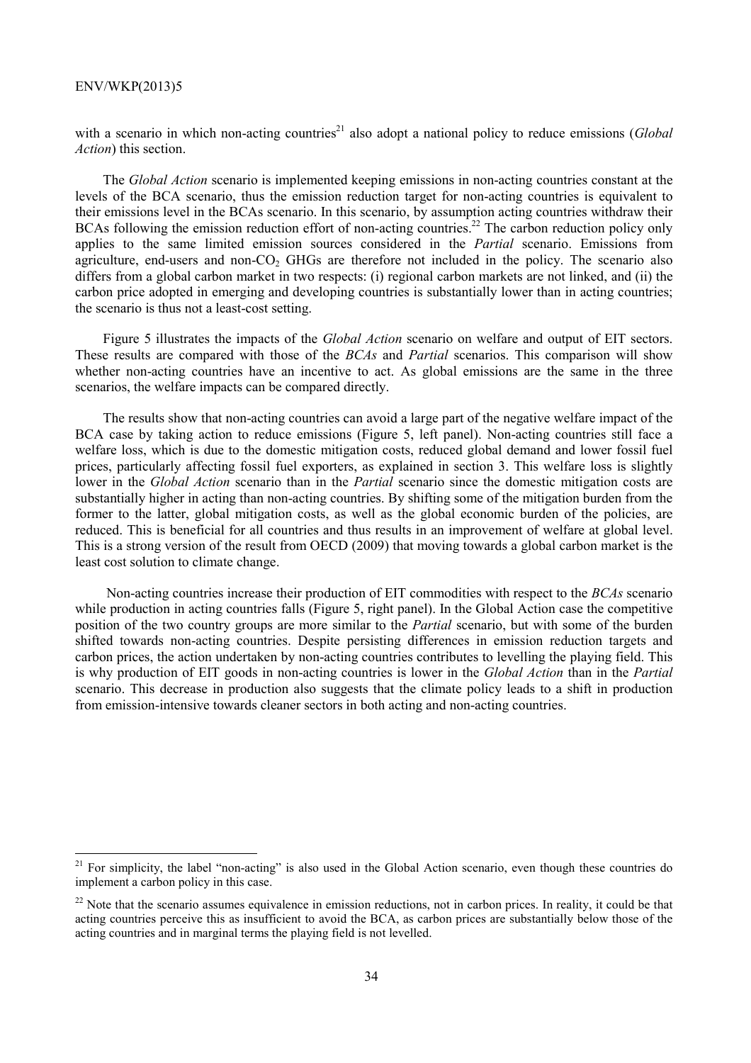with a scenario in which non-acting countries[21] also adopt a national policy to reduce emissions (*Global Action*) this section.

The *Global Action* scenario is implemented keeping emissions in non-acting countries constant at the levels of the BCA scenario, thus the emission reduction target for non-acting countries is equivalent to their emissions level in the BCAs scenario. In this scenario, by assumption acting countries withdraw their BCAs following the emission reduction effort of non-acting countries.[22] The carbon reduction policy only applies to the same limited emission sources considered in the *Partial* scenario. Emissions from agriculture, end-users and non-$CO_2$ GHGs are therefore not included in the policy. The scenario also differs from a global carbon market in two respects: (i) regional carbon markets are not linked, and (ii) the carbon price adopted in emerging and developing countries is substantially lower than in acting countries; the scenario is thus not a least-cost setting.

Figure 5 illustrates the impacts of the *Global Action* scenario on welfare and output of EIT sectors. These results are compared with those of the *BCAs* and *Partial* scenarios. This comparison will show whether non-acting countries have an incentive to act. As global emissions are the same in the three scenarios, the welfare impacts can be compared directly.

The results show that non-acting countries can avoid a large part of the negative welfare impact of the BCA case by taking action to reduce emissions (Figure 5, left panel). Non-acting countries still face a welfare loss, which is due to the domestic mitigation costs, reduced global demand and lower fossil fuel prices, particularly affecting fossil fuel exporters, as explained in section 3. This welfare loss is slightly lower in the *Global Action* scenario than in the *Partial* scenario since the domestic mitigation costs are substantially higher in acting than non-acting countries. By shifting some of the mitigation burden from the former to the latter, global mitigation costs, as well as the global economic burden of the policies, are reduced. This is beneficial for all countries and thus results in an improvement of welfare at global level. This is a strong version of the result from OECD (2009) that moving towards a global carbon market is the least cost solution to climate change.

Non-acting countries increase their production of EIT commodities with respect to the *BCAs* scenario while production in acting countries falls (Figure 5, right panel). In the Global Action case the competitive position of the two country groups are more similar to the *Partial* scenario, but with some of the burden shifted towards non-acting countries. Despite persisting differences in emission reduction targets and carbon prices, the action undertaken by non-acting countries contributes to levelling the playing field. This is why production of EIT goods in non-acting countries is lower in the *Global Action* than in the *Partial* scenario. This decrease in production also suggests that the climate policy leads to a shift in production from emission-intensive towards cleaner sectors in both acting and non-acting countries.

---

[21] For simplicity, the label "non-acting" is also used in the Global Action scenario, even though these countries do implement a carbon policy in this case.

[22] Note that the scenario assumes equivalence in emission reductions, not in carbon prices. In reality, it could be that acting countries perceive this as insufficient to avoid the BCA, as carbon prices are substantially below those of the acting countries and in marginal terms the playing field is not levelled.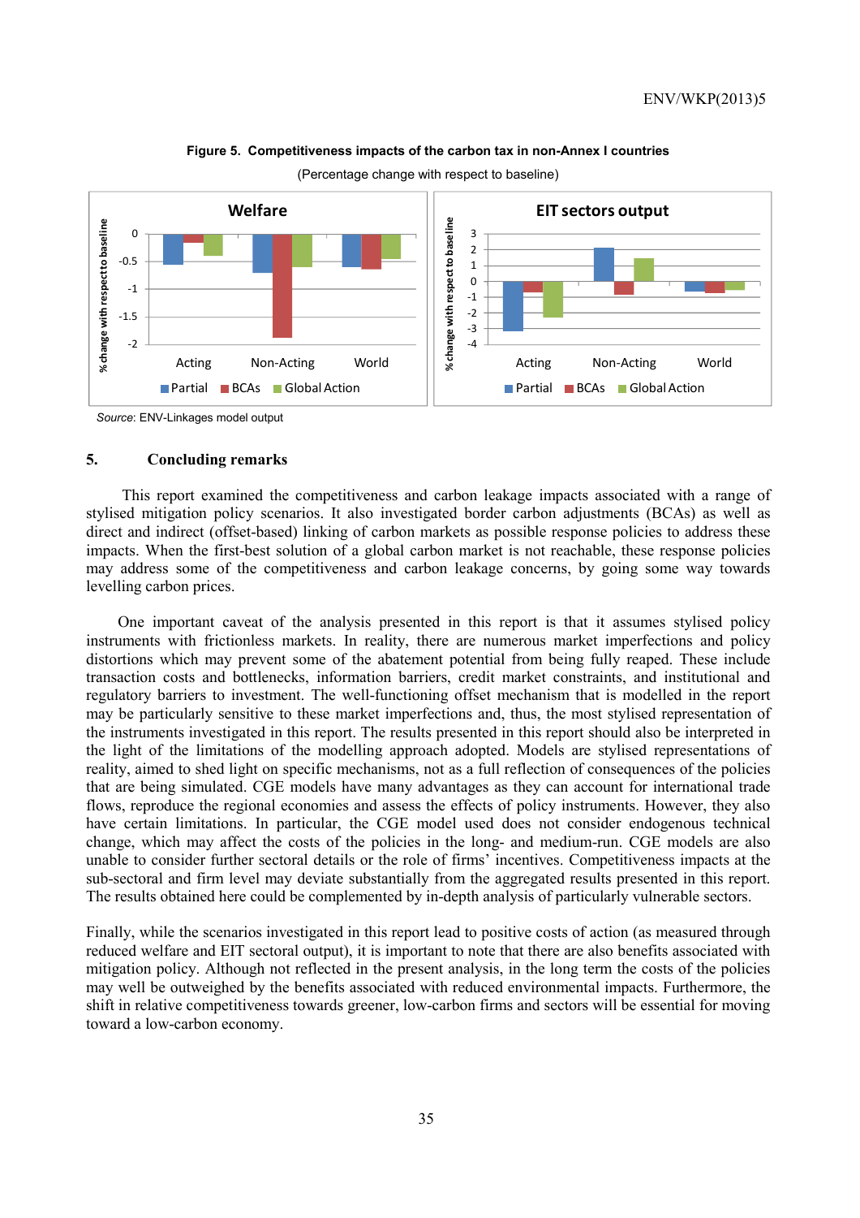**Figure 5. Competitiveness impacts of the carbon tax in non-Annex I countries**

(Percentage change with respect to baseline)

*Source*: ENV-Linkages model output

## 5. Concluding remarks

This report examined the competitiveness and carbon leakage impacts associated with a range of stylised mitigation policy scenarios. It also investigated border carbon adjustments (BCAs) as well as direct and indirect (offset-based) linking of carbon markets as possible response policies to address these impacts. When the first-best solution of a global carbon market is not reachable, these response policies may address some of the competitiveness and carbon leakage concerns, by going some way towards levelling carbon prices.

One important caveat of the analysis presented in this report is that it assumes stylised policy instruments with frictionless markets. In reality, there are numerous market imperfections and policy distortions which may prevent some of the abatement potential from being fully reaped. These include transaction costs and bottlenecks, information barriers, credit market constraints, and institutional and regulatory barriers to investment. The well-functioning offset mechanism that is modelled in the report may be particularly sensitive to these market imperfections and, thus, the most stylised representation of the instruments investigated in this report. The results presented in this report should also be interpreted in the light of the limitations of the modelling approach adopted. Models are stylised representations of reality, aimed to shed light on specific mechanisms, not as a full reflection of consequences of the policies that are being simulated. CGE models have many advantages as they can account for international trade flows, reproduce the regional economies and assess the effects of policy instruments. However, they also have certain limitations. In particular, the CGE model used does not consider endogenous technical change, which may affect the costs of the policies in the long- and medium-run. CGE models are also unable to consider further sectoral details or the role of firms' incentives. Competitiveness impacts at the sub-sectoral and firm level may deviate substantially from the aggregated results presented in this report. The results obtained here could be complemented by in-depth analysis of particularly vulnerable sectors.

Finally, while the scenarios investigated in this report lead to positive costs of action (as measured through reduced welfare and EIT sectoral output), it is important to note that there are also benefits associated with mitigation policy. Although not reflected in the present analysis, in the long term the costs of the policies may well be outweighed by the benefits associated with reduced environmental impacts. Furthermore, the shift in relative competitiveness towards greener, low-carbon firms and sectors will be essential for moving toward a low-carbon economy.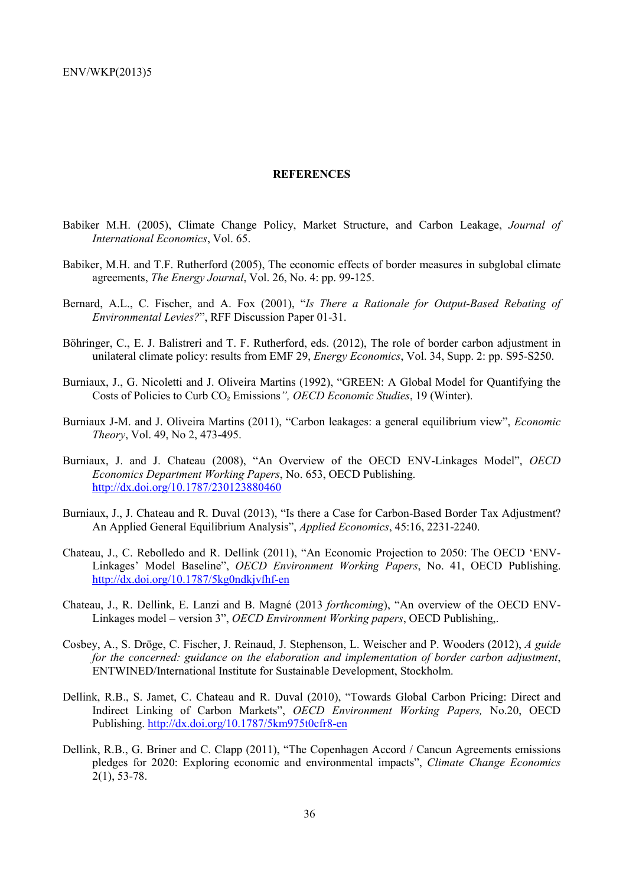## REFERENCES

Babiker M.H. (2005), Climate Change Policy, Market Structure, and Carbon Leakage, *Journal of International Economics*, Vol. 65.

Babiker, M.H. and T.F. Rutherford (2005), The economic effects of border measures in subglobal climate agreements, *The Energy Journal*, Vol. 26, No. 4: pp. 99-125.

Bernard, A.L., C. Fischer, and A. Fox (2001), "*Is There a Rationale for Output-Based Rebating of Environmental Levies?*", RFF Discussion Paper 01-31.

Böhringer, C., E. J. Balistreri and T. F. Rutherford, eds. (2012), The role of border carbon adjustment in unilateral climate policy: results from EMF 29, *Energy Economics*, Vol. 34, Supp. 2: pp. S95-S250.

Burniaux, J., G. Nicoletti and J. Oliveira Martins (1992), "GREEN: A Global Model for Quantifying the Costs of Policies to Curb $CO_2$ Emissions*", OECD Economic Studies*, 19 (Winter).

Burniaux J-M. and J. Oliveira Martins (2011), "Carbon leakages: a general equilibrium view", *Economic Theory*, Vol. 49, No 2, 473-495.

Burniaux, J. and J. Chateau (2008), "An Overview of the OECD ENV-Linkages Model", *OECD Economics Department Working Papers*, No. 653, OECD Publishing. http://dx.doi.org/10.1787/230123880460

Burniaux, J., J. Chateau and R. Duval (2013), "Is there a Case for Carbon-Based Border Tax Adjustment? An Applied General Equilibrium Analysis", *Applied Economics*, 45:16, 2231-2240.

Chateau, J., C. Rebolledo and R. Dellink (2011), "An Economic Projection to 2050: The OECD 'ENV-Linkages' Model Baseline", *OECD Environment Working Papers*, No. 41, OECD Publishing. http://dx.doi.org/10.1787/5kg0ndkjvfhf-en

Chateau, J., R. Dellink, E. Lanzi and B. Magné (2013 *forthcoming*), "An overview of the OECD ENV-Linkages model – version 3", *OECD Environment Working papers*, OECD Publishing,.

Cosbey, A., S. Dröge, C. Fischer, J. Reinaud, J. Stephenson, L. Weischer and P. Wooders (2012), *A guide for the concerned: guidance on the elaboration and implementation of border carbon adjustment*, ENTWINED/International Institute for Sustainable Development, Stockholm.

Dellink, R.B., S. Jamet, C. Chateau and R. Duval (2010), "Towards Global Carbon Pricing: Direct and Indirect Linking of Carbon Markets", *OECD Environment Working Papers,* No.20, OECD Publishing. http://dx.doi.org/10.1787/5km975t0cfr8-en

Dellink, R.B., G. Briner and C. Clapp (2011), "The Copenhagen Accord / Cancun Agreements emissions pledges for 2020: Exploring economic and environmental impacts", *Climate Change Economics* 2(1), 53-78.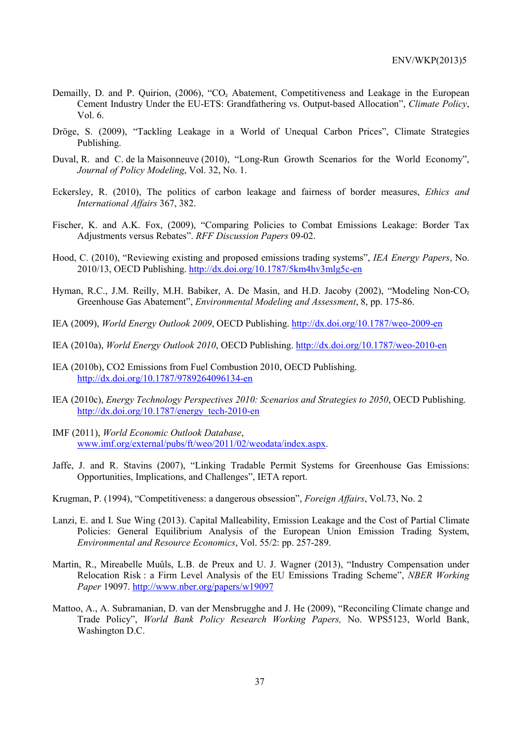Demailly, D. and P. Quirion, (2006), "$CO_2$ Abatement, Competitiveness and Leakage in the European Cement Industry Under the EU-ETS: Grandfathering vs. Output-based Allocation", *Climate Policy*, Vol. 6.

Dröge, S. (2009), "Tackling Leakage in a World of Unequal Carbon Prices", Climate Strategies Publishing.

Duval, R. and C. de la Maisonneuve (2010), "Long-Run Growth Scenarios for the World Economy", *Journal of Policy Modeling*, Vol. 32, No. 1.

Eckersley, R. (2010), The politics of carbon leakage and fairness of border measures, *Ethics and International Affairs* 367, 382.

Fischer, K. and A.K. Fox, (2009), "Comparing Policies to Combat Emissions Leakage: Border Tax Adjustments versus Rebates". *RFF Discussion Papers* 09-02.

Hood, C. (2010), "Reviewing existing and proposed emissions trading systems", *IEA Energy Papers*, No. 2010/13, OECD Publishing. http://dx.doi.org/10.1787/5km4hv3mlg5c-en

Hyman, R.C., J.M. Reilly, M.H. Babiker, A. De Masin, and H.D. Jacoby (2002), "Modeling Non-$CO_2$ Greenhouse Gas Abatement", *Environmental Modeling and Assessment*, 8, pp. 175-86.

IEA (2009), *World Energy Outlook 2009*, OECD Publishing. http://dx.doi.org/10.1787/weo-2009-en

IEA (2010a), *World Energy Outlook 2010*, OECD Publishing. http://dx.doi.org/10.1787/weo-2010-en

IEA (2010b), CO2 Emissions from Fuel Combustion 2010, OECD Publishing. http://dx.doi.org/10.1787/9789264096134-en

IEA (2010c), *Energy Technology Perspectives 2010: Scenarios and Strategies to 2050*, OECD Publishing. http://dx.doi.org/10.1787/energy_tech-2010-en

IMF (2011), *World Economic Outlook Database*, www.imf.org/external/pubs/ft/weo/2011/02/weodata/index.aspx.

Jaffe, J. and R. Stavins (2007), "Linking Tradable Permit Systems for Greenhouse Gas Emissions: Opportunities, Implications, and Challenges", IETA report.

Krugman, P. (1994), "Competitiveness: a dangerous obsession", *Foreign Affairs*, Vol.73, No. 2

Lanzi, E. and I. Sue Wing (2013). Capital Malleability, Emission Leakage and the Cost of Partial Climate Policies: General Equilibrium Analysis of the European Union Emission Trading System, *Environmental and Resource Economics*, Vol. 55/2: pp. 257-289.

Martin, R., Mireabelle Muûls, L.B. de Preux and U. J. Wagner (2013), "Industry Compensation under Relocation Risk : a Firm Level Analysis of the EU Emissions Trading Scheme", *NBER Working Paper* 19097. http://www.nber.org/papers/w19097

Mattoo, A., A. Subramanian, D. van der Mensbrugghe and J. He (2009), "Reconciling Climate change and Trade Policy", *World Bank Policy Research Working Papers,* No. WPS5123, World Bank, Washington D.C.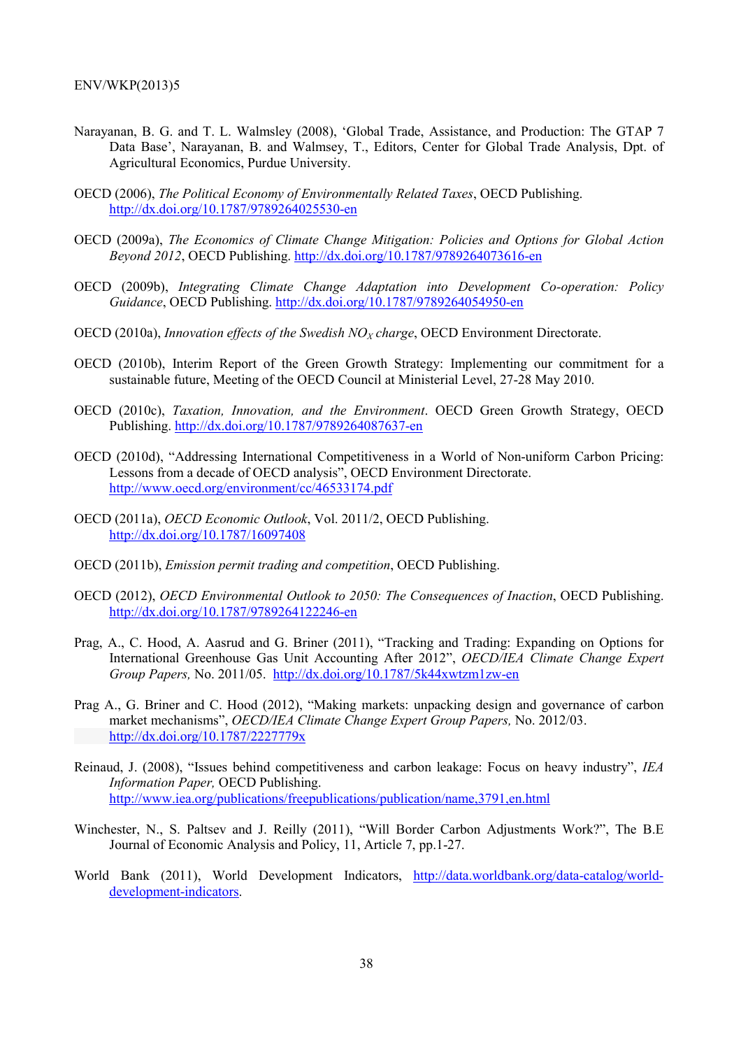Narayanan, B. G. and T. L. Walmsley (2008), 'Global Trade, Assistance, and Production: The GTAP 7 Data Base', Narayanan, B. and Walmsey, T., Editors, Center for Global Trade Analysis, Dpt. of Agricultural Economics, Purdue University.

OECD (2006), *The Political Economy of Environmentally Related Taxes*, OECD Publishing. http://dx.doi.org/10.1787/9789264025530-en

OECD (2009a), *The Economics of Climate Change Mitigation: Policies and Options for Global Action Beyond 2012*, OECD Publishing. http://dx.doi.org/10.1787/9789264073616-en

OECD (2009b), *Integrating Climate Change Adaptation into Development Co-operation: Policy Guidance*, OECD Publishing. http://dx.doi.org/10.1787/9789264054950-en

OECD (2010a), *Innovation effects of the Swedish $NO_X$ charge*, OECD Environment Directorate.

OECD (2010b), Interim Report of the Green Growth Strategy: Implementing our commitment for a sustainable future, Meeting of the OECD Council at Ministerial Level, 27-28 May 2010.

OECD (2010c), *Taxation, Innovation, and the Environment*. OECD Green Growth Strategy, OECD Publishing. http://dx.doi.org/10.1787/9789264087637-en

OECD (2010d), "Addressing International Competitiveness in a World of Non-uniform Carbon Pricing: Lessons from a decade of OECD analysis", OECD Environment Directorate. http://www.oecd.org/environment/cc/46533174.pdf

OECD (2011a), *OECD Economic Outlook*, Vol. 2011/2, OECD Publishing. http://dx.doi.org/10.1787/16097408

OECD (2011b), *Emission permit trading and competition*, OECD Publishing.

OECD (2012), *OECD Environmental Outlook to 2050: The Consequences of Inaction*, OECD Publishing. http://dx.doi.org/10.1787/9789264122246-en

Prag, A., C. Hood, A. Aasrud and G. Briner (2011), "Tracking and Trading: Expanding on Options for International Greenhouse Gas Unit Accounting After 2012", *OECD/IEA Climate Change Expert Group Papers,* No. 2011/05. http://dx.doi.org/10.1787/5k44xwtzm1zw-en

Prag A., G. Briner and C. Hood (2012), "Making markets: unpacking design and governance of carbon market mechanisms", *OECD/IEA Climate Change Expert Group Papers,* No. 2012/03. http://dx.doi.org/10.1787/2227779x

Reinaud, J. (2008), "Issues behind competitiveness and carbon leakage: Focus on heavy industry", *IEA Information Paper,* OECD Publishing. http://www.iea.org/publications/freepublications/publication/name,3791,en.html

Winchester, N., S. Paltsev and J. Reilly (2011), "Will Border Carbon Adjustments Work?", The B.E Journal of Economic Analysis and Policy, 11, Article 7, pp.1-27.

World Bank (2011), World Development Indicators, http://data.worldbank.org/data-catalog/world-development-indicators.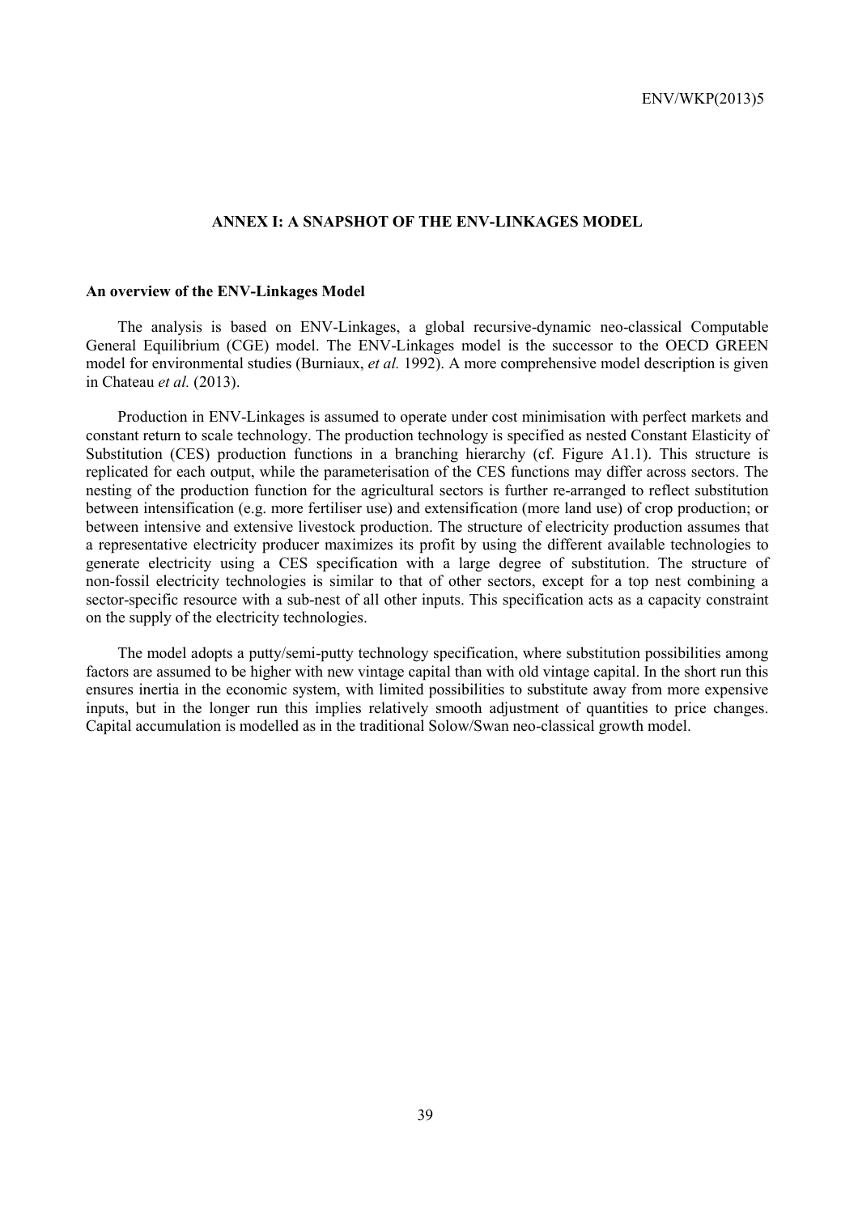## ANNEX I: A SNAPSHOT OF THE ENV-LINKAGES MODEL

### An overview of the ENV-Linkages Model

The analysis is based on ENV-Linkages, a global recursive-dynamic neo-classical Computable General Equilibrium (CGE) model. The ENV-Linkages model is the successor to the OECD GREEN model for environmental studies (Burniaux, *et al.* 1992). A more comprehensive model description is given in Chateau *et al.* (2013).

Production in ENV-Linkages is assumed to operate under cost minimisation with perfect markets and constant return to scale technology. The production technology is specified as nested Constant Elasticity of Substitution (CES) production functions in a branching hierarchy (cf. Figure A1.1). This structure is replicated for each output, while the parameterisation of the CES functions may differ across sectors. The nesting of the production function for the agricultural sectors is further re-arranged to reflect substitution between intensification (e.g. more fertiliser use) and extensification (more land use) of crop production; or between intensive and extensive livestock production. The structure of electricity production assumes that a representative electricity producer maximizes its profit by using the different available technologies to generate electricity using a CES specification with a large degree of substitution. The structure of non-fossil electricity technologies is similar to that of other sectors, except for a top nest combining a sector-specific resource with a sub-nest of all other inputs. This specification acts as a capacity constraint on the supply of the electricity technologies.

The model adopts a putty/semi-putty technology specification, where substitution possibilities among factors are assumed to be higher with new vintage capital than with old vintage capital. In the short run this ensures inertia in the economic system, with limited possibilities to substitute away from more expensive inputs, but in the longer run this implies relatively smooth adjustment of quantities to price changes. Capital accumulation is modelled as in the traditional Solow/Swan neo-classical growth model.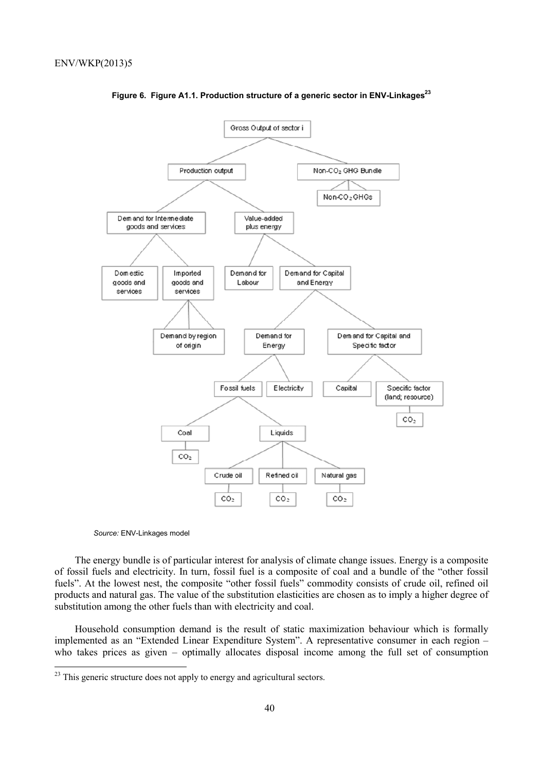**Figure 6. Figure A1.1. Production structure of a generic sector in ENV-Linkages**[23]

*Source:* ENV-Linkages model

The energy bundle is of particular interest for analysis of climate change issues. Energy is a composite of fossil fuels and electricity. In turn, fossil fuel is a composite of coal and a bundle of the "other fossil fuels". At the lowest nest, the composite "other fossil fuels" commodity consists of crude oil, refined oil products and natural gas. The value of the substitution elasticities are chosen as to imply a higher degree of substitution among the other fuels than with electricity and coal.

Household consumption demand is the result of static maximization behaviour which is formally implemented as an "Extended Linear Expenditure System". A representative consumer in each region – who takes prices as given – optimally allocates disposal income among the full set of consumption

[23] This generic structure does not apply to energy and agricultural sectors.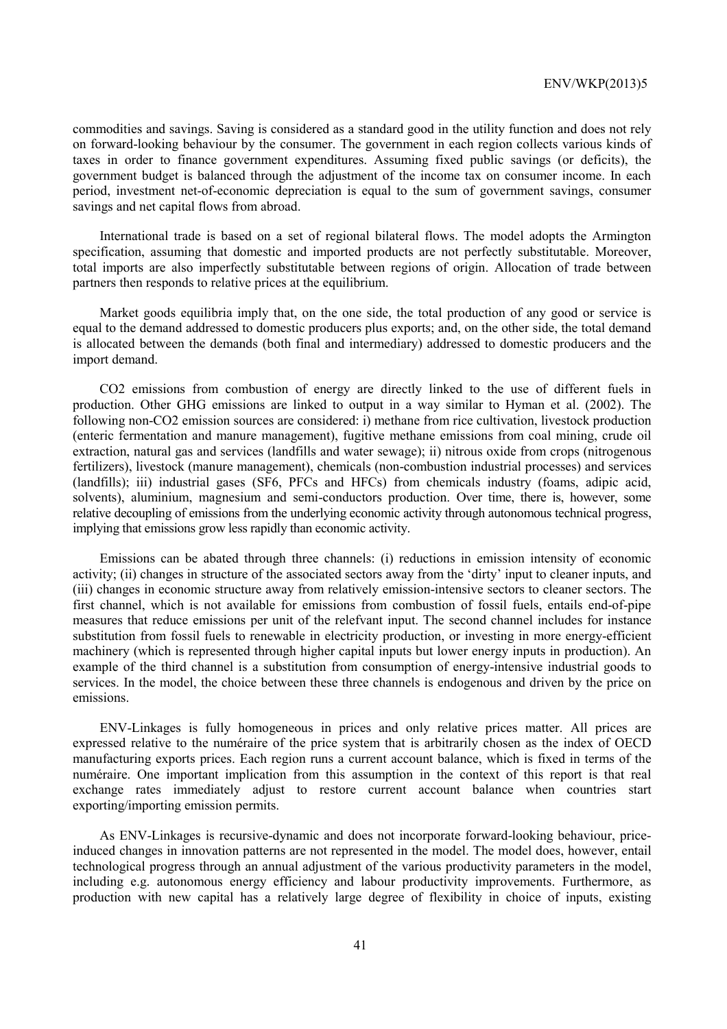commodities and savings. Saving is considered as a standard good in the utility function and does not rely on forward-looking behaviour by the consumer. The government in each region collects various kinds of taxes in order to finance government expenditures. Assuming fixed public savings (or deficits), the government budget is balanced through the adjustment of the income tax on consumer income. In each period, investment net-of-economic depreciation is equal to the sum of government savings, consumer savings and net capital flows from abroad.

International trade is based on a set of regional bilateral flows. The model adopts the Armington specification, assuming that domestic and imported products are not perfectly substitutable. Moreover, total imports are also imperfectly substitutable between regions of origin. Allocation of trade between partners then responds to relative prices at the equilibrium.

Market goods equilibria imply that, on the one side, the total production of any good or service is equal to the demand addressed to domestic producers plus exports; and, on the other side, the total demand is allocated between the demands (both final and intermediary) addressed to domestic producers and the import demand.

$CO_2$ emissions from combustion of energy are directly linked to the use of different fuels in production. Other GHG emissions are linked to output in a way similar to Hyman et al. (2002). The following non-$CO_2$ emission sources are considered: i) methane from rice cultivation, livestock production (enteric fermentation and manure management), fugitive methane emissions from coal mining, crude oil extraction, natural gas and services (landfills and water sewage); ii) nitrous oxide from crops (nitrogenous fertilizers), livestock (manure management), chemicals (non-combustion industrial processes) and services (landfills); iii) industrial gases ($SF_6$, PFCs and HFCs) from chemicals industry (foams, adipic acid, solvents), aluminium, magnesium and semi-conductors production. Over time, there is, however, some relative decoupling of emissions from the underlying economic activity through autonomous technical progress, implying that emissions grow less rapidly than economic activity.

Emissions can be abated through three channels: (i) reductions in emission intensity of economic activity; (ii) changes in structure of the associated sectors away from the 'dirty' input to cleaner inputs, and (iii) changes in economic structure away from relatively emission-intensive sectors to cleaner sectors. The first channel, which is not available for emissions from combustion of fossil fuels, entails end-of-pipe measures that reduce emissions per unit of the relefvant input. The second channel includes for instance substitution from fossil fuels to renewable in electricity production, or investing in more energy-efficient machinery (which is represented through higher capital inputs but lower energy inputs in production). An example of the third channel is a substitution from consumption of energy-intensive industrial goods to services. In the model, the choice between these three channels is endogenous and driven by the price on emissions.

ENV-Linkages is fully homogeneous in prices and only relative prices matter. All prices are expressed relative to the numéraire of the price system that is arbitrarily chosen as the index of OECD manufacturing exports prices. Each region runs a current account balance, which is fixed in terms of the numéraire. One important implication from this assumption in the context of this report is that real exchange rates immediately adjust to restore current account balance when countries start exporting/importing emission permits.

As ENV-Linkages is recursive-dynamic and does not incorporate forward-looking behaviour, price-induced changes in innovation patterns are not represented in the model. The model does, however, entail technological progress through an annual adjustment of the various productivity parameters in the model, including e.g. autonomous energy efficiency and labour productivity improvements. Furthermore, as production with new capital has a relatively large degree of flexibility in choice of inputs, existing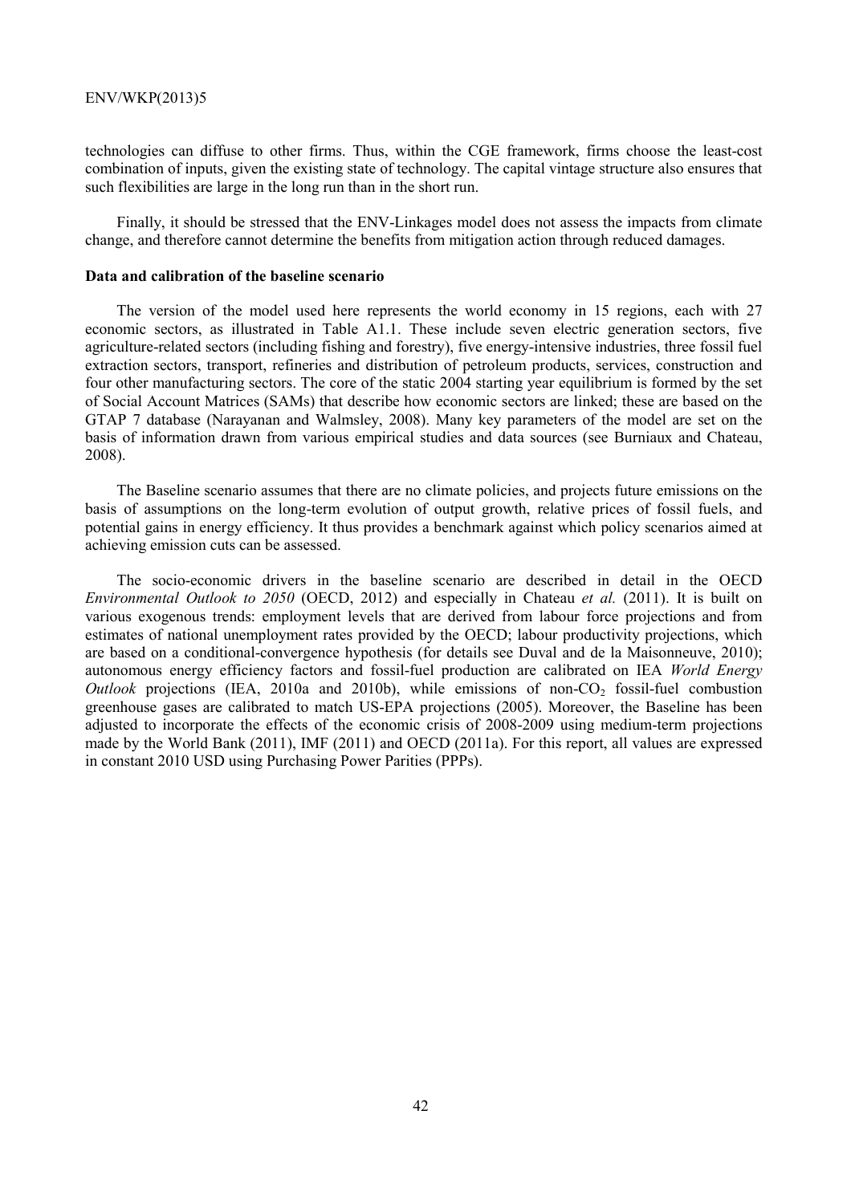technologies can diffuse to other firms. Thus, within the CGE framework, firms choose the least-cost combination of inputs, given the existing state of technology. The capital vintage structure also ensures that such flexibilities are large in the long run than in the short run.

Finally, it should be stressed that the ENV-Linkages model does not assess the impacts from climate change, and therefore cannot determine the benefits from mitigation action through reduced damages.

**Data and calibration of the baseline scenario**

The version of the model used here represents the world economy in 15 regions, each with 27 economic sectors, as illustrated in Table A1.1. These include seven electric generation sectors, five agriculture-related sectors (including fishing and forestry), five energy-intensive industries, three fossil fuel extraction sectors, transport, refineries and distribution of petroleum products, services, construction and four other manufacturing sectors. The core of the static 2004 starting year equilibrium is formed by the set of Social Account Matrices (SAMs) that describe how economic sectors are linked; these are based on the GTAP 7 database (Narayanan and Walmsley, 2008). Many key parameters of the model are set on the basis of information drawn from various empirical studies and data sources (see Burniaux and Chateau, 2008).

The Baseline scenario assumes that there are no climate policies, and projects future emissions on the basis of assumptions on the long-term evolution of output growth, relative prices of fossil fuels, and potential gains in energy efficiency. It thus provides a benchmark against which policy scenarios aimed at achieving emission cuts can be assessed.

The socio-economic drivers in the baseline scenario are described in detail in the OECD *Environmental Outlook to 2050* (OECD, 2012) and especially in Chateau *et al.* (2011). It is built on various exogenous trends: employment levels that are derived from labour force projections and from estimates of national unemployment rates provided by the OECD; labour productivity projections, which are based on a conditional-convergence hypothesis (for details see Duval and de la Maisonneuve, 2010); autonomous energy efficiency factors and fossil-fuel production are calibrated on IEA *World Energy Outlook* projections (IEA, 2010a and 2010b), while emissions of non-$CO_2$ fossil-fuel combustion greenhouse gases are calibrated to match US-EPA projections (2005). Moreover, the Baseline has been adjusted to incorporate the effects of the economic crisis of 2008-2009 using medium-term projections made by the World Bank (2011), IMF (2011) and OECD (2011a). For this report, all values are expressed in constant 2010 USD using Purchasing Power Parities (PPPs).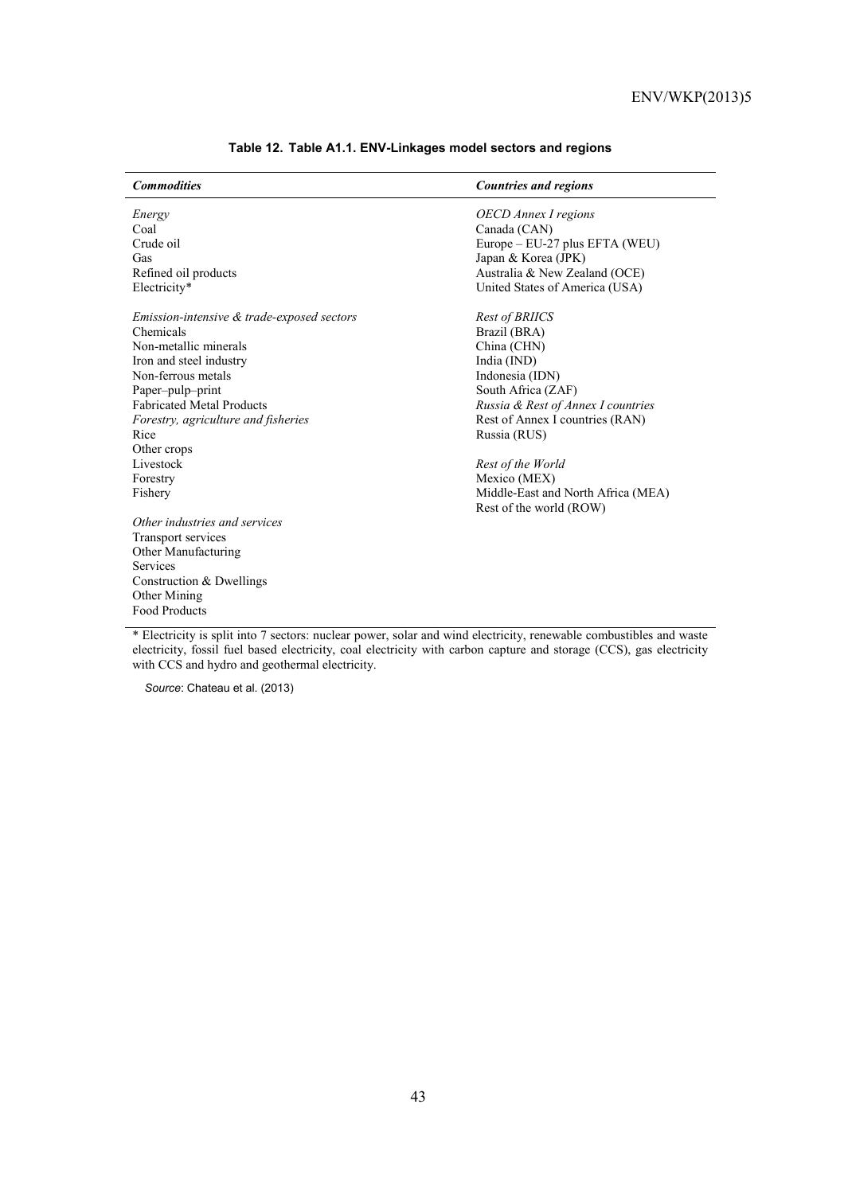**Table 12. Table A1.1. ENV-Linkages model sectors and regions**

| *Commodities* | *Countries and regions* |
|---|---|
| *Energy* | *OECD Annex I regions* |
| Coal | Canada (CAN) |
| Crude oil | Europe – EU-27 plus EFTA (WEU) |
| Gas | Japan & Korea (JPK) |
| Refined oil products | Australia & New Zealand (OCE) |
| Electricity* | United States of America (USA) |
| | |
| *Emission-intensive & trade-exposed sectors* | *Rest of BRIICS* |
| Chemicals | Brazil (BRA) |
| Non-metallic minerals | China (CHN) |
| Iron and steel industry | India (IND) |
| Non-ferrous metals | Indonesia (IDN) |
| Paper–pulp–print | South Africa (ZAF) |
| Fabricated Metal Products | *Russia & Rest of Annex I countries* |
| *Forestry, agriculture and fisheries* | Rest of Annex I countries (RAN) |
| Rice | Russia (RUS) |
| Other crops | |
| Livestock | *Rest of the World* |
| Forestry | Mexico (MEX) |
| Fishery | Middle-East and North Africa (MEA) |
| | Rest of the world (ROW) |
| *Other industries and services* | |
| Transport services | |
| Other Manufacturing | |
| Services | |
| Construction & Dwellings | |
| Other Mining | |
| Food Products | |

* Electricity is split into 7 sectors: nuclear power, solar and wind electricity, renewable combustibles and waste electricity, fossil fuel based electricity, coal electricity with carbon capture and storage (CCS), gas electricity with CCS and hydro and geothermal electricity.

*Source*: Chateau et al. (2013)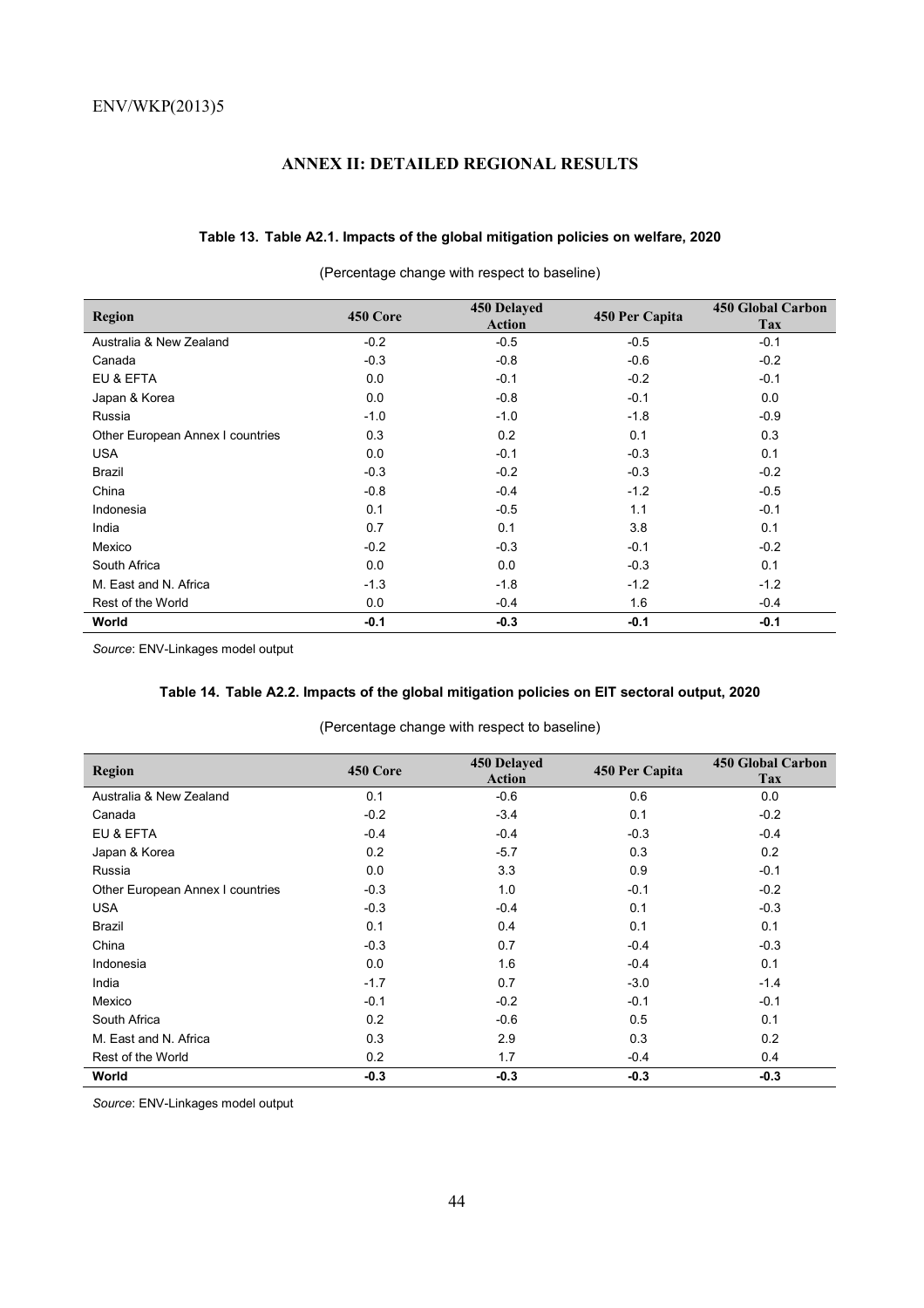## ANNEX II: DETAILED REGIONAL RESULTS

**Table 13. Table A2.1. Impacts of the global mitigation policies on welfare, 2020**

(Percentage change with respect to baseline)

| Region | 450 Core | 450 Delayed Action | 450 Per Capita | 450 Global Carbon Tax |
|---|---|---|---|---|
| Australia & New Zealand | -0.2 | -0.5 | -0.5 | -0.1 |
| Canada | -0.3 | -0.8 | -0.6 | -0.2 |
| EU & EFTA | 0.0 | -0.1 | -0.2 | -0.1 |
| Japan & Korea | 0.0 | -0.8 | -0.1 | 0.0 |
| Russia | -1.0 | -1.0 | -1.8 | -0.9 |
| Other European Annex I countries | 0.3 | 0.2 | 0.1 | 0.3 |
| USA | 0.0 | -0.1 | -0.3 | 0.1 |
| Brazil | -0.3 | -0.2 | -0.3 | -0.2 |
| China | -0.8 | -0.4 | -1.2 | -0.5 |
| Indonesia | 0.1 | -0.5 | 1.1 | -0.1 |
| India | 0.7 | 0.1 | 3.8 | 0.1 |
| Mexico | -0.2 | -0.3 | -0.1 | -0.2 |
| South Africa | 0.0 | 0.0 | -0.3 | 0.1 |
| M. East and N. Africa | -1.3 | -1.8 | -1.2 | -1.2 |
| Rest of the World | 0.0 | -0.4 | 1.6 | -0.4 |
| **World** | **-0.1** | **-0.3** | **-0.1** | **-0.1** |

*Source*: ENV-Linkages model output

**Table 14. Table A2.2. Impacts of the global mitigation policies on EIT sectoral output, 2020**

(Percentage change with respect to baseline)

| Region | 450 Core | 450 Delayed Action | 450 Per Capita | 450 Global Carbon Tax |
|---|---|---|---|---|
| Australia & New Zealand | 0.1 | -0.6 | 0.6 | 0.0 |
| Canada | -0.2 | -3.4 | 0.1 | -0.2 |
| EU & EFTA | -0.4 | -0.4 | -0.3 | -0.4 |
| Japan & Korea | 0.2 | -5.7 | 0.3 | 0.2 |
| Russia | 0.0 | 3.3 | 0.9 | -0.1 |
| Other European Annex I countries | -0.3 | 1.0 | -0.1 | -0.2 |
| USA | -0.3 | -0.4 | 0.1 | -0.3 |
| Brazil | 0.1 | 0.4 | 0.1 | 0.1 |
| China | -0.3 | 0.7 | -0.4 | -0.3 |
| Indonesia | 0.0 | 1.6 | -0.4 | 0.1 |
| India | -1.7 | 0.7 | -3.0 | -1.4 |
| Mexico | -0.1 | -0.2 | -0.1 | -0.1 |
| South Africa | 0.2 | -0.6 | 0.5 | 0.1 |
| M. East and N. Africa | 0.3 | 2.9 | 0.3 | 0.2 |
| Rest of the World | 0.2 | 1.7 | -0.4 | 0.4 |
| **World** | **-0.3** | **-0.3** | **-0.3** | **-0.3** |

*Source*: ENV-Linkages model output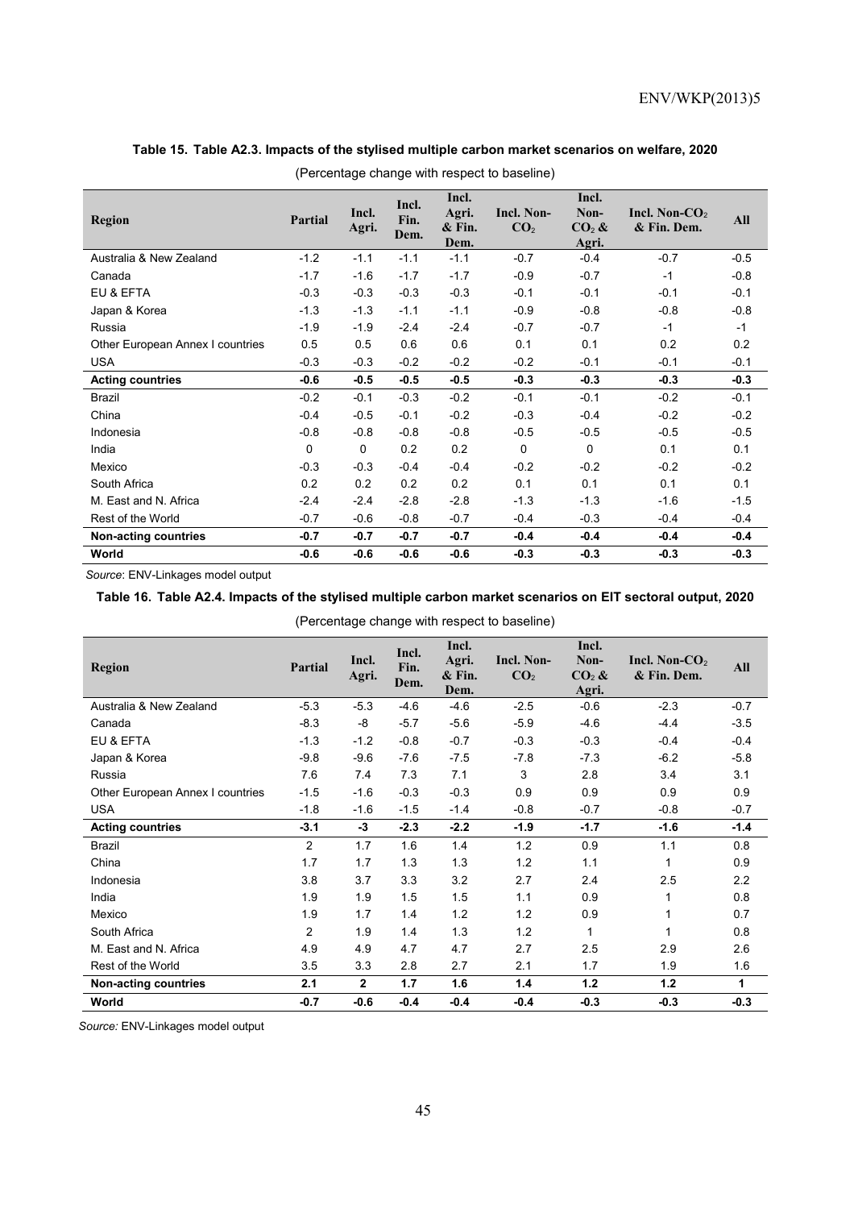**Table 15. Table A2.3. Impacts of the stylised multiple carbon market scenarios on welfare, 2020**

(Percentage change with respect to baseline)

| Region | Partial | Incl. Agri. | Incl. Fin. Dem. | Incl. Agri. & Fin. Dem. | Incl. Non-$CO_2$ | Incl. Non-$CO_2$ & Agri. | Incl. Non-$CO_2$ & Fin. Dem. | All |
|---|---|---|---|---|---|---|---|---|
| Australia & New Zealand | -1.2 | -1.1 | -1.1 | -1.1 | -0.7 | -0.4 | -0.7 | -0.5 |
| Canada | -1.7 | -1.6 | -1.7 | -1.7 | -0.9 | -0.7 | -1 | -0.8 |
| EU & EFTA | -0.3 | -0.3 | -0.3 | -0.3 | -0.1 | -0.1 | -0.1 | -0.1 |
| Japan & Korea | -1.3 | -1.3 | -1.1 | -1.1 | -0.9 | -0.8 | -0.8 | -0.8 |
| Russia | -1.9 | -1.9 | -2.4 | -2.4 | -0.7 | -0.7 | -1 | -1 |
| Other European Annex I countries | 0.5 | 0.5 | 0.6 | 0.6 | 0.1 | 0.1 | 0.2 | 0.2 |
| USA | -0.3 | -0.3 | -0.2 | -0.2 | -0.2 | -0.1 | -0.1 | -0.1 |
| **Acting countries** | **-0.6** | **-0.5** | **-0.5** | **-0.5** | **-0.3** | **-0.3** | **-0.3** | **-0.3** |
| Brazil | -0.2 | -0.1 | -0.3 | -0.2 | -0.1 | -0.1 | -0.2 | -0.1 |
| China | -0.4 | -0.5 | -0.1 | -0.2 | -0.3 | -0.4 | -0.2 | -0.2 |
| Indonesia | -0.8 | -0.8 | -0.8 | -0.8 | -0.5 | -0.5 | -0.5 | -0.5 |
| India | 0 | 0 | 0.2 | 0.2 | 0 | 0 | 0.1 | 0.1 |
| Mexico | -0.3 | -0.3 | -0.4 | -0.4 | -0.2 | -0.2 | -0.2 | -0.2 |
| South Africa | 0.2 | 0.2 | 0.2 | 0.2 | 0.1 | 0.1 | 0.1 | 0.1 |
| M. East and N. Africa | -2.4 | -2.4 | -2.8 | -2.8 | -1.3 | -1.3 | -1.6 | -1.5 |
| Rest of the World | -0.7 | -0.6 | -0.8 | -0.7 | -0.4 | -0.3 | -0.4 | -0.4 |
| **Non-acting countries** | **-0.7** | **-0.7** | **-0.7** | **-0.7** | **-0.4** | **-0.4** | **-0.4** | **-0.4** |
| **World** | **-0.6** | **-0.6** | **-0.6** | **-0.6** | **-0.3** | **-0.3** | **-0.3** | **-0.3** |

*Source*: ENV-Linkages model output

**Table 16. Table A2.4. Impacts of the stylised multiple carbon market scenarios on EIT sectoral output, 2020**

(Percentage change with respect to baseline)

| Region | Partial | Incl. Agri. | Incl. Fin. Dem. | Incl. Agri. & Fin. Dem. | Incl. Non-$CO_2$ | Incl. Non-$CO_2$ & Agri. | Incl. Non-$CO_2$ & Fin. Dem. | All |
|---|---|---|---|---|---|---|---|---|
| Australia & New Zealand | -5.3 | -5.3 | -4.6 | -4.6 | -2.5 | -0.6 | -2.3 | -0.7 |
| Canada | -8.3 | -8 | -5.7 | -5.6 | -5.9 | -4.6 | -4.4 | -3.5 |
| EU & EFTA | -1.3 | -1.2 | -0.8 | -0.7 | -0.3 | -0.3 | -0.4 | -0.4 |
| Japan & Korea | -9.8 | -9.6 | -7.6 | -7.5 | -7.8 | -7.3 | -6.2 | -5.8 |
| Russia | 7.6 | 7.4 | 7.3 | 7.1 | 3 | 2.8 | 3.4 | 3.1 |
| Other European Annex I countries | -1.5 | -1.6 | -0.3 | -0.3 | 0.9 | 0.9 | 0.9 | 0.9 |
| USA | -1.8 | -1.6 | -1.5 | -1.4 | -0.8 | -0.7 | -0.8 | -0.7 |
| **Acting countries** | **-3.1** | **-3** | **-2.3** | **-2.2** | **-1.9** | **-1.7** | **-1.6** | **-1.4** |
| Brazil | 2 | 1.7 | 1.6 | 1.4 | 1.2 | 0.9 | 1.1 | 0.8 |
| China | 1.7 | 1.7 | 1.3 | 1.3 | 1.2 | 1.1 | 1 | 0.9 |
| Indonesia | 3.8 | 3.7 | 3.3 | 3.2 | 2.7 | 2.4 | 2.5 | 2.2 |
| India | 1.9 | 1.9 | 1.5 | 1.5 | 1.1 | 0.9 | 1 | 0.8 |
| Mexico | 1.9 | 1.7 | 1.4 | 1.2 | 1.2 | 0.9 | 1 | 0.7 |
| South Africa | 2 | 1.9 | 1.4 | 1.3 | 1.2 | 1 | 1 | 0.8 |
| M. East and N. Africa | 4.9 | 4.9 | 4.7 | 4.7 | 2.7 | 2.5 | 2.9 | 2.6 |
| Rest of the World | 3.5 | 3.3 | 2.8 | 2.7 | 2.1 | 1.7 | 1.9 | 1.6 |
| **Non-acting countries** | **2.1** | **2** | **1.7** | **1.6** | **1.4** | **1.2** | **1.2** | **1** |
| **World** | **-0.7** | **-0.6** | **-0.4** | **-0.4** | **-0.4** | **-0.3** | **-0.3** | **-0.3** |

*Source:* ENV-Linkages model output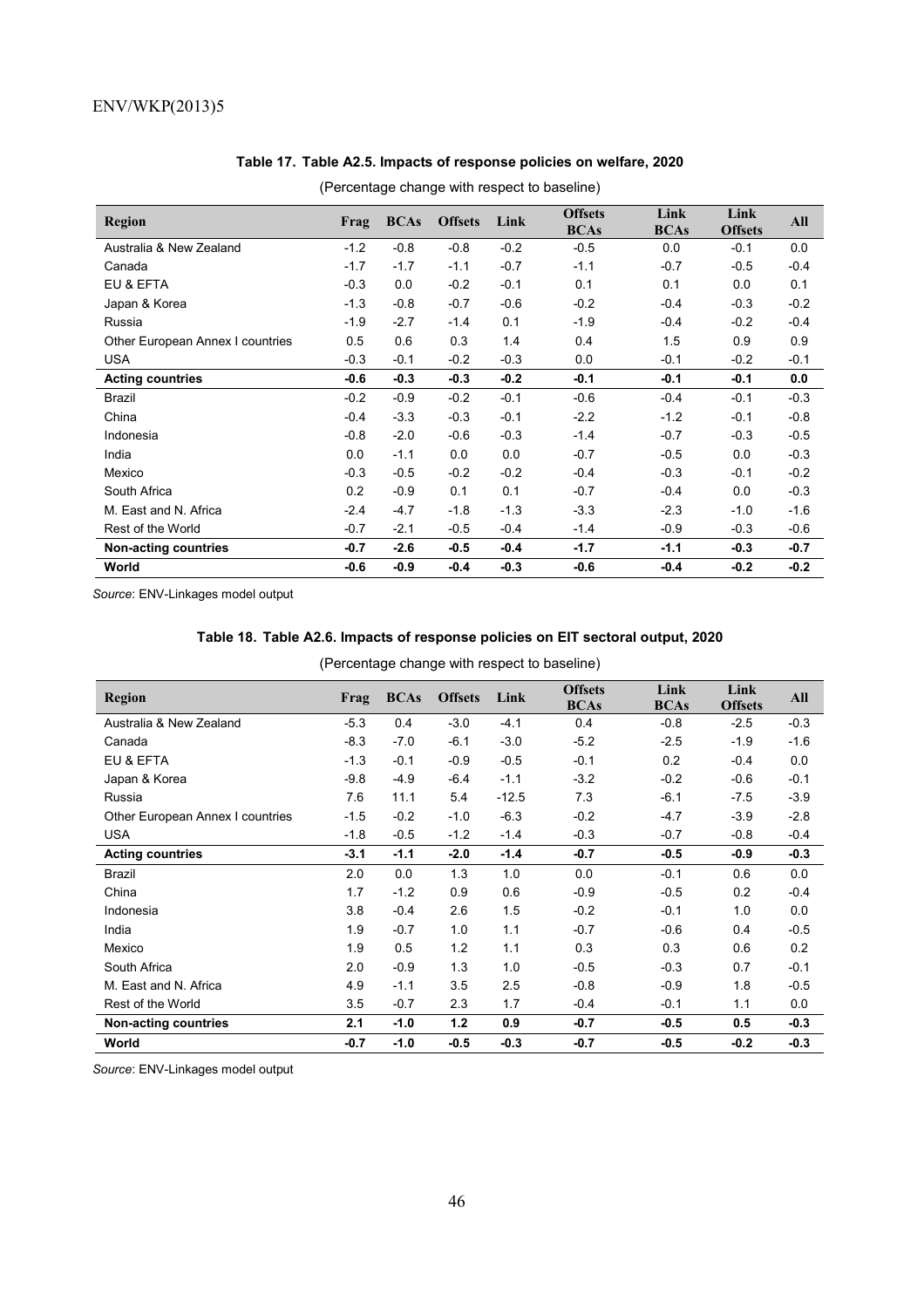**Table 17. Table A2.5. Impacts of response policies on welfare, 2020**

(Percentage change with respect to baseline)

| Region | Frag | BCAs | Offsets | Link | Offsets BCAs | Link BCAs | Link Offsets | All |
|---|---|---|---|---|---|---|---|---|
| Australia & New Zealand | -1.2 | -0.8 | -0.8 | -0.2 | -0.5 | 0.0 | -0.1 | 0.0 |
| Canada | -1.7 | -1.7 | -1.1 | -0.7 | -1.1 | -0.7 | -0.5 | -0.4 |
| EU & EFTA | -0.3 | 0.0 | -0.2 | -0.1 | 0.1 | 0.1 | 0.0 | 0.1 |
| Japan & Korea | -1.3 | -0.8 | -0.7 | -0.6 | -0.2 | -0.4 | -0.3 | -0.2 |
| Russia | -1.9 | -2.7 | -1.4 | 0.1 | -1.9 | -0.4 | -0.2 | -0.4 |
| Other European Annex I countries | 0.5 | 0.6 | 0.3 | 1.4 | 0.4 | 1.5 | 0.9 | 0.9 |
| USA | -0.3 | -0.1 | -0.2 | -0.3 | 0.0 | -0.1 | -0.2 | -0.1 |
| **Acting countries** | **-0.6** | **-0.3** | **-0.3** | **-0.2** | **-0.1** | **-0.1** | **-0.1** | **0.0** |
| Brazil | -0.2 | -0.9 | -0.2 | -0.1 | -0.6 | -0.4 | -0.1 | -0.3 |
| China | -0.4 | -3.3 | -0.3 | -0.1 | -2.2 | -1.2 | -0.1 | -0.8 |
| Indonesia | -0.8 | -2.0 | -0.6 | -0.3 | -1.4 | -0.7 | -0.3 | -0.5 |
| India | 0.0 | -1.1 | 0.0 | 0.0 | -0.7 | -0.5 | 0.0 | -0.3 |
| Mexico | -0.3 | -0.5 | -0.2 | -0.2 | -0.4 | -0.3 | -0.1 | -0.2 |
| South Africa | 0.2 | -0.9 | 0.1 | 0.1 | -0.7 | -0.4 | 0.0 | -0.3 |
| M. East and N. Africa | -2.4 | -4.7 | -1.8 | -1.3 | -3.3 | -2.3 | -1.0 | -1.6 |
| Rest of the World | -0.7 | -2.1 | -0.5 | -0.4 | -1.4 | -0.9 | -0.3 | -0.6 |
| **Non-acting countries** | **-0.7** | **-2.6** | **-0.5** | **-0.4** | **-1.7** | **-1.1** | **-0.3** | **-0.7** |
| **World** | **-0.6** | **-0.9** | **-0.4** | **-0.3** | **-0.6** | **-0.4** | **-0.2** | **-0.2** |

*Source*: ENV-Linkages model output

**Table 18. Table A2.6. Impacts of response policies on EIT sectoral output, 2020**

(Percentage change with respect to baseline)

| Region | Frag | BCAs | Offsets | Link | Offsets BCAs | Link BCAs | Link Offsets | All |
|---|---|---|---|---|---|---|---|---|
| Australia & New Zealand | -5.3 | 0.4 | -3.0 | -4.1 | 0.4 | -0.8 | -2.5 | -0.3 |
| Canada | -8.3 | -7.0 | -6.1 | -3.0 | -5.2 | -2.5 | -1.9 | -1.6 |
| EU & EFTA | -1.3 | -0.1 | -0.9 | -0.5 | -0.1 | 0.2 | -0.4 | 0.0 |
| Japan & Korea | -9.8 | -4.9 | -6.4 | -1.1 | -3.2 | -0.2 | -0.6 | -0.1 |
| Russia | 7.6 | 11.1 | 5.4 | -12.5 | 7.3 | -6.1 | -7.5 | -3.9 |
| Other European Annex I countries | -1.5 | -0.2 | -1.0 | -6.3 | -0.2 | -4.7 | -3.9 | -2.8 |
| USA | -1.8 | -0.5 | -1.2 | -1.4 | -0.3 | -0.7 | -0.8 | -0.4 |
| **Acting countries** | **-3.1** | **-1.1** | **-2.0** | **-1.4** | **-0.7** | **-0.5** | **-0.9** | **-0.3** |
| Brazil | 2.0 | 0.0 | 1.3 | 1.0 | 0.0 | -0.1 | 0.6 | 0.0 |
| China | 1.7 | -1.2 | 0.9 | 0.6 | -0.9 | -0.5 | 0.2 | -0.4 |
| Indonesia | 3.8 | -0.4 | 2.6 | 1.5 | -0.2 | -0.1 | 1.0 | 0.0 |
| India | 1.9 | -0.7 | 1.0 | 1.1 | -0.7 | -0.6 | 0.4 | -0.5 |
| Mexico | 1.9 | 0.5 | 1.2 | 1.1 | 0.3 | 0.3 | 0.6 | 0.2 |
| South Africa | 2.0 | -0.9 | 1.3 | 1.0 | -0.5 | -0.3 | 0.7 | -0.1 |
| M. East and N. Africa | 4.9 | -1.1 | 3.5 | 2.5 | -0.8 | -0.9 | 1.8 | -0.5 |
| Rest of the World | 3.5 | -0.7 | 2.3 | 1.7 | -0.4 | -0.1 | 1.1 | 0.0 |
| **Non-acting countries** | **2.1** | **-1.0** | **1.2** | **0.9** | **-0.7** | **-0.5** | **0.5** | **-0.3** |
| **World** | **-0.7** | **-1.0** | **-0.5** | **-0.3** | **-0.7** | **-0.5** | **-0.2** | **-0.3** |

*Source*: ENV-Linkages model output